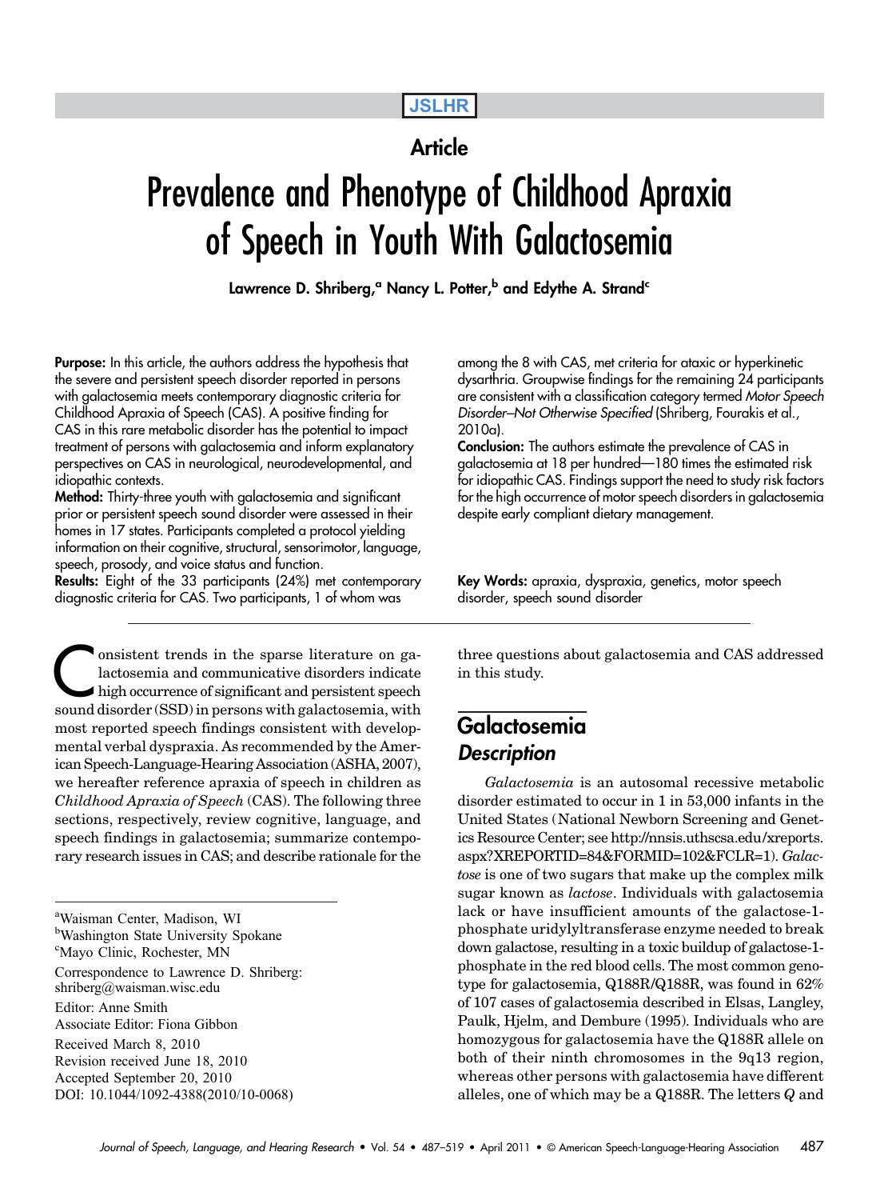# Article

# Prevalence and Phenotype of Childhood Apraxia of Speech in Youth With Galactosemia

**Lawrence D. Shriberg,[a] Nancy L. Potter,[b] and Edythe A. Strand[c]**

**Purpose:** In this article, the authors address the hypothesis that the severe and persistent speech disorder reported in persons with galactosemia meets contemporary diagnostic criteria for Childhood Apraxia of Speech (CAS). A positive finding for CAS in this rare metabolic disorder has the potential to impact treatment of persons with galactosemia and inform explanatory perspectives on CAS in neurological, neurodevelopmental, and idiopathic contexts.

**Method:** Thirty-three youth with galactosemia and significant prior or persistent speech sound disorder were assessed in their homes in 17 states. Participants completed a protocol yielding information on their cognitive, structural, sensorimotor, language, speech, prosody, and voice status and function.

**Results:** Eight of the 33 participants (24%) met contemporary diagnostic criteria for CAS. Two participants, 1 of whom was among the 8 with CAS, met criteria for ataxic or hyperkinetic dysarthria. Groupwise findings for the remaining 24 participants are consistent with a classification category termed *Motor Speech Disorder–Not Otherwise Specified* (Shriberg, Fourakis et al., 2010a).

**Conclusion:** The authors estimate the prevalence of CAS in galactosemia at 18 per hundred—180 times the estimated risk for idiopathic CAS. Findings support the need to study risk factors for the high occurrence of motor speech disorders in galactosemia despite early compliant dietary management.

**Key Words:** apraxia, dyspraxia, genetics, motor speech disorder, speech sound disorder

Consistent trends in the sparse literature on galactosemia and communicative disorders indicate high occurrence of significant and persistent speech sound disorder (SSD) in persons with galactosemia, with most reported speech findings consistent with developmental verbal dyspraxia. As recommended by the American Speech-Language-Hearing Association (ASHA, 2007), we hereafter reference apraxia of speech in children as *Childhood Apraxia of Speech* (CAS). The following three sections, respectively, review cognitive, language, and speech findings in galactosemia; summarize contemporary research issues in CAS; and describe rationale for the three questions about galactosemia and CAS addressed in this study.

[a]Waisman Center, Madison, WI
[b]Washington State University Spokane
[c]Mayo Clinic, Rochester, MN

Correspondence to Lawrence D. Shriberg: shriberg@waisman.wisc.edu

Editor: Anne Smith
Associate Editor: Fiona Gibbon

Received March 8, 2010
Revision received June 18, 2010
Accepted September 20, 2010
DOI: 10.1044/1092-4388(2010/10-0068)

## Galactosemia

### *Description*

*Galactosemia* is an autosomal recessive metabolic disorder estimated to occur in 1 in 53,000 infants in the United States (National Newborn Screening and Genetics Resource Center; see http://nnsis.uthscsa.edu/xreports.aspx?XREPORTID=84&FORMID=102&FCLR=1). *Galactose* is one of two sugars that make up the complex milk sugar known as *lactose*. Individuals with galactosemia lack or have insufficient amounts of the galactose-1-phosphate uridylyltransferase enzyme needed to break down galactose, resulting in a toxic buildup of galactose-1-phosphate in the red blood cells. The most common genotype for galactosemia, Q188R/Q188R, was found in 62% of 107 cases of galactosemia described in Elsas, Langley, Paulk, Hjelm, and Dembure (1995). Individuals who are homozygous for galactosemia have the Q188R allele on both of their ninth chromosomes in the 9q13 region, whereas other persons with galactosemia have different alleles, one of which may be a Q188R. The letters *Q* and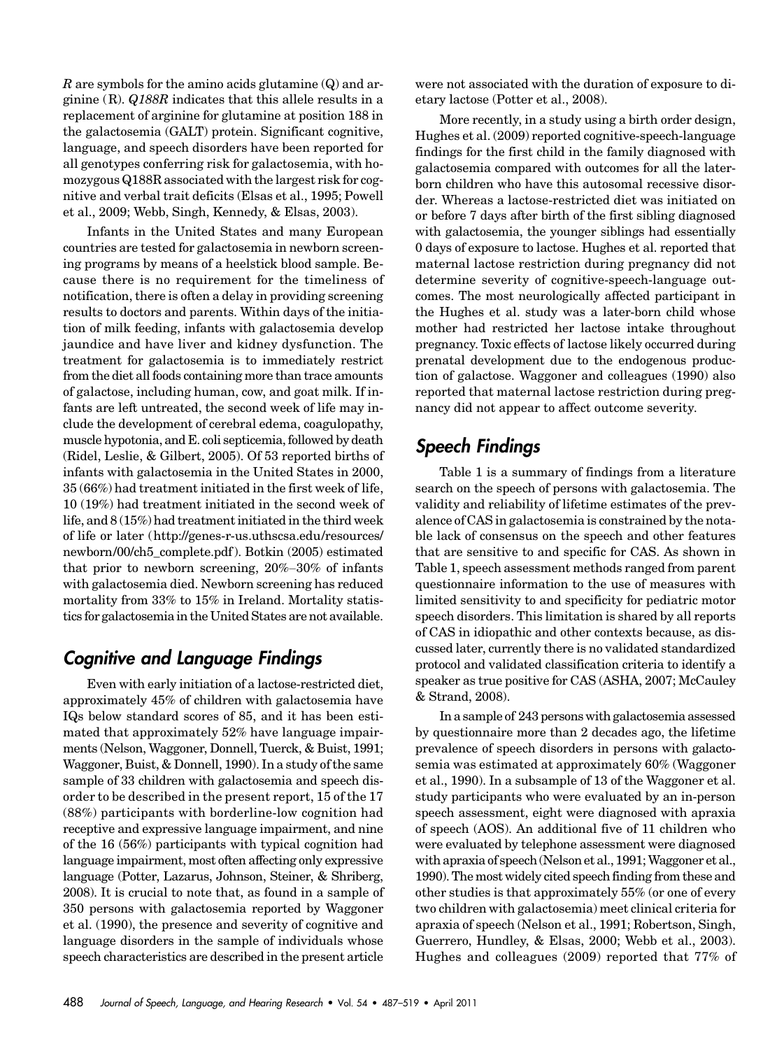*R* are symbols for the amino acids glutamine (Q) and arginine (R). *Q188R* indicates that this allele results in a replacement of arginine for glutamine at position 188 in the galactosemia (GALT) protein. Significant cognitive, language, and speech disorders have been reported for all genotypes conferring risk for galactosemia, with homozygous Q188R associated with the largest risk for cognitive and verbal trait deficits (Elsas et al., 1995; Powell et al., 2009; Webb, Singh, Kennedy, & Elsas, 2003).

Infants in the United States and many European countries are tested for galactosemia in newborn screening programs by means of a heelstick blood sample. Because there is no requirement for the timeliness of notification, there is often a delay in providing screening results to doctors and parents. Within days of the initiation of milk feeding, infants with galactosemia develop jaundice and have liver and kidney dysfunction. The treatment for galactosemia is to immediately restrict from the diet all foods containing more than trace amounts of galactose, including human, cow, and goat milk. If infants are left untreated, the second week of life may include the development of cerebral edema, coagulopathy, muscle hypotonia, and E. coli septicemia, followed by death (Ridel, Leslie, & Gilbert, 2005). Of 53 reported births of infants with galactosemia in the United States in 2000, 35 (66%) had treatment initiated in the first week of life, 10 (19%) had treatment initiated in the second week of life, and 8 (15%) had treatment initiated in the third week of life or later (http://genes-r-us.uthscsa.edu/resources/newborn/00/ch5_complete.pdf). Botkin (2005) estimated that prior to newborn screening, 20%–30% of infants with galactosemia died. Newborn screening has reduced mortality from 33% to 15% in Ireland. Mortality statistics for galactosemia in the United States are not available.

## Cognitive and Language Findings

Even with early initiation of a lactose-restricted diet, approximately 45% of children with galactosemia have IQs below standard scores of 85, and it has been estimated that approximately 52% have language impairments (Nelson, Waggoner, Donnell, Tuerck, & Buist, 1991; Waggoner, Buist, & Donnell, 1990). In a study of the same sample of 33 children with galactosemia and speech disorder to be described in the present report, 15 of the 17 (88%) participants with borderline-low cognition had receptive and expressive language impairment, and nine of the 16 (56%) participants with typical cognition had language impairment, most often affecting only expressive language (Potter, Lazarus, Johnson, Steiner, & Shriberg, 2008). It is crucial to note that, as found in a sample of 350 persons with galactosemia reported by Waggoner et al. (1990), the presence and severity of cognitive and language disorders in the sample of individuals whose speech characteristics are described in the present article were not associated with the duration of exposure to dietary lactose (Potter et al., 2008).

More recently, in a study using a birth order design, Hughes et al. (2009) reported cognitive-speech-language findings for the first child in the family diagnosed with galactosemia compared with outcomes for all the later-born children who have this autosomal recessive disorder. Whereas a lactose-restricted diet was initiated on or before 7 days after birth of the first sibling diagnosed with galactosemia, the younger siblings had essentially 0 days of exposure to lactose. Hughes et al. reported that maternal lactose restriction during pregnancy did not determine severity of cognitive-speech-language outcomes. The most neurologically affected participant in the Hughes et al. study was a later-born child whose mother had restricted her lactose intake throughout pregnancy. Toxic effects of lactose likely occurred during prenatal development due to the endogenous production of galactose. Waggoner and colleagues (1990) also reported that maternal lactose restriction during pregnancy did not appear to affect outcome severity.

## Speech Findings

Table 1 is a summary of findings from a literature search on the speech of persons with galactosemia. The validity and reliability of lifetime estimates of the prevalence of CAS in galactosemia is constrained by the notable lack of consensus on the speech and other features that are sensitive to and specific for CAS. As shown in Table 1, speech assessment methods ranged from parent questionnaire information to the use of measures with limited sensitivity to and specificity for pediatric motor speech disorders. This limitation is shared by all reports of CAS in idiopathic and other contexts because, as discussed later, currently there is no validated standardized protocol and validated classification criteria to identify a speaker as true positive for CAS (ASHA, 2007; McCauley & Strand, 2008).

In a sample of 243 persons with galactosemia assessed by questionnaire more than 2 decades ago, the lifetime prevalence of speech disorders in persons with galactosemia was estimated at approximately 60% (Waggoner et al., 1990). In a subsample of 13 of the Waggoner et al. study participants who were evaluated by an in-person speech assessment, eight were diagnosed with apraxia of speech (AOS). An additional five of 11 children who were evaluated by telephone assessment were diagnosed with apraxia of speech (Nelson et al., 1991; Waggoner et al., 1990). The most widely cited speech finding from these and other studies is that approximately 55% (or one of every two children with galactosemia) meet clinical criteria for apraxia of speech (Nelson et al., 1991; Robertson, Singh, Guerrero, Hundley, & Elsas, 2000; Webb et al., 2003). Hughes and colleagues (2009) reported that 77% of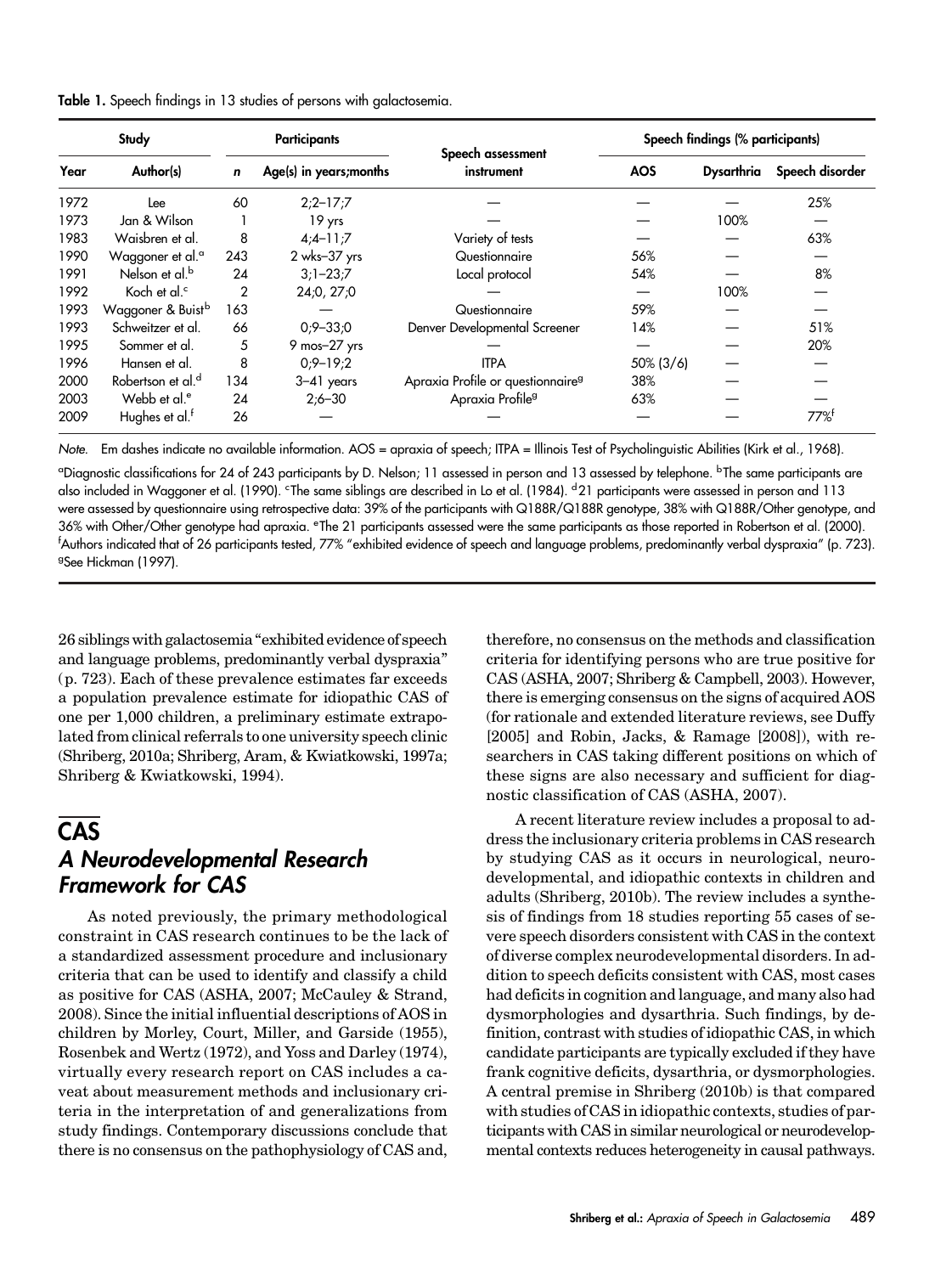**Table 1.** Speech findings in 13 studies of persons with galactosemia.

| Study | | Participants | | Speech assessment instrument | Speech findings (% participants) | | |
|---|---|---|---|---|---|---|---|
| Year | Author(s) | n | Age(s) in years;months | | AOS | Dysarthria | Speech disorder |
| 1972 | Lee | 60 | 2;2–17;7 | — | — | — | 25% |
| 1973 | Jan & Wilson | 1 | 19 yrs | — | — | 100% | — |
| 1983 | Waisbren et al. | 8 | 4;4–11;7 | Variety of tests | — | — | 63% |
| 1990 | Waggoner et al.[a] | 243 | 2 wks–37 yrs | Questionnaire | 56% | — | — |
| 1991 | Nelson et al.[b] | 24 | 3;1–23;7 | Local protocol | 54% | — | 8% |
| 1992 | Koch et al.[c] | 2 | 24;0, 27;0 | — | — | 100% | — |
| 1993 | Waggoner & Buist[b] | 163 | — | Questionnaire | 59% | — | — |
| 1993 | Schweitzer et al. | 66 | 0;9–33;0 | Denver Developmental Screener | 14% | — | 51% |
| 1995 | Sommer et al. | 5 | 9 mos–27 yrs | — | — | — | 20% |
| 1996 | Hansen et al. | 8 | 0;9–19;2 | ITPA | 50% (3/6) | — | — |
| 2000 | Robertson et al.[d] | 134 | 3–41 years | Apraxia Profile or questionnaire[g] | 38% | — | — |
| 2003 | Webb et al.[e] | 24 | 2;6–30 | Apraxia Profile[g] | 63% | — | — |
| 2009 | Hughes et al.[f] | 26 | — | — | — | — | 77%[f] |

*Note.* Em dashes indicate no available information. AOS = apraxia of speech; ITPA = Illinois Test of Psycholinguistic Abilities (Kirk et al., 1968).

[a]Diagnostic classifications for 24 of 243 participants by D. Nelson; 11 assessed in person and 13 assessed by telephone. [b]The same participants are also included in Waggoner et al. (1990). [c]The same siblings are described in Lo et al. (1984). [d]21 participants were assessed in person and 113 were assessed by questionnaire using retrospective data: 39% of the participants with Q188R/Q188R genotype, 38% with Q188R/Other genotype, and 36% with Other/Other genotype had apraxia. [e]The 21 participants assessed were the same participants as those reported in Robertson et al. (2000). [f]Authors indicated that of 26 participants tested, 77% "exhibited evidence of speech and language problems, predominantly verbal dyspraxia" (p. 723). [g]See Hickman (1997).

26 siblings with galactosemia "exhibited evidence of speech and language problems, predominantly verbal dyspraxia" (p. 723). Each of these prevalence estimates far exceeds a population prevalence estimate for idiopathic CAS of one per 1,000 children, a preliminary estimate extrapolated from clinical referrals to one university speech clinic (Shriberg, 2010a; Shriberg, Aram, & Kwiatkowski, 1997a; Shriberg & Kwiatkowski, 1994).

# CAS

## A Neurodevelopmental Research Framework for CAS

As noted previously, the primary methodological constraint in CAS research continues to be the lack of a standardized assessment procedure and inclusionary criteria that can be used to identify and classify a child as positive for CAS (ASHA, 2007; McCauley & Strand, 2008). Since the initial influential descriptions of AOS in children by Morley, Court, Miller, and Garside (1955), Rosenbek and Wertz (1972), and Yoss and Darley (1974), virtually every research report on CAS includes a caveat about measurement methods and inclusionary criteria in the interpretation of and generalizations from study findings. Contemporary discussions conclude that there is no consensus on the pathophysiology of CAS and, therefore, no consensus on the methods and classification criteria for identifying persons who are true positive for CAS (ASHA, 2007; Shriberg & Campbell, 2003). However, there is emerging consensus on the signs of acquired AOS (for rationale and extended literature reviews, see Duffy [2005] and Robin, Jacks, & Ramage [2008]), with researchers in CAS taking different positions on which of these signs are also necessary and sufficient for diagnostic classification of CAS (ASHA, 2007).

A recent literature review includes a proposal to address the inclusionary criteria problems in CAS research by studying CAS as it occurs in neurological, neurodevelopmental, and idiopathic contexts in children and adults (Shriberg, 2010b). The review includes a synthesis of findings from 18 studies reporting 55 cases of severe speech disorders consistent with CAS in the context of diverse complex neurodevelopmental disorders. In addition to speech deficits consistent with CAS, most cases had deficits in cognition and language, and many also had dysmorphologies and dysarthria. Such findings, by definition, contrast with studies of idiopathic CAS, in which candidate participants are typically excluded if they have frank cognitive deficits, dysarthria, or dysmorphologies. A central premise in Shriberg (2010b) is that compared with studies of CAS in idiopathic contexts, studies of participants with CAS in similar neurological or neurodevelopmental contexts reduces heterogeneity in causal pathways.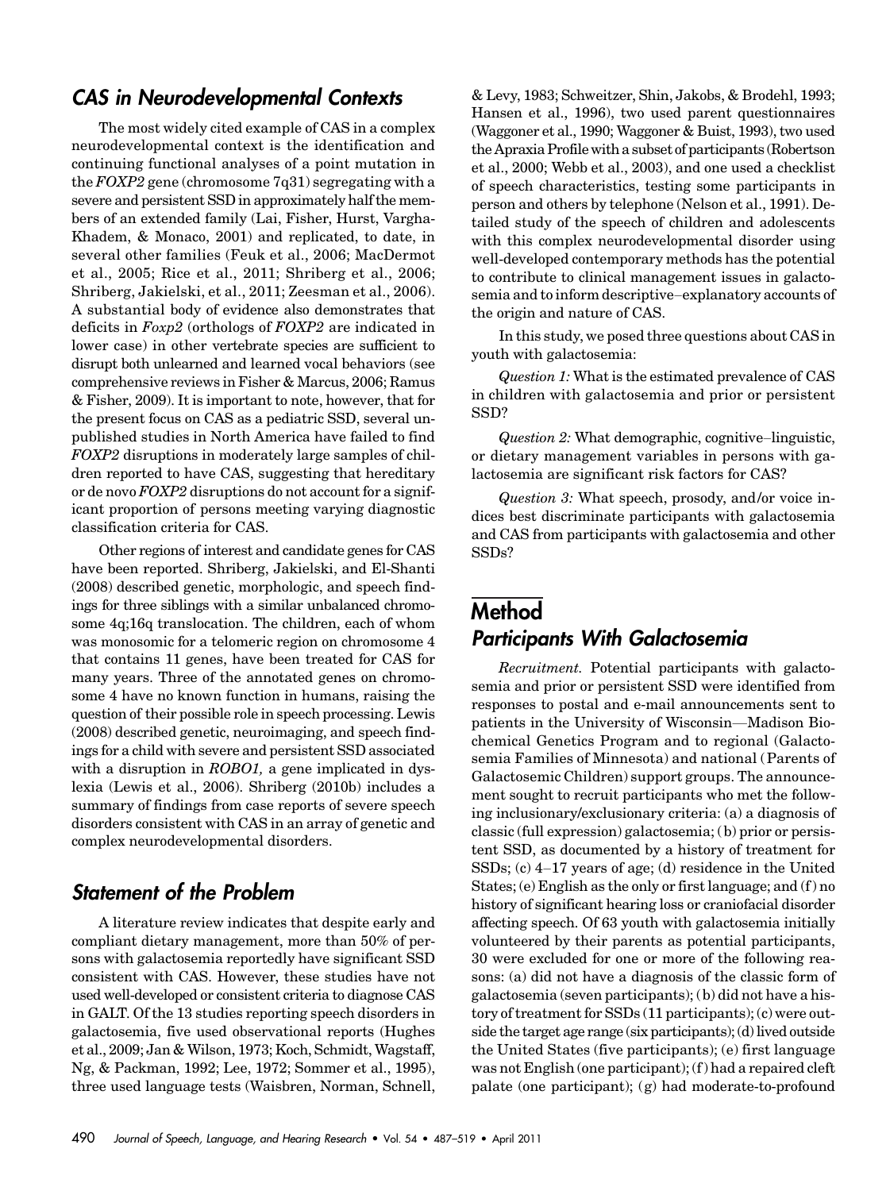## CAS in Neurodevelopmental Contexts

The most widely cited example of CAS in a complex neurodevelopmental context is the identification and continuing functional analyses of a point mutation in the *FOXP2* gene (chromosome 7q31) segregating with a severe and persistent SSD in approximately half the members of an extended family (Lai, Fisher, Hurst, Vargha-Khadem, & Monaco, 2001) and replicated, to date, in several other families (Feuk et al., 2006; MacDermot et al., 2005; Rice et al., 2011; Shriberg et al., 2006; Shriberg, Jakielski, et al., 2011; Zeesman et al., 2006). A substantial body of evidence also demonstrates that deficits in *Foxp2* (orthologs of *FOXP2* are indicated in lower case) in other vertebrate species are sufficient to disrupt both unlearned and learned vocal behaviors (see comprehensive reviews in Fisher & Marcus, 2006; Ramus & Fisher, 2009). It is important to note, however, that for the present focus on CAS as a pediatric SSD, several unpublished studies in North America have failed to find *FOXP2* disruptions in moderately large samples of children reported to have CAS, suggesting that hereditary or de novo *FOXP2* disruptions do not account for a significant proportion of persons meeting varying diagnostic classification criteria for CAS.

Other regions of interest and candidate genes for CAS have been reported. Shriberg, Jakielski, and El-Shanti (2008) described genetic, morphologic, and speech findings for three siblings with a similar unbalanced chromosome 4q;16q translocation. The children, each of whom was monosomic for a telomeric region on chromosome 4 that contains 11 genes, have been treated for CAS for many years. Three of the annotated genes on chromosome 4 have no known function in humans, raising the question of their possible role in speech processing. Lewis (2008) described genetic, neuroimaging, and speech findings for a child with severe and persistent SSD associated with a disruption in *ROBO1,* a gene implicated in dyslexia (Lewis et al., 2006). Shriberg (2010b) includes a summary of findings from case reports of severe speech disorders consistent with CAS in an array of genetic and complex neurodevelopmental disorders.

## Statement of the Problem

A literature review indicates that despite early and compliant dietary management, more than 50% of persons with galactosemia reportedly have significant SSD consistent with CAS. However, these studies have not used well-developed or consistent criteria to diagnose CAS in GALT. Of the 13 studies reporting speech disorders in galactosemia, five used observational reports (Hughes et al., 2009; Jan & Wilson, 1973; Koch, Schmidt, Wagstaff, Ng, & Packman, 1992; Lee, 1972; Sommer et al., 1995), three used language tests (Waisbren, Norman, Schnell, & Levy, 1983; Schweitzer, Shin, Jakobs, & Brodehl, 1993; Hansen et al., 1996), two used parent questionnaires (Waggoner et al., 1990; Waggoner & Buist, 1993), two used the Apraxia Profile with a subset of participants (Robertson et al., 2000; Webb et al., 2003), and one used a checklist of speech characteristics, testing some participants in person and others by telephone (Nelson et al., 1991). Detailed study of the speech of children and adolescents with this complex neurodevelopmental disorder using well-developed contemporary methods has the potential to contribute to clinical management issues in galactosemia and to inform descriptive–explanatory accounts of the origin and nature of CAS.

In this study, we posed three questions about CAS in youth with galactosemia:

*Question 1:* What is the estimated prevalence of CAS in children with galactosemia and prior or persistent SSD?

*Question 2:* What demographic, cognitive–linguistic, or dietary management variables in persons with galactosemia are significant risk factors for CAS?

*Question 3:* What speech, prosody, and/or voice indices best discriminate participants with galactosemia and CAS from participants with galactosemia and other SSDs?

# Method

## Participants With Galactosemia

*Recruitment.* Potential participants with galactosemia and prior or persistent SSD were identified from responses to postal and e-mail announcements sent to patients in the University of Wisconsin—Madison Biochemical Genetics Program and to regional (Galactosemia Families of Minnesota) and national (Parents of Galactosemic Children) support groups. The announcement sought to recruit participants who met the following inclusionary/exclusionary criteria: (a) a diagnosis of classic (full expression) galactosemia; (b) prior or persistent SSD, as documented by a history of treatment for SSDs; (c) 4–17 years of age; (d) residence in the United States; (e) English as the only or first language; and (f) no history of significant hearing loss or craniofacial disorder affecting speech. Of 63 youth with galactosemia initially volunteered by their parents as potential participants, 30 were excluded for one or more of the following reasons: (a) did not have a diagnosis of the classic form of galactosemia (seven participants); (b) did not have a history of treatment for SSDs (11 participants); (c) were outside the target age range (six participants); (d) lived outside the United States (five participants); (e) first language was not English (one participant); (f) had a repaired cleft palate (one participant); (g) had moderate-to-profound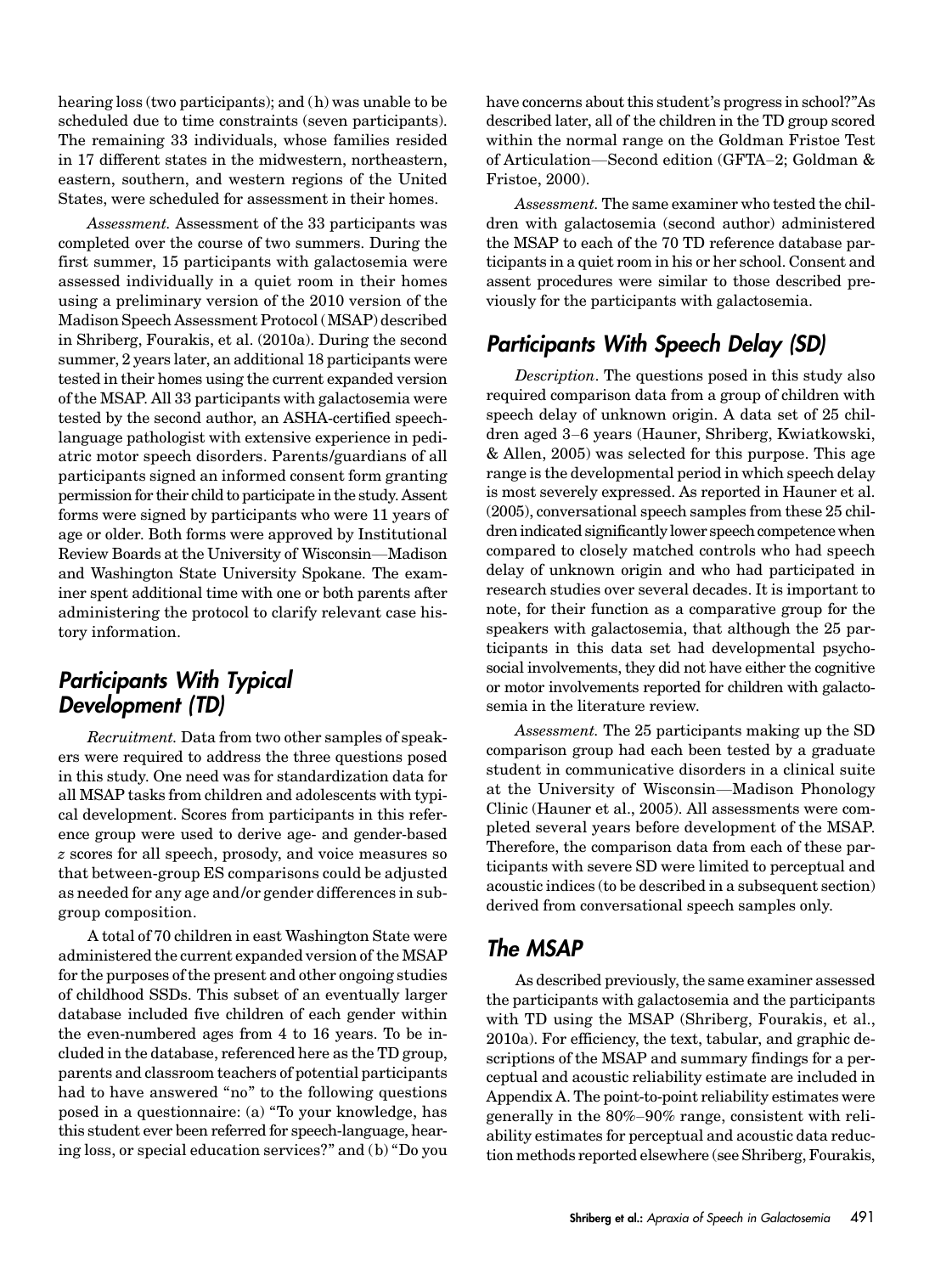hearing loss (two participants); and (h) was unable to be scheduled due to time constraints (seven participants). The remaining 33 individuals, whose families resided in 17 different states in the midwestern, northeastern, eastern, southern, and western regions of the United States, were scheduled for assessment in their homes.

*Assessment.* Assessment of the 33 participants was completed over the course of two summers. During the first summer, 15 participants with galactosemia were assessed individually in a quiet room in their homes using a preliminary version of the 2010 version of the Madison Speech Assessment Protocol (MSAP) described in Shriberg, Fourakis, et al. (2010a). During the second summer, 2 years later, an additional 18 participants were tested in their homes using the current expanded version of the MSAP. All 33 participants with galactosemia were tested by the second author, an ASHA-certified speech-language pathologist with extensive experience in pediatric motor speech disorders. Parents/guardians of all participants signed an informed consent form granting permission for their child to participate in the study. Assent forms were signed by participants who were 11 years of age or older. Both forms were approved by Institutional Review Boards at the University of Wisconsin—Madison and Washington State University Spokane. The examiner spent additional time with one or both parents after administering the protocol to clarify relevant case history information.

## Participants With Typical Development (TD)

*Recruitment.* Data from two other samples of speakers were required to address the three questions posed in this study. One need was for standardization data for all MSAP tasks from children and adolescents with typical development. Scores from participants in this reference group were used to derive age- and gender-based *z* scores for all speech, prosody, and voice measures so that between-group ES comparisons could be adjusted as needed for any age and/or gender differences in subgroup composition.

A total of 70 children in east Washington State were administered the current expanded version of the MSAP for the purposes of the present and other ongoing studies of childhood SSDs. This subset of an eventually larger database included five children of each gender within the even-numbered ages from 4 to 16 years. To be included in the database, referenced here as the TD group, parents and classroom teachers of potential participants had to have answered "no" to the following questions posed in a questionnaire: (a) "To your knowledge, has this student ever been referred for speech-language, hearing loss, or special education services?" and (b) "Do you have concerns about this student's progress in school?" As described later, all of the children in the TD group scored within the normal range on the Goldman Fristoe Test of Articulation—Second edition (GFTA–2; Goldman & Fristoe, 2000).

*Assessment.* The same examiner who tested the children with galactosemia (second author) administered the MSAP to each of the 70 TD reference database participants in a quiet room in his or her school. Consent and assent procedures were similar to those described previously for the participants with galactosemia.

## Participants With Speech Delay (SD)

*Description.* The questions posed in this study also required comparison data from a group of children with speech delay of unknown origin. A data set of 25 children aged 3–6 years (Hauner, Shriberg, Kwiatkowski, & Allen, 2005) was selected for this purpose. This age range is the developmental period in which speech delay is most severely expressed. As reported in Hauner et al. (2005), conversational speech samples from these 25 children indicated significantly lower speech competence when compared to closely matched controls who had speech delay of unknown origin and who had participated in research studies over several decades. It is important to note, for their function as a comparative group for the speakers with galactosemia, that although the 25 participants in this data set had developmental psychosocial involvements, they did not have either the cognitive or motor involvements reported for children with galactosemia in the literature review.

*Assessment.* The 25 participants making up the SD comparison group had each been tested by a graduate student in communicative disorders in a clinical suite at the University of Wisconsin—Madison Phonology Clinic (Hauner et al., 2005). All assessments were completed several years before development of the MSAP. Therefore, the comparison data from each of these participants with severe SD were limited to perceptual and acoustic indices (to be described in a subsequent section) derived from conversational speech samples only.

## The MSAP

As described previously, the same examiner assessed the participants with galactosemia and the participants with TD using the MSAP (Shriberg, Fourakis, et al., 2010a). For efficiency, the text, tabular, and graphic descriptions of the MSAP and summary findings for a perceptual and acoustic reliability estimate are included in Appendix A. The point-to-point reliability estimates were generally in the 80%–90% range, consistent with reliability estimates for perceptual and acoustic data reduction methods reported elsewhere (see Shriberg, Fourakis,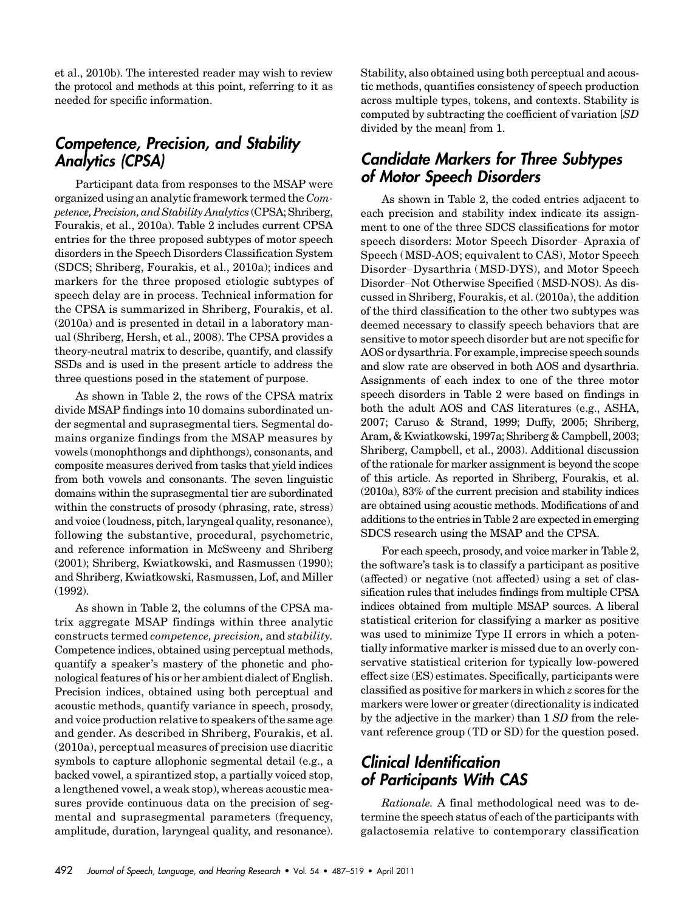et al., 2010b). The interested reader may wish to review the protocol and methods at this point, referring to it as needed for specific information.

## Competence, Precision, and Stability Analytics (CPSA)

Participant data from responses to the MSAP were organized using an analytic framework termed the *Competence, Precision, and Stability Analytics* (CPSA; Shriberg, Fourakis, et al., 2010a). Table 2 includes current CPSA entries for the three proposed subtypes of motor speech disorders in the Speech Disorders Classification System (SDCS; Shriberg, Fourakis, et al., 2010a); indices and markers for the three proposed etiologic subtypes of speech delay are in process. Technical information for the CPSA is summarized in Shriberg, Fourakis, et al. (2010a) and is presented in detail in a laboratory manual (Shriberg, Hersh, et al., 2008). The CPSA provides a theory-neutral matrix to describe, quantify, and classify SSDs and is used in the present article to address the three questions posed in the statement of purpose.

As shown in Table 2, the rows of the CPSA matrix divide MSAP findings into 10 domains subordinated under segmental and suprasegmental tiers. Segmental domains organize findings from the MSAP measures by vowels (monophthongs and diphthongs), consonants, and composite measures derived from tasks that yield indices from both vowels and consonants. The seven linguistic domains within the suprasegmental tier are subordinated within the constructs of prosody (phrasing, rate, stress) and voice (loudness, pitch, laryngeal quality, resonance), following the substantive, procedural, psychometric, and reference information in McSweeny and Shriberg (2001); Shriberg, Kwiatkowski, and Rasmussen (1990); and Shriberg, Kwiatkowski, Rasmussen, Lof, and Miller (1992).

As shown in Table 2, the columns of the CPSA matrix aggregate MSAP findings within three analytic constructs termed *competence, precision,* and *stability.* Competence indices, obtained using perceptual methods, quantify a speaker's mastery of the phonetic and phonological features of his or her ambient dialect of English. Precision indices, obtained using both perceptual and acoustic methods, quantify variance in speech, prosody, and voice production relative to speakers of the same age and gender. As described in Shriberg, Fourakis, et al. (2010a), perceptual measures of precision use diacritic symbols to capture allophonic segmental detail (e.g., a backed vowel, a spirantized stop, a partially voiced stop, a lengthened vowel, a weak stop), whereas acoustic measures provide continuous data on the precision of segmental and suprasegmental parameters (frequency, amplitude, duration, laryngeal quality, and resonance). Stability, also obtained using both perceptual and acoustic methods, quantifies consistency of speech production across multiple types, tokens, and contexts. Stability is computed by subtracting the coefficient of variation [*SD* divided by the mean] from 1.

## Candidate Markers for Three Subtypes of Motor Speech Disorders

As shown in Table 2, the coded entries adjacent to each precision and stability index indicate its assignment to one of the three SDCS classifications for motor speech disorders: Motor Speech Disorder–Apraxia of Speech (MSD-AOS; equivalent to CAS), Motor Speech Disorder–Dysarthria (MSD-DYS), and Motor Speech Disorder–Not Otherwise Specified (MSD-NOS). As discussed in Shriberg, Fourakis, et al. (2010a), the addition of the third classification to the other two subtypes was deemed necessary to classify speech behaviors that are sensitive to motor speech disorder but are not specific for AOS or dysarthria. For example, imprecise speech sounds and slow rate are observed in both AOS and dysarthria. Assignments of each index to one of the three motor speech disorders in Table 2 were based on findings in both the adult AOS and CAS literatures (e.g., ASHA, 2007; Caruso & Strand, 1999; Duffy, 2005; Shriberg, Aram, & Kwiatkowski, 1997a; Shriberg & Campbell, 2003; Shriberg, Campbell, et al., 2003). Additional discussion of the rationale for marker assignment is beyond the scope of this article. As reported in Shriberg, Fourakis, et al. (2010a), 83% of the current precision and stability indices are obtained using acoustic methods. Modifications of and additions to the entries in Table 2 are expected in emerging SDCS research using the MSAP and the CPSA.

For each speech, prosody, and voice marker in Table 2, the software's task is to classify a participant as positive (affected) or negative (not affected) using a set of classification rules that includes findings from multiple CPSA indices obtained from multiple MSAP sources. A liberal statistical criterion for classifying a marker as positive was used to minimize Type II errors in which a potentially informative marker is missed due to an overly conservative statistical criterion for typically low-powered effect size (ES) estimates. Specifically, participants were classified as positive for markers in which *z* scores for the markers were lower or greater (directionality is indicated by the adjective in the marker) than 1 *SD* from the relevant reference group (TD or SD) for the question posed.

## Clinical Identification of Participants With CAS

*Rationale.* A final methodological need was to determine the speech status of each of the participants with galactosemia relative to contemporary classification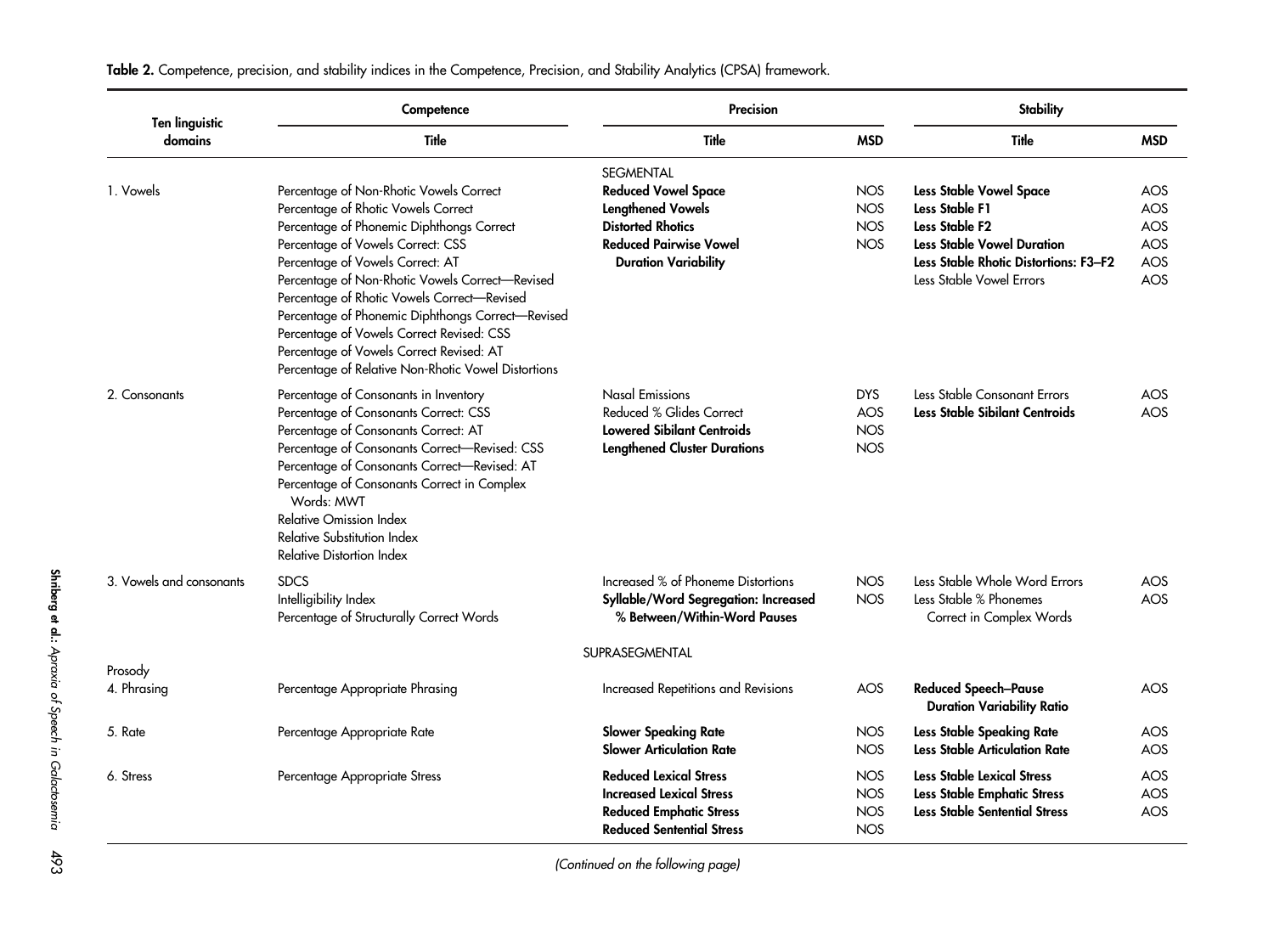**Table 2.** Competence, precision, and stability indices in the Competence, Precision, and Stability Analytics (CPSA) framework.

| Ten linguistic domains | Competence | Precision | | Stability | |
|---|---|---|---|---|---|
| | Title | Title | MSD | Title | MSD |
| | | SEGMENTAL | | | |
| 1. Vowels | Percentage of Non-Rhotic Vowels Correct<br>Percentage of Rhotic Vowels Correct<br>Percentage of Phonemic Diphthongs Correct<br>Percentage of Vowels Correct: CSS<br>Percentage of Vowels Correct: AT<br>Percentage of Non-Rhotic Vowels Correct—Revised<br>Percentage of Rhotic Vowels Correct—Revised<br>Percentage of Phonemic Diphthongs Correct—Revised<br>Percentage of Vowels Correct Revised: CSS<br>Percentage of Vowels Correct Revised: AT<br>Percentage of Relative Non-Rhotic Vowel Distortions | **Reduced Vowel Space**<br>**Lengthened Vowels**<br>**Distorted Rhotics**<br>**Reduced Pairwise Vowel Duration Variability** | NOS<br>NOS<br>NOS<br>NOS | **Less Stable Vowel Space**<br>**Less Stable F1**<br>**Less Stable F2**<br>**Less Stable Vowel Duration**<br>**Less Stable Rhotic Distortions: F3–F2**<br>Less Stable Vowel Errors | AOS<br>AOS<br>AOS<br>AOS<br>AOS<br>AOS |
| 2. Consonants | Percentage of Consonants in Inventory<br>Percentage of Consonants Correct: CSS<br>Percentage of Consonants Correct: AT<br>Percentage of Consonants Correct—Revised: CSS<br>Percentage of Consonants Correct—Revised: AT<br>Percentage of Consonants Correct in Complex Words: MWT<br>Relative Omission Index<br>Relative Substitution Index<br>Relative Distortion Index | Nasal Emissions<br>Reduced % Glides Correct<br>**Lowered Sibilant Centroids**<br>**Lengthened Cluster Durations** | DYS<br>AOS<br>NOS<br>NOS | Less Stable Consonant Errors<br>**Less Stable Sibilant Centroids** | AOS<br>AOS |
| 3. Vowels and consonants | SDCS<br>Intelligibility Index<br>Percentage of Structurally Correct Words | Increased % of Phoneme Distortions<br>**Syllable/Word Segregation: Increased % Between/Within-Word Pauses** | NOS<br>NOS | Less Stable Whole Word Errors<br>Less Stable % Phonemes Correct in Complex Words | AOS<br>AOS |
| | | SUPRASEGMENTAL | | | |
| Prosody<br>4. Phrasing | Percentage Appropriate Phrasing | Increased Repetitions and Revisions | AOS | **Reduced Speech–Pause Duration Variability Ratio** | AOS |
| 5. Rate | Percentage Appropriate Rate | **Slower Speaking Rate**<br>**Slower Articulation Rate** | NOS<br>NOS | **Less Stable Speaking Rate**<br>**Less Stable Articulation Rate** | AOS<br>AOS |
| 6. Stress | Percentage Appropriate Stress | **Reduced Lexical Stress**<br>**Increased Lexical Stress**<br>**Reduced Emphatic Stress**<br>**Reduced Sentential Stress** | NOS<br>NOS<br>NOS<br>NOS | **Less Stable Lexical Stress**<br>**Less Stable Emphatic Stress**<br>**Less Stable Sentential Stress** | AOS<br>AOS<br>AOS |

*(Continued on the following page)*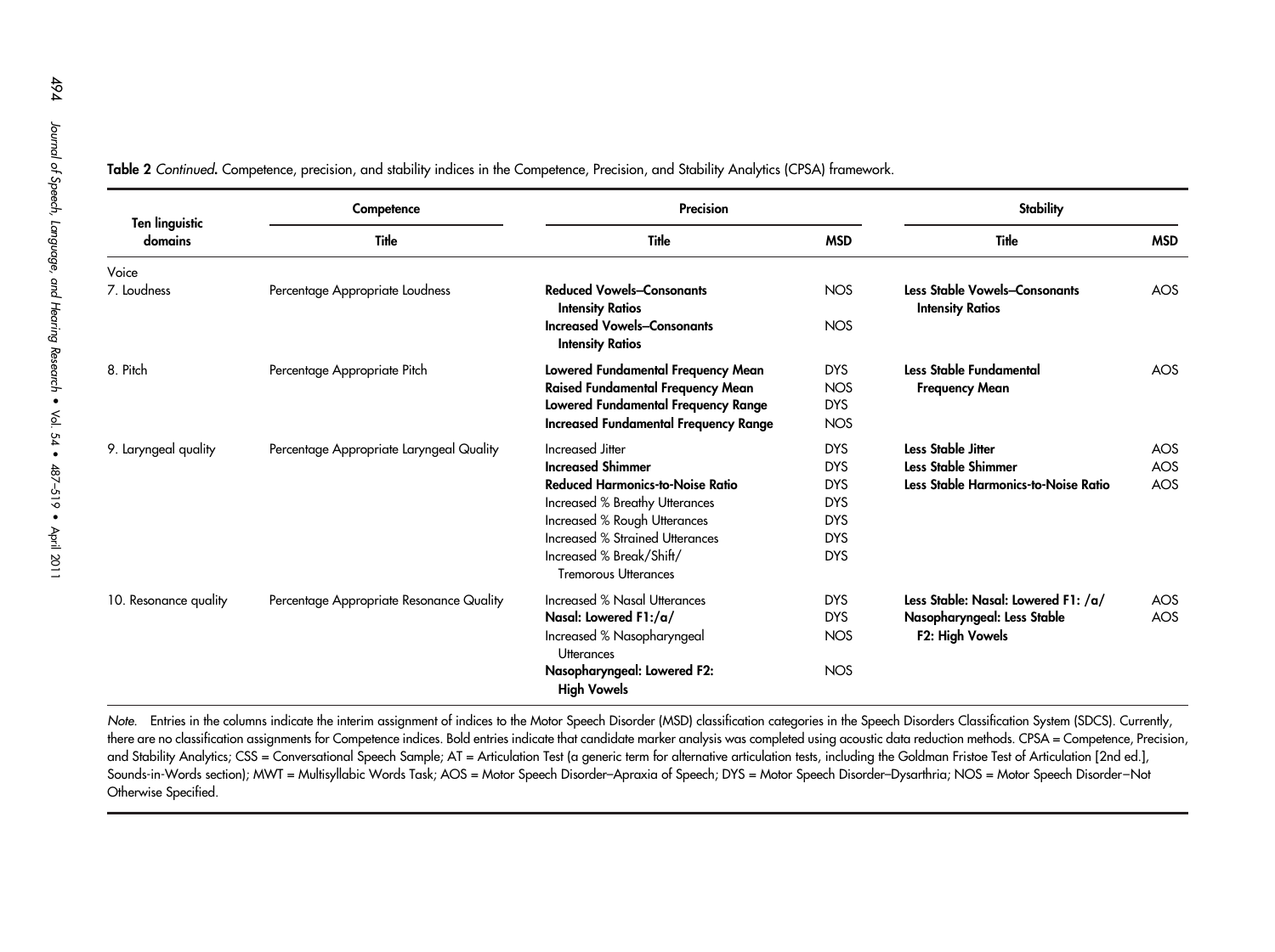**Table 2** *Continued***.** Competence, precision, and stability indices in the Competence, Precision, and Stability Analytics (CPSA) framework.

| Ten linguistic domains | Competence | Precision | | Stability | |
|---|---|---|---|---|---|
| | Title | Title | MSD | Title | MSD |
| *Voice* | | | | | |
| 7. Loudness | Percentage Appropriate Loudness | **Reduced Vowels–Consonants Intensity Ratios** | NOS | **Less Stable Vowels–Consonants Intensity Ratios** | AOS |
| | | **Increased Vowels–Consonants Intensity Ratios** | NOS | | |
| 8. Pitch | Percentage Appropriate Pitch | **Lowered Fundamental Frequency Mean** | DYS | **Less Stable Fundamental Frequency Mean** | AOS |
| | | **Raised Fundamental Frequency Mean** | NOS | | |
| | | **Lowered Fundamental Frequency Range** | DYS | | |
| | | **Increased Fundamental Frequency Range** | NOS | | |
| 9. Laryngeal quality | Percentage Appropriate Laryngeal Quality | Increased Jitter | DYS | **Less Stable Jitter** | AOS |
| | | **Increased Shimmer** | DYS | **Less Stable Shimmer** | AOS |
| | | **Reduced Harmonics-to-Noise Ratio** | DYS | **Less Stable Harmonics-to-Noise Ratio** | AOS |
| | | Increased % Breathy Utterances | DYS | | |
| | | Increased % Rough Utterances | DYS | | |
| | | Increased % Strained Utterances | DYS | | |
| | | Increased % Break/Shift/ Tremorous Utterances | DYS | | |
| 10. Resonance quality | Percentage Appropriate Resonance Quality | Increased % Nasal Utterances | DYS | **Less Stable: Nasal: Lowered F1: /a/** | AOS |
| | | **Nasal: Lowered F1:/a/** | DYS | **Nasopharyngeal: Less Stable F2: High Vowels** | AOS |
| | | Increased % Nasopharyngeal Utterances | NOS | | |
| | | **Nasopharyngeal: Lowered F2: High Vowels** | NOS | | |

*Note.* Entries in the columns indicate the interim assignment of indices to the Motor Speech Disorder (MSD) classification categories in the Speech Disorders Classification System (SDCS). Currently, there are no classification assignments for Competence indices. Bold entries indicate that candidate marker analysis was completed using acoustic data reduction methods. CPSA = Competence, Precision, and Stability Analytics; CSS = Conversational Speech Sample; AT = Articulation Test (a generic term for alternative articulation tests, including the Goldman Fristoe Test of Articulation [2nd ed.], Sounds-in-Words section); MWT = Multisyllabic Words Task; AOS = Motor Speech Disorder–Apraxia of Speech; DYS = Motor Speech Disorder–Dysarthria; NOS = Motor Speech Disorder–Not Otherwise Specified.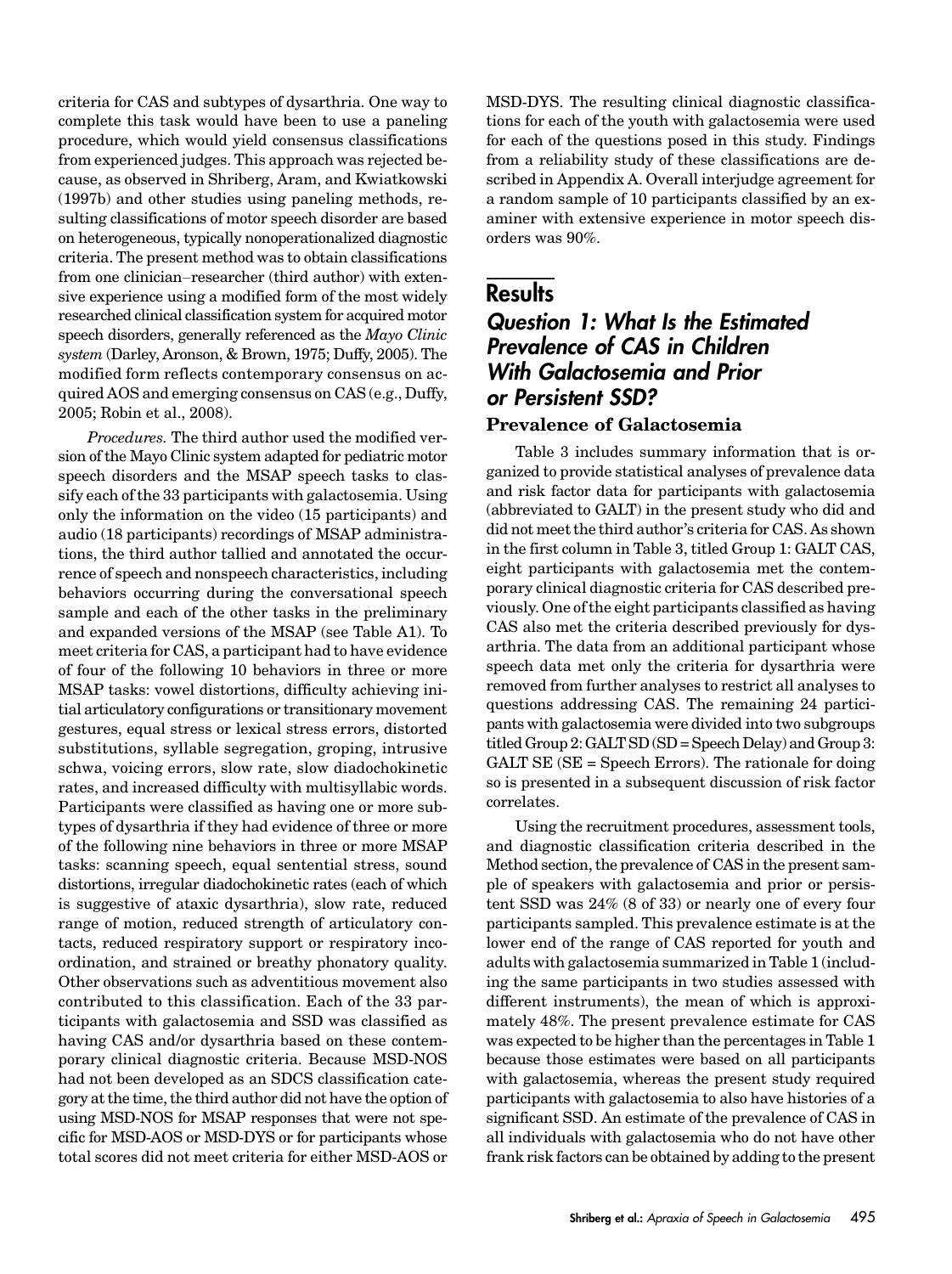criteria for CAS and subtypes of dysarthria. One way to complete this task would have been to use a paneling procedure, which would yield consensus classifications from experienced judges. This approach was rejected because, as observed in Shriberg, Aram, and Kwiatkowski (1997b) and other studies using paneling methods, resulting classifications of motor speech disorder are based on heterogeneous, typically nonoperationalized diagnostic criteria. The present method was to obtain classifications from one clinician–researcher (third author) with extensive experience using a modified form of the most widely researched clinical classification system for acquired motor speech disorders, generally referenced as the *Mayo Clinic system* (Darley, Aronson, & Brown, 1975; Duffy, 2005). The modified form reflects contemporary consensus on acquired AOS and emerging consensus on CAS (e.g., Duffy, 2005; Robin et al., 2008).

*Procedures.* The third author used the modified version of the Mayo Clinic system adapted for pediatric motor speech disorders and the MSAP speech tasks to classify each of the 33 participants with galactosemia. Using only the information on the video (15 participants) and audio (18 participants) recordings of MSAP administrations, the third author tallied and annotated the occurrence of speech and nonspeech characteristics, including behaviors occurring during the conversational speech sample and each of the other tasks in the preliminary and expanded versions of the MSAP (see Table A1). To meet criteria for CAS, a participant had to have evidence of four of the following 10 behaviors in three or more MSAP tasks: vowel distortions, difficulty achieving initial articulatory configurations or transitionary movement gestures, equal stress or lexical stress errors, distorted substitutions, syllable segregation, groping, intrusive schwa, voicing errors, slow rate, slow diadochokinetic rates, and increased difficulty with multisyllabic words. Participants were classified as having one or more subtypes of dysarthria if they had evidence of three or more of the following nine behaviors in three or more MSAP tasks: scanning speech, equal sentential stress, sound distortions, irregular diadochokinetic rates (each of which is suggestive of ataxic dysarthria), slow rate, reduced range of motion, reduced strength of articulatory contacts, reduced respiratory support or respiratory incoordination, and strained or breathy phonatory quality. Other observations such as adventitious movement also contributed to this classification. Each of the 33 participants with galactosemia and SSD was classified as having CAS and/or dysarthria based on these contemporary clinical diagnostic criteria. Because MSD-NOS had not been developed as an SDCS classification category at the time, the third author did not have the option of using MSD-NOS for MSAP responses that were not specific for MSD-AOS or MSD-DYS or for participants whose total scores did not meet criteria for either MSD-AOS or MSD-DYS. The resulting clinical diagnostic classifications for each of the youth with galactosemia were used for each of the questions posed in this study. Findings from a reliability study of these classifications are described in Appendix A. Overall interjudge agreement for a random sample of 10 participants classified by an examiner with extensive experience in motor speech disorders was 90%.

## Results

### *Question 1: What Is the Estimated Prevalence of CAS in Children With Galactosemia and Prior or Persistent SSD?*

#### Prevalence of Galactosemia

Table 3 includes summary information that is organized to provide statistical analyses of prevalence data and risk factor data for participants with galactosemia (abbreviated to GALT) in the present study who did and did not meet the third author's criteria for CAS. As shown in the first column in Table 3, titled Group 1: GALT CAS, eight participants with galactosemia met the contemporary clinical diagnostic criteria for CAS described previously. One of the eight participants classified as having CAS also met the criteria described previously for dysarthria. The data from an additional participant whose speech data met only the criteria for dysarthria were removed from further analyses to restrict all analyses to questions addressing CAS. The remaining 24 participants with galactosemia were divided into two subgroups titled Group 2: GALT SD (SD = Speech Delay) and Group 3: GALT SE (SE = Speech Errors). The rationale for doing so is presented in a subsequent discussion of risk factor correlates.

Using the recruitment procedures, assessment tools, and diagnostic classification criteria described in the Method section, the prevalence of CAS in the present sample of speakers with galactosemia and prior or persistent SSD was 24% (8 of 33) or nearly one of every four participants sampled. This prevalence estimate is at the lower end of the range of CAS reported for youth and adults with galactosemia summarized in Table 1 (including the same participants in two studies assessed with different instruments), the mean of which is approximately 48%. The present prevalence estimate for CAS was expected to be higher than the percentages in Table 1 because those estimates were based on all participants with galactosemia, whereas the present study required participants with galactosemia to also have histories of a significant SSD. An estimate of the prevalence of CAS in all individuals with galactosemia who do not have other frank risk factors can be obtained by adding to the present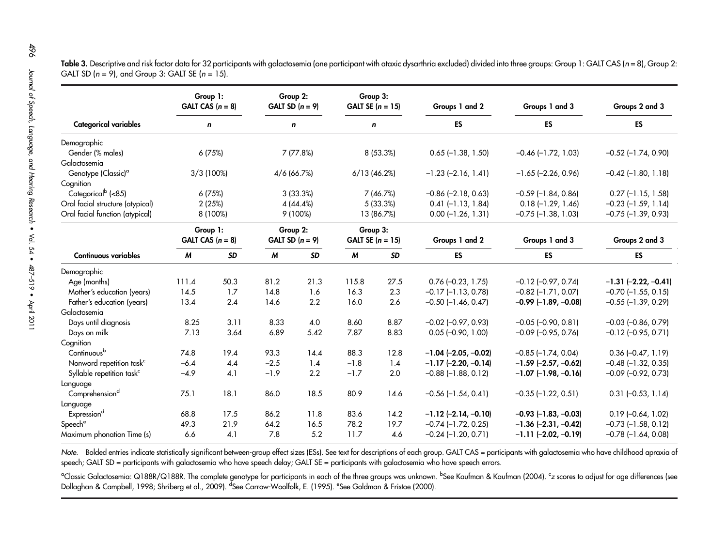**Table 3.** Descriptive and risk factor data for 32 participants with galactosemia (one participant with ataxic dysarthria excluded) divided into three groups: Group 1: GALT CAS ($n$ = 8), Group 2: GALT SD ($n$ = 9), and Group 3: GALT SE ($n$ = 15).

| | Group 1: GALT CAS ($n$ = 8) | | Group 2: GALT SD ($n$ = 9) | | Group 3: GALT SE ($n$ = 15) | | Groups 1 and 2 | Groups 1 and 3 | Groups 2 and 3 |
|---|---|---|---|---|---|---|---|---|---|
| **Categorical variables** | $n$ | | $n$ | | $n$ | | ES | ES | ES |
| Demographic | | | | | | | | | |
| Gender (% males) | 6 (75%) | | 7 (77.8%) | | 8 (53.3%) | | 0.65 (−1.38, 1.50) | −0.46 (−1.72, 1.03) | −0.52 (−1.74, 0.90) |
| Galactosemia | | | | | | | | | |
| Genotype (Classic)[a] | 3/3 (100%) | | 4/6 (66.7%) | | 6/13 (46.2%) | | −1.23 (−2.16, 1.41) | −1.65 (−2.26, 0.96) | −0.42 (−1.80, 1.18) |
| Cognition | | | | | | | | | |
| Categorical[b] (<85) | 6 (75%) | | 3 (33.3%) | | 7 (46.7%) | | −0.86 (−2.18, 0.63) | −0.59 (−1.84, 0.86) | 0.27 (−1.15, 1.58) |
| Oral facial structure (atypical) | 2 (25%) | | 4 (44.4%) | | 5 (33.3%) | | 0.41 (−1.13, 1.84) | 0.18 (−1.29, 1.46) | −0.23 (−1.59, 1.14) |
| Oral facial function (atypical) | 8 (100%) | | 9 (100%) | | 13 (86.7%) | | 0.00 (−1.26, 1.31) | −0.75 (−1.38, 1.03) | −0.75 (−1.39, 0.93) |
| **Continuous variables** | $M$ | $SD$ | $M$ | $SD$ | $M$ | $SD$ | ES | ES | ES |
| Demographic | | | | | | | | | |
| Age (months) | 111.4 | 50.3 | 81.2 | 21.3 | 115.8 | 27.5 | 0.76 (−0.23, 1.75) | −0.12 (−0.97, 0.74) | **−1.31 (−2.22, −0.41)** |
| Mother's education (years) | 14.5 | 1.7 | 14.8 | 1.6 | 16.3 | 2.3 | −0.17 (−1.13, 0.78) | −0.82 (−1.71, 0.07) | −0.70 (−1.55, 0.15) |
| Father's education (years) | 13.4 | 2.4 | 14.6 | 2.2 | 16.0 | 2.6 | −0.50 (−1.46, 0.47) | **−0.99 (−1.89, −0.08)** | −0.55 (−1.39, 0.29) |
| Galactosemia | | | | | | | | | |
| Days until diagnosis | 8.25 | 3.11 | 8.33 | 4.0 | 8.60 | 8.87 | −0.02 (−0.97, 0.93) | −0.05 (−0.90, 0.81) | −0.03 (−0.86, 0.79) |
| Days on milk | 7.13 | 3.64 | 6.89 | 5.42 | 7.87 | 8.83 | 0.05 (−0.90, 1.00) | −0.09 (−0.95, 0.76) | −0.12 (−0.95, 0.71) |
| Cognition | | | | | | | | | |
| Continuous[b] | 74.8 | 19.4 | 93.3 | 14.4 | 88.3 | 12.8 | **−1.04 (−2.05, −0.02)** | −0.85 (−1.74, 0.04) | 0.36 (−0.47, 1.19) |
| Nonword repetition task[c] | −6.4 | 4.4 | −2.5 | 1.4 | −1.8 | 1.4 | **−1.17 (−2.20, −0.14)** | **−1.59 (−2.57, −0.62)** | −0.48 (−1.32, 0.35) |
| Syllable repetition task[c] | −4.9 | 4.1 | −1.9 | 2.2 | −1.7 | 2.0 | −0.88 (−1.88, 0.12) | **−1.07 (−1.98, −0.16)** | −0.09 (−0.92, 0.73) |
| Language | | | | | | | | | |
| Comprehension[d] | 75.1 | 18.1 | 86.0 | 18.5 | 80.9 | 14.6 | −0.56 (−1.54, 0.41) | −0.35 (−1.22, 0.51) | 0.31 (−0.53, 1.14) |
| Language | | | | | | | | | |
| Expression[d] | 68.8 | 17.5 | 86.2 | 11.8 | 83.6 | 14.2 | **−1.12 (−2.14, −0.10)** | **−0.93 (−1.83, −0.03)** | 0.19 (−0.64, 1.02) |
| Speech[e] | 49.3 | 21.9 | 64.2 | 16.5 | 78.2 | 19.7 | −0.74 (−1.72, 0.25) | **−1.36 (−2.31, −0.42)** | −0.73 (−1.58, 0.12) |
| Maximum phonation Time (s) | 6.6 | 4.1 | 7.8 | 5.2 | 11.7 | 4.6 | −0.24 (−1.20, 0.71) | **−1.11 (−2.02, −0.19)** | −0.78 (−1.64, 0.08) |

*Note.* Bolded entries indicate statistically significant between-group effect sizes (ESs). See text for descriptions of each group. GALT CAS = participants with galactosemia who have childhood apraxia of speech; GALT SD = participants with galactosemia who have speech delay; GALT SE = participants with galactosemia who have speech errors.

[a]Classic Galactosemia: Q188R/Q188R. The complete genotype for participants in each of the three groups was unknown. [b]See Kaufman & Kaufman (2004). [c]$z$ scores to adjust for age differences (see Dollaghan & Campbell, 1998; Shriberg et al., 2009). [d]See Carrow-Woolfolk, E. (1995). [e]See Goldman & Fristoe (2000).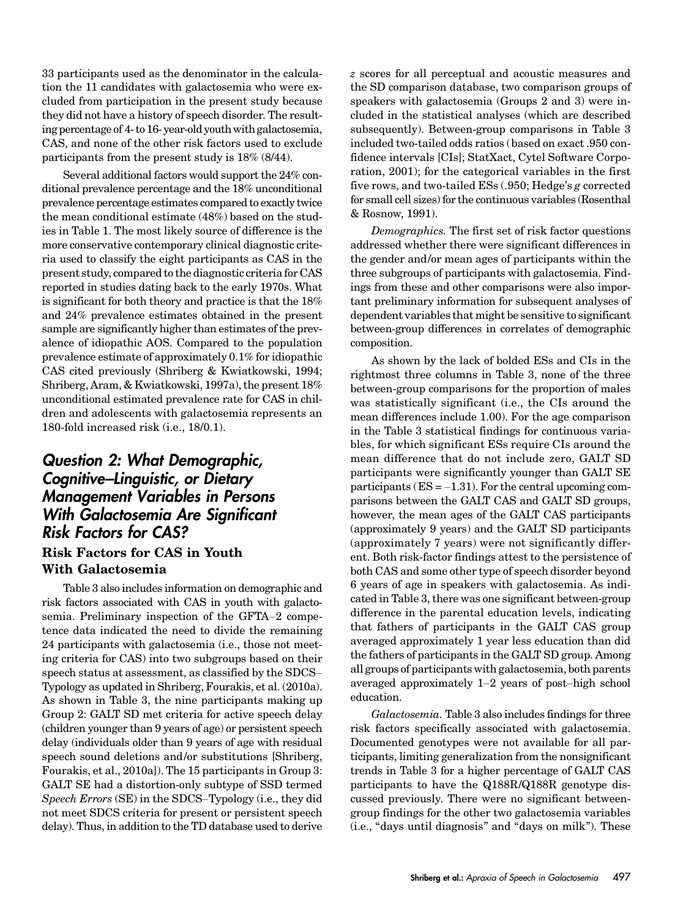33 participants used as the denominator in the calculation the 11 candidates with galactosemia who were excluded from participation in the present study because they did not have a history of speech disorder. The resulting percentage of 4- to 16- year-old youth with galactosemia, CAS, and none of the other risk factors used to exclude participants from the present study is 18% (8/44).

Several additional factors would support the 24% conditional prevalence percentage and the 18% unconditional prevalence percentage estimates compared to exactly twice the mean conditional estimate (48%) based on the studies in Table 1. The most likely source of difference is the more conservative contemporary clinical diagnostic criteria used to classify the eight participants as CAS in the present study, compared to the diagnostic criteria for CAS reported in studies dating back to the early 1970s. What is significant for both theory and practice is that the 18% and 24% prevalence estimates obtained in the present sample are significantly higher than estimates of the prevalence of idiopathic AOS. Compared to the population prevalence estimate of approximately 0.1% for idiopathic CAS cited previously (Shriberg & Kwiatkowski, 1994; Shriberg, Aram, & Kwiatkowski, 1997a), the present 18% unconditional estimated prevalence rate for CAS in children and adolescents with galactosemia represents an 180-fold increased risk (i.e., 18/0.1).

## Question 2: What Demographic, Cognitive–Linguistic, or Dietary Management Variables in Persons With Galactosemia Are Significant Risk Factors for CAS?

### Risk Factors for CAS in Youth With Galactosemia

Table 3 also includes information on demographic and risk factors associated with CAS in youth with galactosemia. Preliminary inspection of the GFTA–2 competence data indicated the need to divide the remaining 24 participants with galactosemia (i.e., those not meeting criteria for CAS) into two subgroups based on their speech status at assessment, as classified by the SDCS–Typology as updated in Shriberg, Fourakis, et al. (2010a). As shown in Table 3, the nine participants making up Group 2: GALT SD met criteria for active speech delay (children younger than 9 years of age) or persistent speech delay (individuals older than 9 years of age with residual speech sound deletions and/or substitutions [Shriberg, Fourakis, et al., 2010a]). The 15 participants in Group 3: GALT SE had a distortion-only subtype of SSD termed *Speech Errors* (SE) in the SDCS–Typology (i.e., they did not meet SDCS criteria for present or persistent speech delay). Thus, in addition to the TD database used to derive *z* scores for all perceptual and acoustic measures and the SD comparison database, two comparison groups of speakers with galactosemia (Groups 2 and 3) were included in the statistical analyses (which are described subsequently). Between-group comparisons in Table 3 included two-tailed odds ratios (based on exact .950 confidence intervals [CIs]; StatXact, Cytel Software Corporation, 2001); for the categorical variables in the first five rows, and two-tailed ESs (.950; Hedge's *g* corrected for small cell sizes) for the continuous variables (Rosenthal & Rosnow, 1991).

*Demographics.* The first set of risk factor questions addressed whether there were significant differences in the gender and/or mean ages of participants within the three subgroups of participants with galactosemia. Findings from these and other comparisons were also important preliminary information for subsequent analyses of dependent variables that might be sensitive to significant between-group differences in correlates of demographic composition.

As shown by the lack of bolded ESs and CIs in the rightmost three columns in Table 3, none of the three between-group comparisons for the proportion of males was statistically significant (i.e., the CIs around the mean differences include 1.00). For the age comparison in the Table 3 statistical findings for continuous variables, for which significant ESs require CIs around the mean difference that do not include zero, GALT SD participants were significantly younger than GALT SE participants (ES = –1.31). For the central upcoming comparisons between the GALT CAS and GALT SD groups, however, the mean ages of the GALT CAS participants (approximately 9 years) and the GALT SD participants (approximately 7 years) were not significantly different. Both risk-factor findings attest to the persistence of both CAS and some other type of speech disorder beyond 6 years of age in speakers with galactosemia. As indicated in Table 3, there was one significant between-group difference in the parental education levels, indicating that fathers of participants in the GALT CAS group averaged approximately 1 year less education than did the fathers of participants in the GALT SD group. Among all groups of participants with galactosemia, both parents averaged approximately 1–2 years of post–high school education.

*Galactosemia.* Table 3 also includes findings for three risk factors specifically associated with galactosemia. Documented genotypes were not available for all participants, limiting generalization from the nonsignificant trends in Table 3 for a higher percentage of GALT CAS participants to have the Q188R/Q188R genotype discussed previously. There were no significant between-group findings for the other two galactosemia variables (i.e., "days until diagnosis" and "days on milk"). These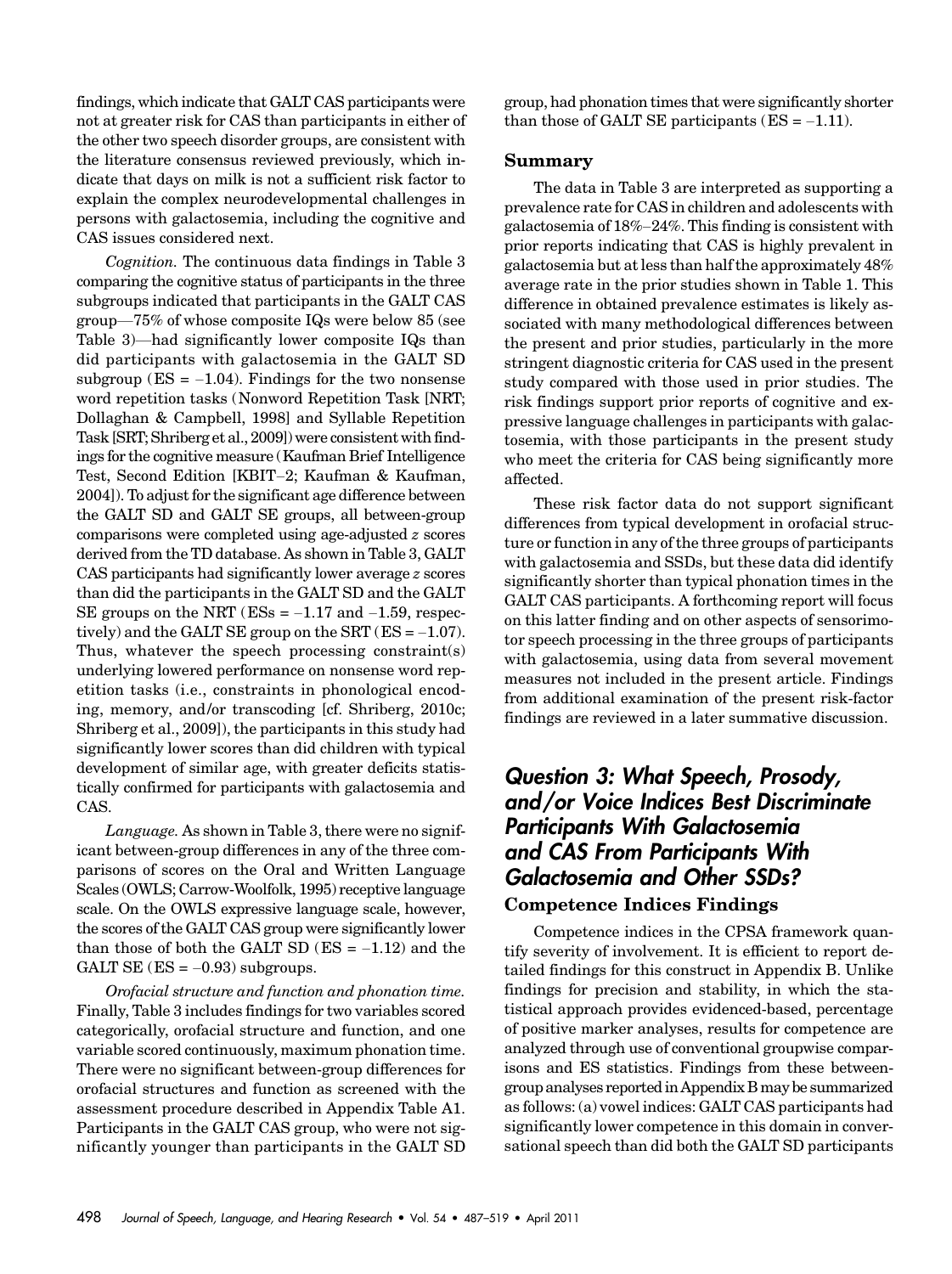findings, which indicate that GALT CAS participants were not at greater risk for CAS than participants in either of the other two speech disorder groups, are consistent with the literature consensus reviewed previously, which indicate that days on milk is not a sufficient risk factor to explain the complex neurodevelopmental challenges in persons with galactosemia, including the cognitive and CAS issues considered next.

*Cognition.* The continuous data findings in Table 3 comparing the cognitive status of participants in the three subgroups indicated that participants in the GALT CAS group—75% of whose composite IQs were below 85 (see Table 3)—had significantly lower composite IQs than did participants with galactosemia in the GALT SD subgroup (ES = –1.04). Findings for the two nonsense word repetition tasks (Nonword Repetition Task [NRT; Dollaghan & Campbell, 1998] and Syllable Repetition Task [SRT; Shriberg et al., 2009]) were consistent with findings for the cognitive measure (Kaufman Brief Intelligence Test, Second Edition [KBIT–2; Kaufman & Kaufman, 2004]). To adjust for the significant age difference between the GALT SD and GALT SE groups, all between-group comparisons were completed using age-adjusted *z* scores derived from the TD database. As shown in Table 3, GALT CAS participants had significantly lower average *z* scores than did the participants in the GALT SD and the GALT SE groups on the NRT (ESs = –1.17 and –1.59, respectively) and the GALT SE group on the SRT (ES = –1.07). Thus, whatever the speech processing constraint(s) underlying lowered performance on nonsense word repetition tasks (i.e., constraints in phonological encoding, memory, and/or transcoding [cf. Shriberg, 2010c; Shriberg et al., 2009]), the participants in this study had significantly lower scores than did children with typical development of similar age, with greater deficits statistically confirmed for participants with galactosemia and CAS.

*Language.* As shown in Table 3, there were no significant between-group differences in any of the three comparisons of scores on the Oral and Written Language Scales (OWLS; Carrow-Woolfolk, 1995) receptive language scale. On the OWLS expressive language scale, however, the scores of the GALT CAS group were significantly lower than those of both the GALT SD (ES = –1.12) and the GALT SE (ES = –0.93) subgroups.

*Orofacial structure and function and phonation time.* Finally, Table 3 includes findings for two variables scored categorically, orofacial structure and function, and one variable scored continuously, maximum phonation time. There were no significant between-group differences for orofacial structures and function as screened with the assessment procedure described in Appendix Table A1. Participants in the GALT CAS group, who were not significantly younger than participants in the GALT SD group, had phonation times that were significantly shorter than those of GALT SE participants (ES = –1.11).

### Summary

The data in Table 3 are interpreted as supporting a prevalence rate for CAS in children and adolescents with galactosemia of 18%–24%. This finding is consistent with prior reports indicating that CAS is highly prevalent in galactosemia but at less than half the approximately 48% average rate in the prior studies shown in Table 1. This difference in obtained prevalence estimates is likely associated with many methodological differences between the present and prior studies, particularly in the more stringent diagnostic criteria for CAS used in the present study compared with those used in prior studies. The risk findings support prior reports of cognitive and expressive language challenges in participants with galactosemia, with those participants in the present study who meet the criteria for CAS being significantly more affected.

These risk factor data do not support significant differences from typical development in orofacial structure or function in any of the three groups of participants with galactosemia and SSDs, but these data did identify significantly shorter than typical phonation times in the GALT CAS participants. A forthcoming report will focus on this latter finding and on other aspects of sensorimotor speech processing in the three groups of participants with galactosemia, using data from several movement measures not included in the present article. Findings from additional examination of the present risk-factor findings are reviewed in a later summative discussion.

## Question 3: What Speech, Prosody, and/or Voice Indices Best Discriminate Participants With Galactosemia and CAS From Participants With Galactosemia and Other SSDs?

### Competence Indices Findings

Competence indices in the CPSA framework quantify severity of involvement. It is efficient to report detailed findings for this construct in Appendix B. Unlike findings for precision and stability, in which the statistical approach provides evidenced-based, percentage of positive marker analyses, results for competence are analyzed through use of conventional groupwise comparisons and ES statistics. Findings from these between-group analyses reported in Appendix B may be summarized as follows: (a) vowel indices: GALT CAS participants had significantly lower competence in this domain in conversational speech than did both the GALT SD participants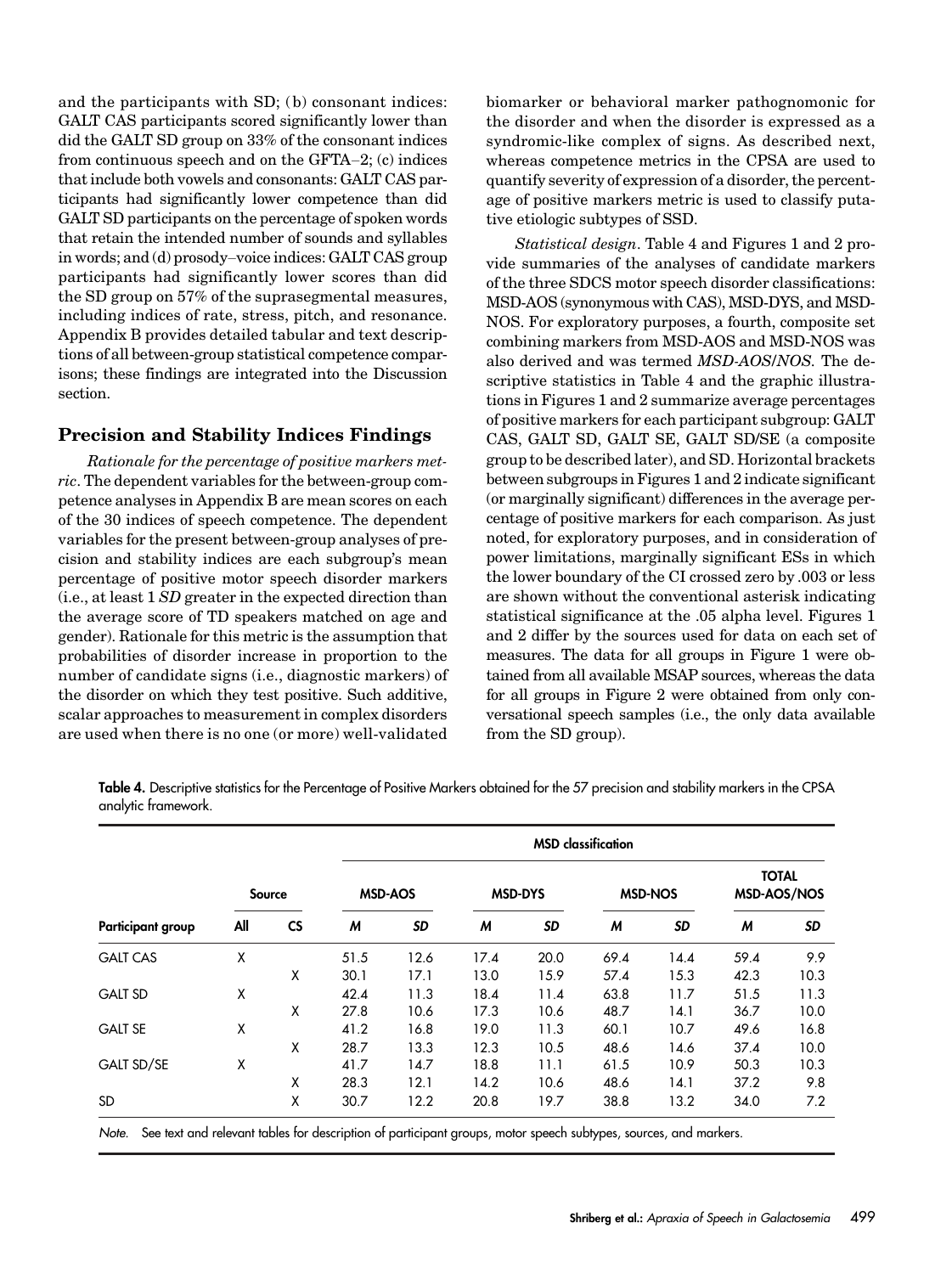and the participants with SD; (b) consonant indices: GALT CAS participants scored significantly lower than did the GALT SD group on 33% of the consonant indices from continuous speech and on the GFTA–2; (c) indices that include both vowels and consonants: GALT CAS participants had significantly lower competence than did GALT SD participants on the percentage of spoken words that retain the intended number of sounds and syllables in words; and (d) prosody–voice indices: GALT CAS group participants had significantly lower scores than did the SD group on 57% of the suprasegmental measures, including indices of rate, stress, pitch, and resonance. Appendix B provides detailed tabular and text descriptions of all between-group statistical competence comparisons; these findings are integrated into the Discussion section.

## Precision and Stability Indices Findings

*Rationale for the percentage of positive markers metric*. The dependent variables for the between-group competence analyses in Appendix B are mean scores on each of the 30 indices of speech competence. The dependent variables for the present between-group analyses of precision and stability indices are each subgroup's mean percentage of positive motor speech disorder markers (i.e., at least 1 *SD* greater in the expected direction than the average score of TD speakers matched on age and gender). Rationale for this metric is the assumption that probabilities of disorder increase in proportion to the number of candidate signs (i.e., diagnostic markers) of the disorder on which they test positive. Such additive, scalar approaches to measurement in complex disorders are used when there is no one (or more) well-validated biomarker or behavioral marker pathognomonic for the disorder and when the disorder is expressed as a syndromic-like complex of signs. As described next, whereas competence metrics in the CPSA are used to quantify severity of expression of a disorder, the percentage of positive markers metric is used to classify putative etiologic subtypes of SSD.

*Statistical design*. Table 4 and Figures 1 and 2 provide summaries of the analyses of candidate markers of the three SDCS motor speech disorder classifications: MSD-AOS (synonymous with CAS), MSD-DYS, and MSD-NOS. For exploratory purposes, a fourth, composite set combining markers from MSD-AOS and MSD-NOS was also derived and was termed *MSD-AOS/NOS*. The descriptive statistics in Table 4 and the graphic illustrations in Figures 1 and 2 summarize average percentages of positive markers for each participant subgroup: GALT CAS, GALT SD, GALT SE, GALT SD/SE (a composite group to be described later), and SD. Horizontal brackets between subgroups in Figures 1 and 2 indicate significant (or marginally significant) differences in the average percentage of positive markers for each comparison. As just noted, for exploratory purposes, and in consideration of power limitations, marginally significant ESs in which the lower boundary of the CI crossed zero by .003 or less are shown without the conventional asterisk indicating statistical significance at the .05 alpha level. Figures 1 and 2 differ by the sources used for data on each set of measures. The data for all groups in Figure 1 were obtained from all available MSAP sources, whereas the data for all groups in Figure 2 were obtained from only conversational speech samples (i.e., the only data available from the SD group).

**Table 4.** Descriptive statistics for the Percentage of Positive Markers obtained for the 57 precision and stability markers in the CPSA analytic framework.

| | | | MSD classification | | | | | | | |
|---|---|---|---|---|---|---|---|---|---|---|
| | Source | | MSD-AOS | | MSD-DYS | | MSD-NOS | | TOTAL MSD-AOS/NOS | |
| Participant group | All | CS | *M* | *SD* | *M* | *SD* | *M* | *SD* | *M* | *SD* |
| GALT CAS | X | | 51.5 | 12.6 | 17.4 | 20.0 | 69.4 | 14.4 | 59.4 | 9.9 |
| | | X | 30.1 | 17.1 | 13.0 | 15.9 | 57.4 | 15.3 | 42.3 | 10.3 |
| GALT SD | X | | 42.4 | 11.3 | 18.4 | 11.4 | 63.8 | 11.7 | 51.5 | 11.3 |
| | | X | 27.8 | 10.6 | 17.3 | 10.6 | 48.7 | 14.1 | 36.7 | 10.0 |
| GALT SE | X | | 41.2 | 16.8 | 19.0 | 11.3 | 60.1 | 10.7 | 49.6 | 16.8 |
| | | X | 28.7 | 13.3 | 12.3 | 10.5 | 48.6 | 14.6 | 37.4 | 10.0 |
| GALT SD/SE | X | | 41.7 | 14.7 | 18.8 | 11.1 | 61.5 | 10.9 | 50.3 | 10.3 |
| | | X | 28.3 | 12.1 | 14.2 | 10.6 | 48.6 | 14.1 | 37.2 | 9.8 |
| SD | | X | 30.7 | 12.2 | 20.8 | 19.7 | 38.8 | 13.2 | 34.0 | 7.2 |

*Note*. See text and relevant tables for description of participant groups, motor speech subtypes, sources, and markers.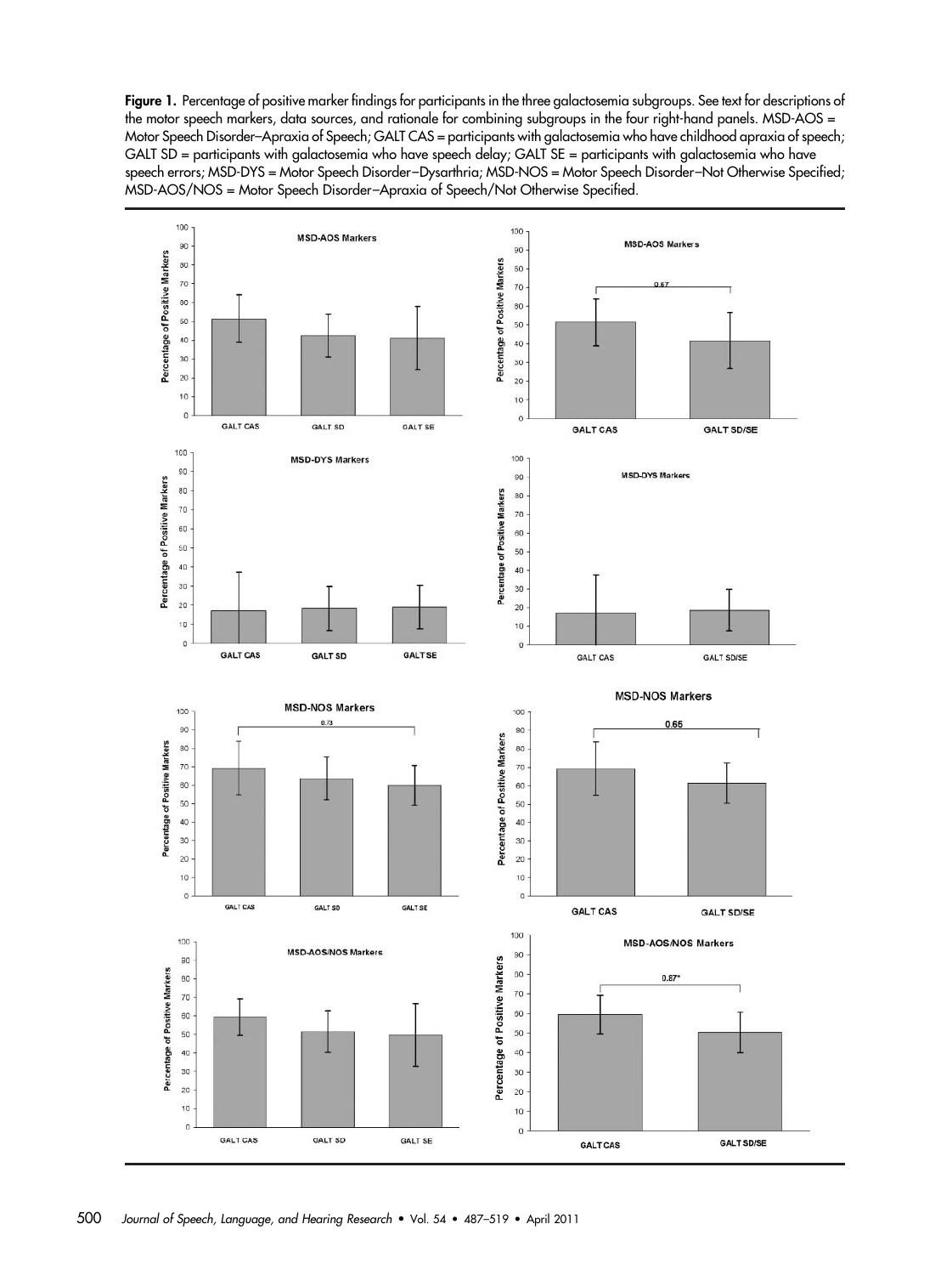**Figure 1.** Percentage of positive marker findings for participants in the three galactosemia subgroups. See text for descriptions of the motor speech markers, data sources, and rationale for combining subgroups in the four right-hand panels. MSD-AOS = Motor Speech Disorder–Apraxia of Speech; GALT CAS = participants with galactosemia who have childhood apraxia of speech; GALT SD = participants with galactosemia who have speech delay; GALT SE = participants with galactosemia who have speech errors; MSD-DYS = Motor Speech Disorder–Dysarthria; MSD-NOS = Motor Speech Disorder–Not Otherwise Specified; MSD-AOS/NOS = Motor Speech Disorder–Apraxia of Speech/Not Otherwise Specified.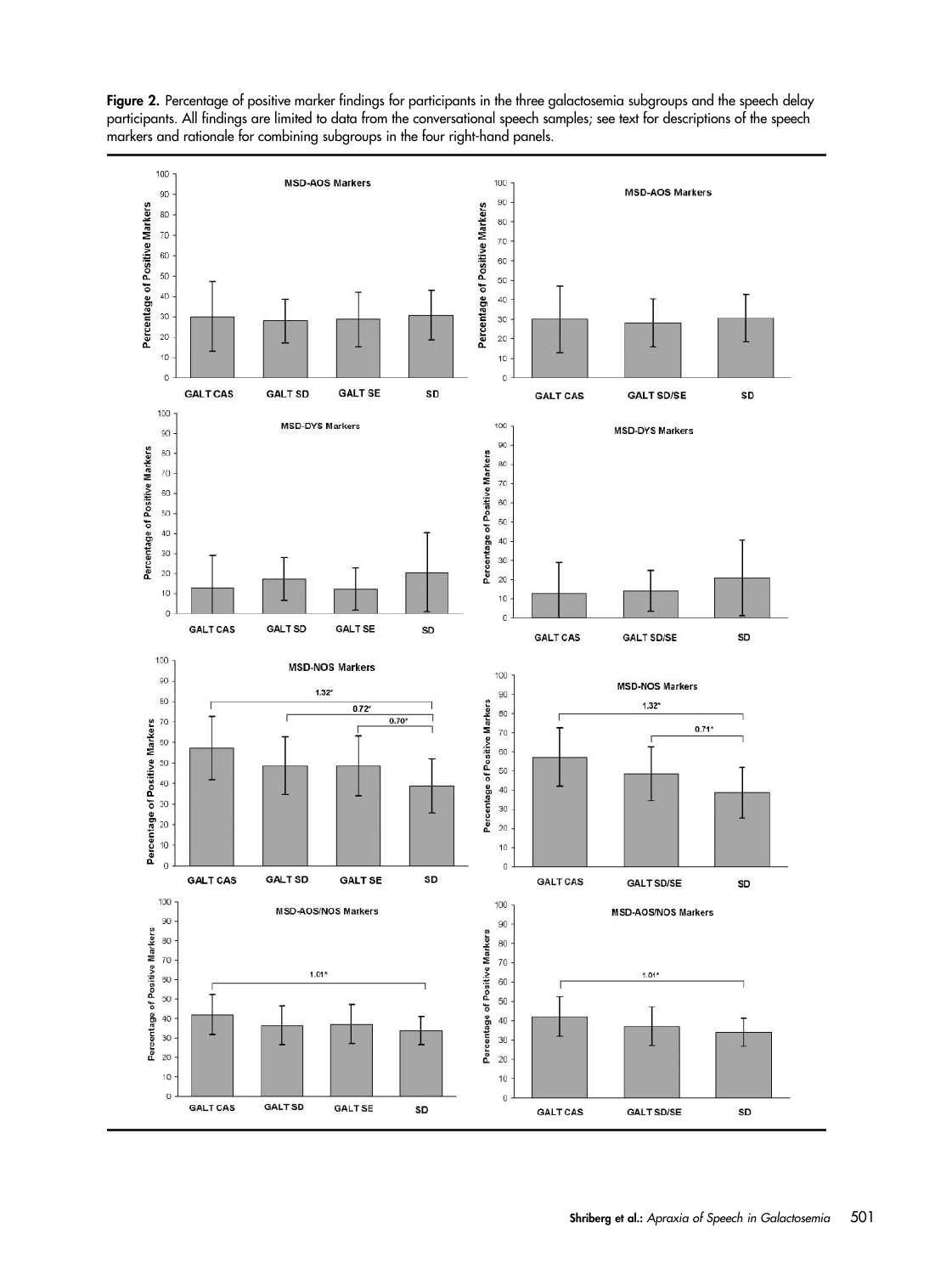**Figure 2.** Percentage of positive marker findings for participants in the three galactosemia subgroups and the speech delay participants. All findings are limited to data from the conversational speech samples; see text for descriptions of the speech markers and rationale for combining subgroups in the four right-hand panels.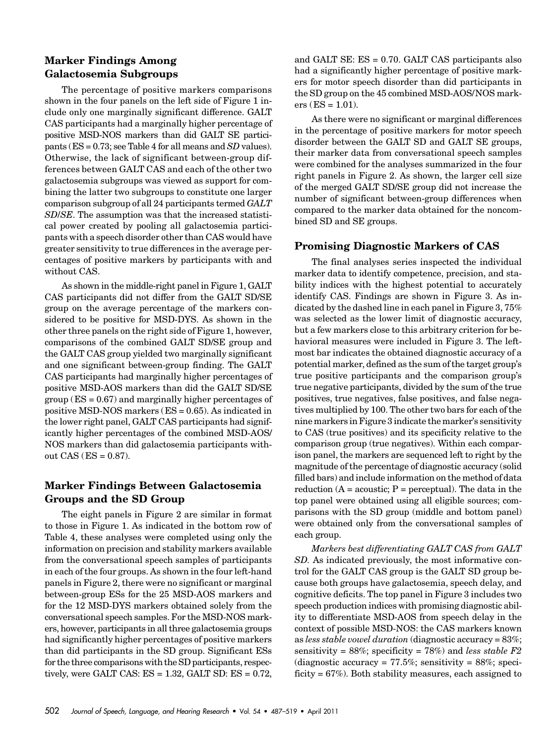## Marker Findings Among Galactosemia Subgroups

The percentage of positive markers comparisons shown in the four panels on the left side of Figure 1 include only one marginally significant difference. GALT CAS participants had a marginally higher percentage of positive MSD-NOS markers than did GALT SE participants (ES = 0.73; see Table 4 for all means and *SD* values). Otherwise, the lack of significant between-group differences between GALT CAS and each of the other two galactosemia subgroups was viewed as support for combining the latter two subgroups to constitute one larger comparison subgroup of all 24 participants termed *GALT SD/SE*. The assumption was that the increased statistical power created by pooling all galactosemia participants with a speech disorder other than CAS would have greater sensitivity to true differences in the average percentages of positive markers by participants with and without CAS.

As shown in the middle-right panel in Figure 1, GALT CAS participants did not differ from the GALT SD/SE group on the average percentage of the markers considered to be positive for MSD-DYS. As shown in the other three panels on the right side of Figure 1, however, comparisons of the combined GALT SD/SE group and the GALT CAS group yielded two marginally significant and one significant between-group finding. The GALT CAS participants had marginally higher percentages of positive MSD-AOS markers than did the GALT SD/SE group (ES = 0.67) and marginally higher percentages of positive MSD-NOS markers (ES = 0.65). As indicated in the lower right panel, GALT CAS participants had significantly higher percentages of the combined MSD-AOS/NOS markers than did galactosemia participants without CAS (ES = 0.87).

## Marker Findings Between Galactosemia Groups and the SD Group

The eight panels in Figure 2 are similar in format to those in Figure 1. As indicated in the bottom row of Table 4, these analyses were completed using only the information on precision and stability markers available from the conversational speech samples of participants in each of the four groups. As shown in the four left-hand panels in Figure 2, there were no significant or marginal between-group ESs for the 25 MSD-AOS markers and for the 12 MSD-DYS markers obtained solely from the conversational speech samples. For the MSD-NOS markers, however, participants in all three galactosemia groups had significantly higher percentages of positive markers than did participants in the SD group. Significant ESs for the three comparisons with the SD participants, respectively, were GALT CAS: ES = 1.32, GALT SD: ES = 0.72, and GALT SE: ES = 0.70. GALT CAS participants also had a significantly higher percentage of positive markers for motor speech disorder than did participants in the SD group on the 45 combined MSD-AOS/NOS markers (ES = 1.01).

As there were no significant or marginal differences in the percentage of positive markers for motor speech disorder between the GALT SD and GALT SE groups, their marker data from conversational speech samples were combined for the analyses summarized in the four right panels in Figure 2. As shown, the larger cell size of the merged GALT SD/SE group did not increase the number of significant between-group differences when compared to the marker data obtained for the noncombined SD and SE groups.

## Promising Diagnostic Markers of CAS

The final analyses series inspected the individual marker data to identify competence, precision, and stability indices with the highest potential to accurately identify CAS. Findings are shown in Figure 3. As indicated by the dashed line in each panel in Figure 3, 75% was selected as the lower limit of diagnostic accuracy, but a few markers close to this arbitrary criterion for behavioral measures were included in Figure 3. The leftmost bar indicates the obtained diagnostic accuracy of a potential marker, defined as the sum of the target group's true positive participants and the comparison group's true negative participants, divided by the sum of the true positives, true negatives, false positives, and false negatives multiplied by 100. The other two bars for each of the nine markers in Figure 3 indicate the marker's sensitivity to CAS (true positives) and its specificity relative to the comparison group (true negatives). Within each comparison panel, the markers are sequenced left to right by the magnitude of the percentage of diagnostic accuracy (solid filled bars) and include information on the method of data reduction (A = acoustic; P = perceptual). The data in the top panel were obtained using all eligible sources; comparisons with the SD group (middle and bottom panel) were obtained only from the conversational samples of each group.

*Markers best differentiating GALT CAS from GALT SD.* As indicated previously, the most informative control for the GALT CAS group is the GALT SD group because both groups have galactosemia, speech delay, and cognitive deficits. The top panel in Figure 3 includes two speech production indices with promising diagnostic ability to differentiate MSD-AOS from speech delay in the context of possible MSD-NOS: the CAS markers known as *less stable vowel duration* (diagnostic accuracy = 83%; sensitivity = 88%; specificity = 78%) and *less stable F2* (diagnostic accuracy = 77.5%; sensitivity = 88%; specificity = 67%). Both stability measures, each assigned to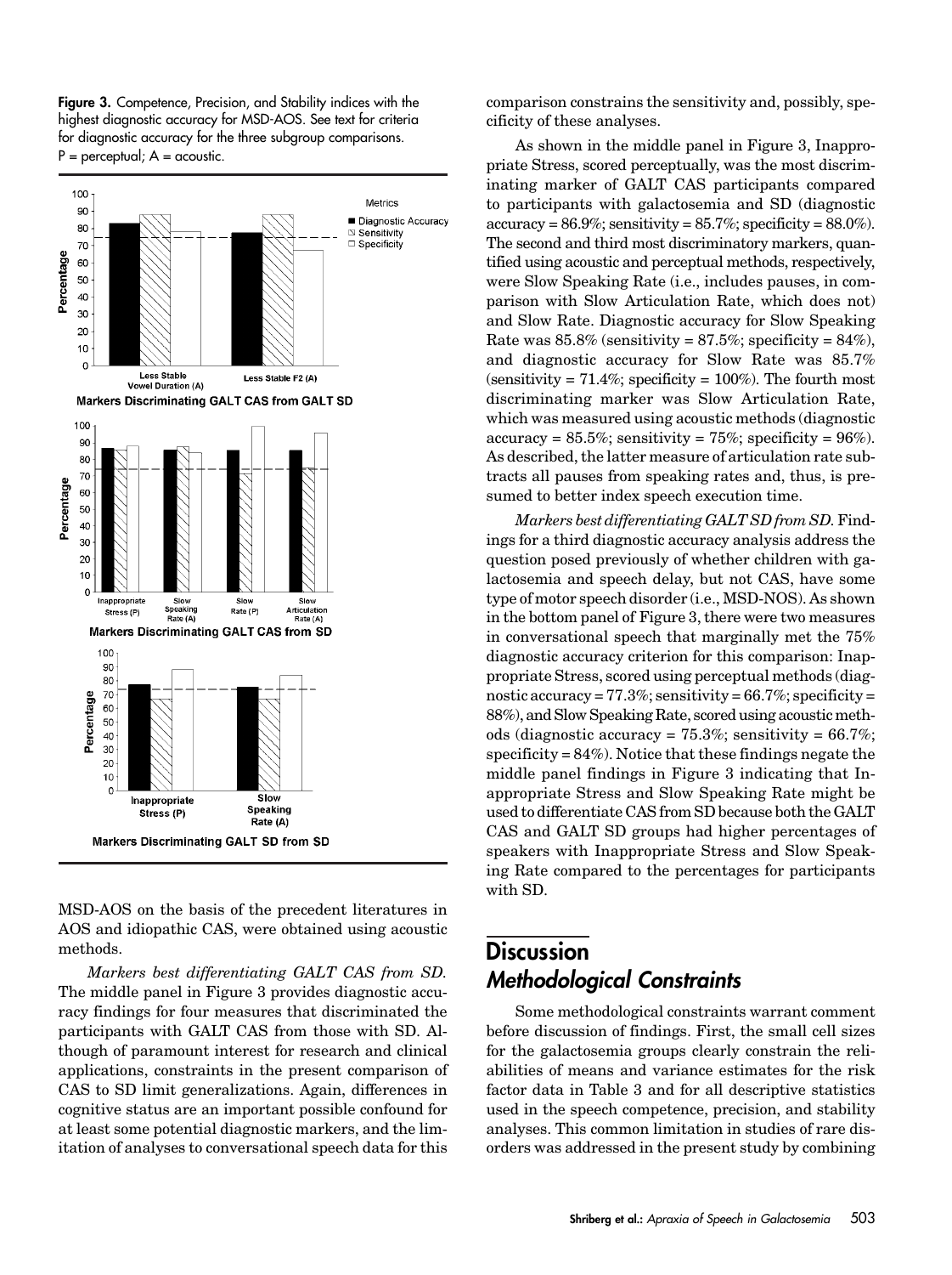**Figure 3.** Competence, Precision, and Stability indices with the highest diagnostic accuracy for MSD-AOS. See text for criteria for diagnostic accuracy for the three subgroup comparisons. P = perceptual; A = acoustic.

MSD-AOS on the basis of the precedent literatures in AOS and idiopathic CAS, were obtained using acoustic methods.

*Markers best differentiating GALT CAS from SD.* The middle panel in Figure 3 provides diagnostic accuracy findings for four measures that discriminated the participants with GALT CAS from those with SD. Although of paramount interest for research and clinical applications, constraints in the present comparison of CAS to SD limit generalizations. Again, differences in cognitive status are an important possible confound for at least some potential diagnostic markers, and the limitation of analyses to conversational speech data for this comparison constrains the sensitivity and, possibly, specificity of these analyses.

As shown in the middle panel in Figure 3, Inappropriate Stress, scored perceptually, was the most discriminating marker of GALT CAS participants compared to participants with galactosemia and SD (diagnostic accuracy = 86.9%; sensitivity = 85.7%; specificity = 88.0%). The second and third most discriminatory markers, quantified using acoustic and perceptual methods, respectively, were Slow Speaking Rate (i.e., includes pauses, in comparison with Slow Articulation Rate, which does not) and Slow Rate. Diagnostic accuracy for Slow Speaking Rate was 85.8% (sensitivity = 87.5%; specificity = 84%), and diagnostic accuracy for Slow Rate was 85.7% (sensitivity = 71.4%; specificity = 100%). The fourth most discriminating marker was Slow Articulation Rate, which was measured using acoustic methods (diagnostic accuracy = 85.5%; sensitivity = 75%; specificity = 96%). As described, the latter measure of articulation rate subtracts all pauses from speaking rates and, thus, is presumed to better index speech execution time.

*Markers best differentiating GALT SD from SD.* Findings for a third diagnostic accuracy analysis address the question posed previously of whether children with galactosemia and speech delay, but not CAS, have some type of motor speech disorder (i.e., MSD-NOS). As shown in the bottom panel of Figure 3, there were two measures in conversational speech that marginally met the 75% diagnostic accuracy criterion for this comparison: Inappropriate Stress, scored using perceptual methods (diagnostic accuracy = 77.3%; sensitivity = 66.7%; specificity = 88%), and Slow Speaking Rate, scored using acoustic methods (diagnostic accuracy = 75.3%; sensitivity = 66.7%; specificity = 84%). Notice that these findings negate the middle panel findings in Figure 3 indicating that Inappropriate Stress and Slow Speaking Rate might be used to differentiate CAS from SD because both the GALT CAS and GALT SD groups had higher percentages of speakers with Inappropriate Stress and Slow Speaking Rate compared to the percentages for participants with SD.

# Discussion

## *Methodological Constraints*

Some methodological constraints warrant comment before discussion of findings. First, the small cell sizes for the galactosemia groups clearly constrain the reliabilities of means and variance estimates for the risk factor data in Table 3 and for all descriptive statistics used in the speech competence, precision, and stability analyses. This common limitation in studies of rare disorders was addressed in the present study by combining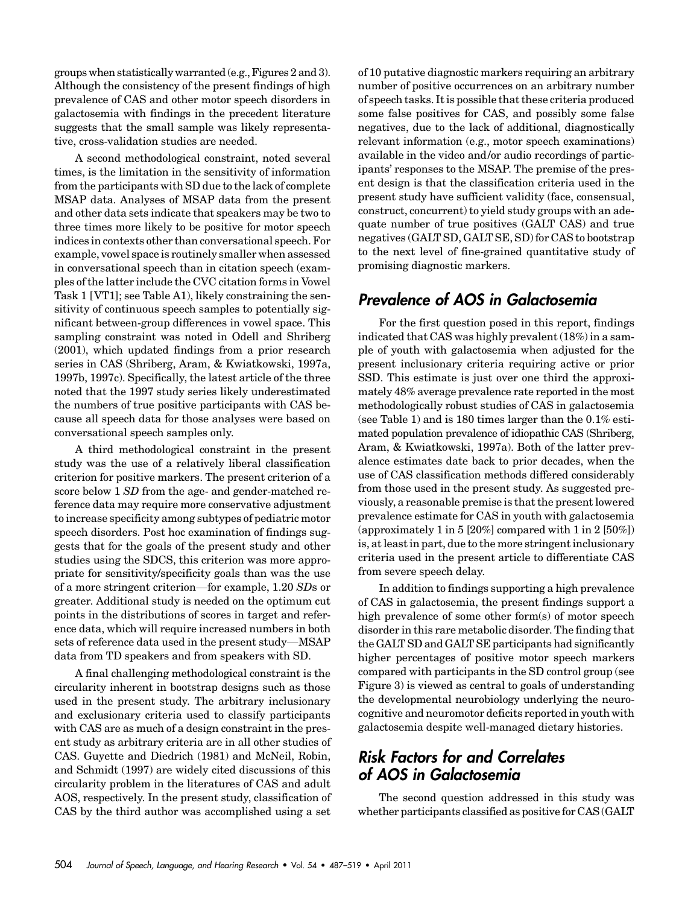groups when statistically warranted (e.g., Figures 2 and 3). Although the consistency of the present findings of high prevalence of CAS and other motor speech disorders in galactosemia with findings in the precedent literature suggests that the small sample was likely representative, cross-validation studies are needed.

A second methodological constraint, noted several times, is the limitation in the sensitivity of information from the participants with SD due to the lack of complete MSAP data. Analyses of MSAP data from the present and other data sets indicate that speakers may be two to three times more likely to be positive for motor speech indices in contexts other than conversational speech. For example, vowel space is routinely smaller when assessed in conversational speech than in citation speech (examples of the latter include the CVC citation forms in Vowel Task 1 [VT1]; see Table A1), likely constraining the sensitivity of continuous speech samples to potentially significant between-group differences in vowel space. This sampling constraint was noted in Odell and Shriberg (2001), which updated findings from a prior research series in CAS (Shriberg, Aram, & Kwiatkowski, 1997a, 1997b, 1997c). Specifically, the latest article of the three noted that the 1997 study series likely underestimated the numbers of true positive participants with CAS because all speech data for those analyses were based on conversational speech samples only.

A third methodological constraint in the present study was the use of a relatively liberal classification criterion for positive markers. The present criterion of a score below 1 *SD* from the age- and gender-matched reference data may require more conservative adjustment to increase specificity among subtypes of pediatric motor speech disorders. Post hoc examination of findings suggests that for the goals of the present study and other studies using the SDCS, this criterion was more appropriate for sensitivity/specificity goals than was the use of a more stringent criterion—for example, 1.20 *SD*s or greater. Additional study is needed on the optimum cut points in the distributions of scores in target and reference data, which will require increased numbers in both sets of reference data used in the present study—MSAP data from TD speakers and from speakers with SD.

A final challenging methodological constraint is the circularity inherent in bootstrap designs such as those used in the present study. The arbitrary inclusionary and exclusionary criteria used to classify participants with CAS are as much of a design constraint in the present study as arbitrary criteria are in all other studies of CAS. Guyette and Diedrich (1981) and McNeil, Robin, and Schmidt (1997) are widely cited discussions of this circularity problem in the literatures of CAS and adult AOS, respectively. In the present study, classification of CAS by the third author was accomplished using a set of 10 putative diagnostic markers requiring an arbitrary number of positive occurrences on an arbitrary number of speech tasks. It is possible that these criteria produced some false positives for CAS, and possibly some false negatives, due to the lack of additional, diagnostically relevant information (e.g., motor speech examinations) available in the video and/or audio recordings of participants' responses to the MSAP. The premise of the present design is that the classification criteria used in the present study have sufficient validity (face, consensual, construct, concurrent) to yield study groups with an adequate number of true positives (GALT CAS) and true negatives (GALT SD, GALT SE, SD) for CAS to bootstrap to the next level of fine-grained quantitative study of promising diagnostic markers.

## Prevalence of AOS in Galactosemia

For the first question posed in this report, findings indicated that CAS was highly prevalent (18%) in a sample of youth with galactosemia when adjusted for the present inclusionary criteria requiring active or prior SSD. This estimate is just over one third the approximately 48% average prevalence rate reported in the most methodologically robust studies of CAS in galactosemia (see Table 1) and is 180 times larger than the 0.1% estimated population prevalence of idiopathic CAS (Shriberg, Aram, & Kwiatkowski, 1997a). Both of the latter prevalence estimates date back to prior decades, when the use of CAS classification methods differed considerably from those used in the present study. As suggested previously, a reasonable premise is that the present lowered prevalence estimate for CAS in youth with galactosemia (approximately 1 in 5 [20%] compared with 1 in 2 [50%]) is, at least in part, due to the more stringent inclusionary criteria used in the present article to differentiate CAS from severe speech delay.

In addition to findings supporting a high prevalence of CAS in galactosemia, the present findings support a high prevalence of some other form(s) of motor speech disorder in this rare metabolic disorder. The finding that the GALT SD and GALT SE participants had significantly higher percentages of positive motor speech markers compared with participants in the SD control group (see Figure 3) is viewed as central to goals of understanding the developmental neurobiology underlying the neurocognitive and neuromotor deficits reported in youth with galactosemia despite well-managed dietary histories.

## Risk Factors for and Correlates of AOS in Galactosemia

The second question addressed in this study was whether participants classified as positive for CAS (GALT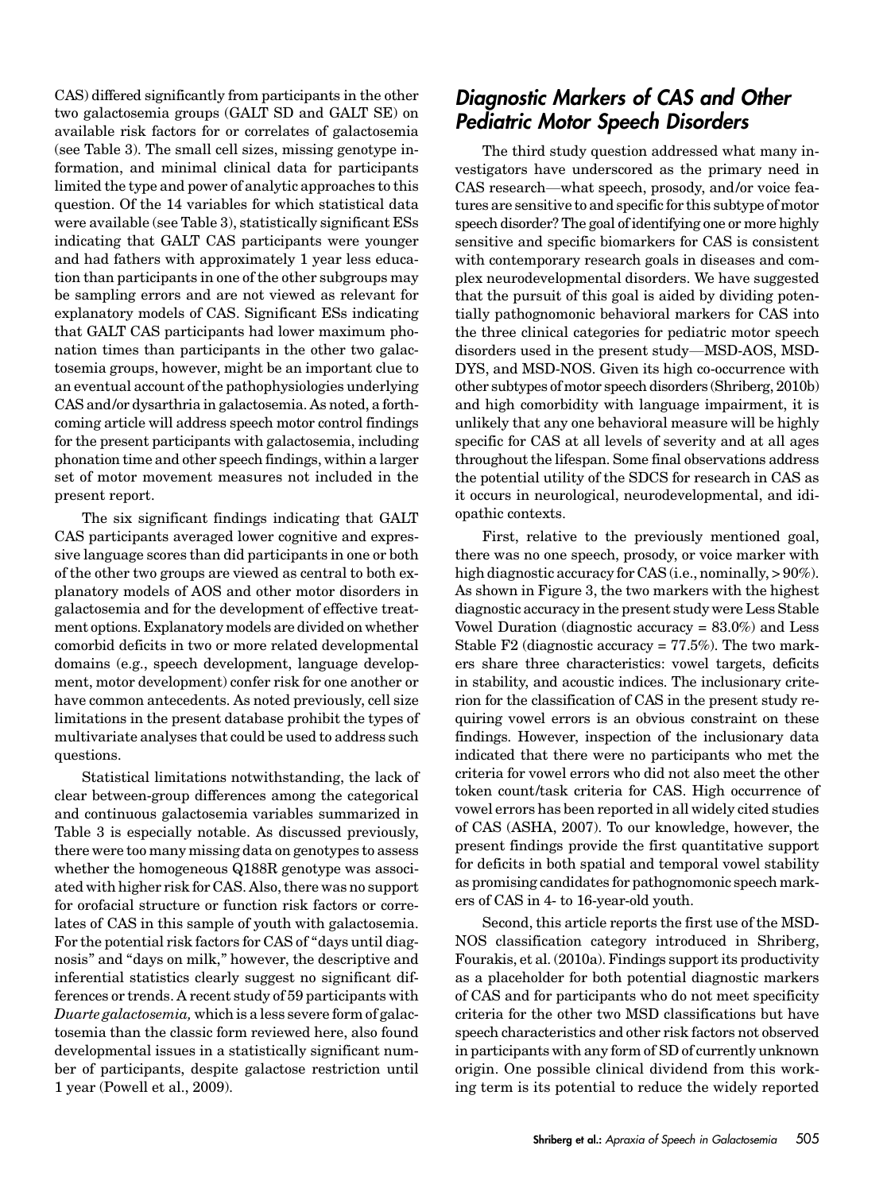CAS) differed significantly from participants in the other two galactosemia groups (GALT SD and GALT SE) on available risk factors for or correlates of galactosemia (see Table 3). The small cell sizes, missing genotype information, and minimal clinical data for participants limited the type and power of analytic approaches to this question. Of the 14 variables for which statistical data were available (see Table 3), statistically significant ESs indicating that GALT CAS participants were younger and had fathers with approximately 1 year less education than participants in one of the other subgroups may be sampling errors and are not viewed as relevant for explanatory models of CAS. Significant ESs indicating that GALT CAS participants had lower maximum phonation times than participants in the other two galactosemia groups, however, might be an important clue to an eventual account of the pathophysiologies underlying CAS and/or dysarthria in galactosemia. As noted, a forthcoming article will address speech motor control findings for the present participants with galactosemia, including phonation time and other speech findings, within a larger set of motor movement measures not included in the present report.

The six significant findings indicating that GALT CAS participants averaged lower cognitive and expressive language scores than did participants in one or both of the other two groups are viewed as central to both explanatory models of AOS and other motor disorders in galactosemia and for the development of effective treatment options. Explanatory models are divided on whether comorbid deficits in two or more related developmental domains (e.g., speech development, language development, motor development) confer risk for one another or have common antecedents. As noted previously, cell size limitations in the present database prohibit the types of multivariate analyses that could be used to address such questions.

Statistical limitations notwithstanding, the lack of clear between-group differences among the categorical and continuous galactosemia variables summarized in Table 3 is especially notable. As discussed previously, there were too many missing data on genotypes to assess whether the homogeneous Q188R genotype was associated with higher risk for CAS. Also, there was no support for orofacial structure or function risk factors or correlates of CAS in this sample of youth with galactosemia. For the potential risk factors for CAS of "days until diagnosis" and "days on milk," however, the descriptive and inferential statistics clearly suggest no significant differences or trends. A recent study of 59 participants with *Duarte galactosemia,* which is a less severe form of galactosemia than the classic form reviewed here, also found developmental issues in a statistically significant number of participants, despite galactose restriction until 1 year (Powell et al., 2009).

## Diagnostic Markers of CAS and Other Pediatric Motor Speech Disorders

The third study question addressed what many investigators have underscored as the primary need in CAS research—what speech, prosody, and/or voice features are sensitive to and specific for this subtype of motor speech disorder? The goal of identifying one or more highly sensitive and specific biomarkers for CAS is consistent with contemporary research goals in diseases and complex neurodevelopmental disorders. We have suggested that the pursuit of this goal is aided by dividing potentially pathognomonic behavioral markers for CAS into the three clinical categories for pediatric motor speech disorders used in the present study—MSD-AOS, MSD-DYS, and MSD-NOS. Given its high co-occurrence with other subtypes of motor speech disorders (Shriberg, 2010b) and high comorbidity with language impairment, it is unlikely that any one behavioral measure will be highly specific for CAS at all levels of severity and at all ages throughout the lifespan. Some final observations address the potential utility of the SDCS for research in CAS as it occurs in neurological, neurodevelopmental, and idiopathic contexts.

First, relative to the previously mentioned goal, there was no one speech, prosody, or voice marker with high diagnostic accuracy for CAS (i.e., nominally, > 90%). As shown in Figure 3, the two markers with the highest diagnostic accuracy in the present study were Less Stable Vowel Duration (diagnostic accuracy = 83.0%) and Less Stable F2 (diagnostic accuracy = 77.5%). The two markers share three characteristics: vowel targets, deficits in stability, and acoustic indices. The inclusionary criterion for the classification of CAS in the present study requiring vowel errors is an obvious constraint on these findings. However, inspection of the inclusionary data indicated that there were no participants who met the criteria for vowel errors who did not also meet the other token count/task criteria for CAS. High occurrence of vowel errors has been reported in all widely cited studies of CAS (ASHA, 2007). To our knowledge, however, the present findings provide the first quantitative support for deficits in both spatial and temporal vowel stability as promising candidates for pathognomonic speech markers of CAS in 4- to 16-year-old youth.

Second, this article reports the first use of the MSD-NOS classification category introduced in Shriberg, Fourakis, et al. (2010a). Findings support its productivity as a placeholder for both potential diagnostic markers of CAS and for participants who do not meet specificity criteria for the other two MSD classifications but have speech characteristics and other risk factors not observed in participants with any form of SD of currently unknown origin. One possible clinical dividend from this working term is its potential to reduce the widely reported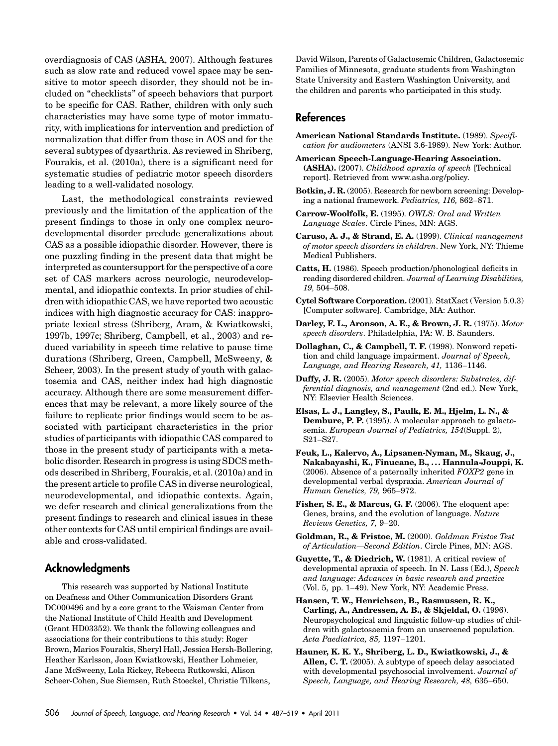overdiagnosis of CAS (ASHA, 2007). Although features such as slow rate and reduced vowel space may be sensitive to motor speech disorder, they should not be included on "checklists" of speech behaviors that purport to be specific for CAS. Rather, children with only such characteristics may have some type of motor immaturity, with implications for intervention and prediction of normalization that differ from those in AOS and for the several subtypes of dysarthria. As reviewed in Shriberg, Fourakis, et al. (2010a), there is a significant need for systematic studies of pediatric motor speech disorders leading to a well-validated nosology.

Last, the methodological constraints reviewed previously and the limitation of the application of the present findings to those in only one complex neurodevelopmental disorder preclude generalizations about CAS as a possible idiopathic disorder. However, there is one puzzling finding in the present data that might be interpreted as countersupport for the perspective of a core set of CAS markers across neurologic, neurodevelopmental, and idiopathic contexts. In prior studies of children with idiopathic CAS, we have reported two acoustic indices with high diagnostic accuracy for CAS: inappropriate lexical stress (Shriberg, Aram, & Kwiatkowski, 1997b, 1997c; Shriberg, Campbell, et al., 2003) and reduced variability in speech time relative to pause time durations (Shriberg, Green, Campbell, McSweeny, & Scheer, 2003). In the present study of youth with galactosemia and CAS, neither index had high diagnostic accuracy. Although there are some measurement differences that may be relevant, a more likely source of the failure to replicate prior findings would seem to be associated with participant characteristics in the prior studies of participants with idiopathic CAS compared to those in the present study of participants with a metabolic disorder. Research in progress is using SDCS methods described in Shriberg, Fourakis, et al. (2010a) and in the present article to profile CAS in diverse neurological, neurodevelopmental, and idiopathic contexts. Again, we defer research and clinical generalizations from the present findings to research and clinical issues in these other contexts for CAS until empirical findings are available and cross-validated.

## Acknowledgments

This research was supported by National Institute on Deafness and Other Communication Disorders Grant DC000496 and by a core grant to the Waisman Center from the National Institute of Child Health and Development (Grant HD03352). We thank the following colleagues and associations for their contributions to this study: Roger Brown, Marios Fourakis, Sheryl Hall, Jessica Hersh-Bollering, Heather Karlsson, Joan Kwiatkowski, Heather Lohmeier, Jane McSweeny, Lola Rickey, Rebecca Rutkowski, Alison Scheer-Cohen, Sue Siemsen, Ruth Stoeckel, Christie Tilkens, David Wilson, Parents of Galactosemic Children, Galactosemic Families of Minnesota, graduate students from Washington State University and Eastern Washington University, and the children and parents who participated in this study.

## References

**American National Standards Institute.** (1989). *Specification for audiometers* (ANSI 3.6-1989). New York: Author.

**American Speech-Language-Hearing Association. (ASHA).** (2007). *Childhood apraxia of speech* [Technical report]. Retrieved from www.asha.org/policy.

**Botkin, J. R.** (2005). Research for newborn screening: Developing a national framework. *Pediatrics, 116,* 862–871.

**Carrow-Woolfolk, E.** (1995). *OWLS: Oral and Written Language Scales*. Circle Pines, MN: AGS.

**Caruso, A. J., & Strand, E. A.** (1999). *Clinical management of motor speech disorders in children*. New York, NY: Thieme Medical Publishers.

**Catts, H.** (1986). Speech production/phonological deficits in reading disordered children. *Journal of Learning Disabilities, 19,* 504–508.

**Cytel Software Corporation.** (2001). StatXact (Version 5.0.3) [Computer software]. Cambridge, MA: Author.

**Darley, F. L., Aronson, A. E., & Brown, J. R.** (1975). *Motor speech disorders*. Philadelphia, PA: W. B. Saunders.

**Dollaghan, C., & Campbell, T. F.** (1998). Nonword repetition and child language impairment. *Journal of Speech, Language, and Hearing Research, 41,* 1136–1146.

**Duffy, J. R.** (2005). *Motor speech disorders: Substrates, differential diagnosis, and management* (2nd ed.). New York, NY: Elsevier Health Sciences.

**Elsas, L. J., Langley, S., Paulk, E. M., Hjelm, L. N., & Dembure, P. P.** (1995). A molecular approach to galactosemia. *European Journal of Pediatrics, 154*(Suppl. 2), S21–S27.

**Feuk, L., Kalervo, A., Lipsanen-Nyman, M., Skaug, J., Nakabayashi, K., Finucane, B., . . . Hannula-Jouppi, K.** (2006). Absence of a paternally inherited *FOXP2* gene in developmental verbal dyspraxia. *American Journal of Human Genetics, 79,* 965–972.

**Fisher, S. E., & Marcus, G. F.** (2006). The eloquent ape: Genes, brains, and the evolution of language. *Nature Reviews Genetics, 7,* 9–20.

**Goldman, R., & Fristoe, M.** (2000). *Goldman Fristoe Test of Articulation—Second Edition*. Circle Pines, MN: AGS.

**Guyette, T., & Diedrich, W.** (1981). A critical review of developmental apraxia of speech. In N. Lass (Ed.), *Speech and language: Advances in basic research and practice* (Vol. 5, pp. 1–49). New York, NY: Academic Press.

**Hansen, T. W., Henrichsen, B., Rasmussen, R. K., Carling, A., Andressen, A. B., & Skjeldal, O.** (1996). Neuropsychological and linguistic follow-up studies of children with galactosaemia from an unscreened population. *Acta Paediatrica, 85,* 1197–1201.

**Hauner, K. K. Y., Shriberg, L. D., Kwiatkowski, J., & Allen, C. T.** (2005). A subtype of speech delay associated with developmental psychosocial involvement. *Journal of Speech, Language, and Hearing Research, 48,* 635–650.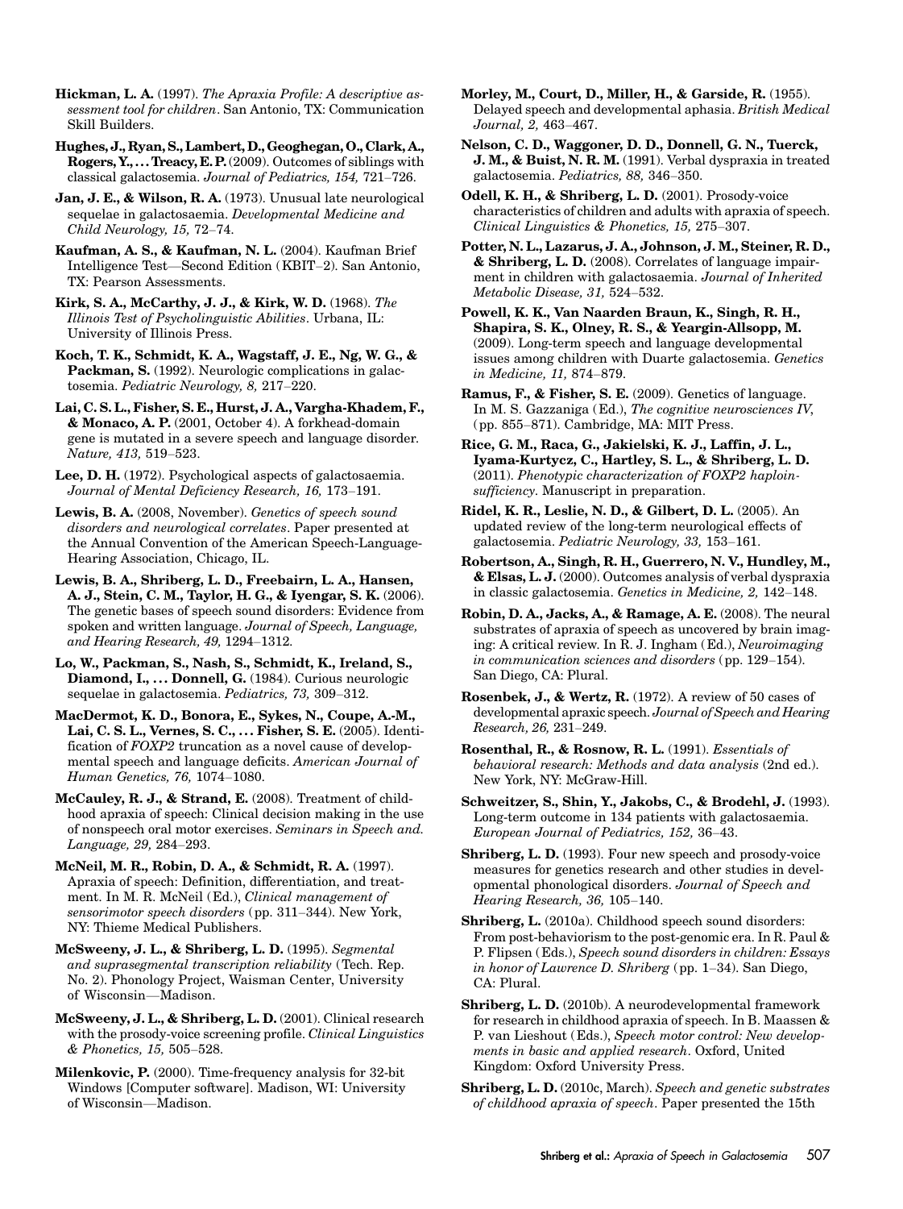**Hickman, L. A.** (1997). *The Apraxia Profile: A descriptive assessment tool for children*. San Antonio, TX: Communication Skill Builders.

**Hughes, J., Ryan, S., Lambert, D., Geoghegan, O., Clark, A., Rogers, Y., . . . Treacy, E. P.** (2009). Outcomes of siblings with classical galactosemia. *Journal of Pediatrics, 154,* 721–726.

**Jan, J. E., & Wilson, R. A.** (1973). Unusual late neurological sequelae in galactosaemia. *Developmental Medicine and Child Neurology, 15,* 72–74.

**Kaufman, A. S., & Kaufman, N. L.** (2004). Kaufman Brief Intelligence Test—Second Edition (KBIT–2). San Antonio, TX: Pearson Assessments.

**Kirk, S. A., McCarthy, J. J., & Kirk, W. D.** (1968). *The Illinois Test of Psycholinguistic Abilities*. Urbana, IL: University of Illinois Press.

**Koch, T. K., Schmidt, K. A., Wagstaff, J. E., Ng, W. G., & Packman, S.** (1992). Neurologic complications in galactosemia. *Pediatric Neurology, 8,* 217–220.

**Lai, C. S. L., Fisher, S. E., Hurst, J. A., Vargha-Khadem, F., & Monaco, A. P.** (2001, October 4). A forkhead-domain gene is mutated in a severe speech and language disorder. *Nature, 413,* 519–523.

**Lee, D. H.** (1972). Psychological aspects of galactosaemia. *Journal of Mental Deficiency Research, 16,* 173–191.

**Lewis, B. A.** (2008, November). *Genetics of speech sound disorders and neurological correlates*. Paper presented at the Annual Convention of the American Speech-Language-Hearing Association, Chicago, IL.

**Lewis, B. A., Shriberg, L. D., Freebairn, L. A., Hansen, A. J., Stein, C. M., Taylor, H. G., & Iyengar, S. K.** (2006). The genetic bases of speech sound disorders: Evidence from spoken and written language. *Journal of Speech, Language, and Hearing Research, 49,* 1294–1312.

**Lo, W., Packman, S., Nash, S., Schmidt, K., Ireland, S., Diamond, I., . . . Donnell, G.** (1984). Curious neurologic sequelae in galactosemia. *Pediatrics, 73,* 309–312.

**MacDermot, K. D., Bonora, E., Sykes, N., Coupe, A.-M., Lai, C. S. L., Vernes, S. C., . . . Fisher, S. E.** (2005). Identification of *FOXP2* truncation as a novel cause of developmental speech and language deficits. *American Journal of Human Genetics, 76,* 1074–1080.

**McCauley, R. J., & Strand, E.** (2008). Treatment of childhood apraxia of speech: Clinical decision making in the use of nonspeech oral motor exercises. *Seminars in Speech and. Language, 29,* 284–293.

**McNeil, M. R., Robin, D. A., & Schmidt, R. A.** (1997). Apraxia of speech: Definition, differentiation, and treatment. In M. R. McNeil (Ed.), *Clinical management of sensorimotor speech disorders* (pp. 311–344). New York, NY: Thieme Medical Publishers.

**McSweeny, J. L., & Shriberg, L. D.** (1995). *Segmental and suprasegmental transcription reliability* (Tech. Rep. No. 2). Phonology Project, Waisman Center, University of Wisconsin—Madison.

**McSweeny, J. L., & Shriberg, L. D.** (2001). Clinical research with the prosody-voice screening profile. *Clinical Linguistics & Phonetics, 15,* 505–528.

**Milenkovic, P.** (2000). Time-frequency analysis for 32-bit Windows [Computer software]. Madison, WI: University of Wisconsin—Madison.

**Morley, M., Court, D., Miller, H., & Garside, R.** (1955). Delayed speech and developmental aphasia. *British Medical Journal, 2,* 463–467.

**Nelson, C. D., Waggoner, D. D., Donnell, G. N., Tuerck, J. M., & Buist, N. R. M.** (1991). Verbal dyspraxia in treated galactosemia. *Pediatrics, 88,* 346–350.

**Odell, K. H., & Shriberg, L. D.** (2001). Prosody-voice characteristics of children and adults with apraxia of speech. *Clinical Linguistics & Phonetics, 15,* 275–307.

**Potter, N. L., Lazarus, J. A., Johnson, J. M., Steiner, R. D., & Shriberg, L. D.** (2008). Correlates of language impairment in children with galactosaemia. *Journal of Inherited Metabolic Disease, 31,* 524–532.

**Powell, K. K., Van Naarden Braun, K., Singh, R. H., Shapira, S. K., Olney, R. S., & Yeargin-Allsopp, M.** (2009). Long-term speech and language developmental issues among children with Duarte galactosemia. *Genetics in Medicine, 11,* 874–879.

**Ramus, F., & Fisher, S. E.** (2009). Genetics of language. In M. S. Gazzaniga (Ed.), *The cognitive neurosciences IV*, (pp. 855–871). Cambridge, MA: MIT Press.

**Rice, G. M., Raca, G., Jakielski, K. J., Laffin, J. L., Iyama-Kurtycz, C., Hartley, S. L., & Shriberg, L. D.** (2011). *Phenotypic characterization of FOXP2 haploinsufficiency*. Manuscript in preparation.

**Ridel, K. R., Leslie, N. D., & Gilbert, D. L.** (2005). An updated review of the long-term neurological effects of galactosemia. *Pediatric Neurology, 33,* 153–161.

**Robertson, A., Singh, R. H., Guerrero, N. V., Hundley, M., & Elsas, L. J.** (2000). Outcomes analysis of verbal dyspraxia in classic galactosemia. *Genetics in Medicine, 2,* 142–148.

**Robin, D. A., Jacks, A., & Ramage, A. E.** (2008). The neural substrates of apraxia of speech as uncovered by brain imaging: A critical review. In R. J. Ingham (Ed.), *Neuroimaging in communication sciences and disorders* (pp. 129–154). San Diego, CA: Plural.

**Rosenbek, J., & Wertz, R.** (1972). A review of 50 cases of developmental apraxic speech. *Journal of Speech and Hearing Research, 26,* 231–249.

**Rosenthal, R., & Rosnow, R. L.** (1991). *Essentials of behavioral research: Methods and data analysis* (2nd ed.). New York, NY: McGraw-Hill.

**Schweitzer, S., Shin, Y., Jakobs, C., & Brodehl, J.** (1993). Long-term outcome in 134 patients with galactosaemia. *European Journal of Pediatrics, 152,* 36–43.

**Shriberg, L. D.** (1993). Four new speech and prosody-voice measures for genetics research and other studies in developmental phonological disorders. *Journal of Speech and Hearing Research, 36,* 105–140.

**Shriberg, L.** (2010a). Childhood speech sound disorders: From post-behaviorism to the post-genomic era. In R. Paul & P. Flipsen (Eds.), *Speech sound disorders in children: Essays in honor of Lawrence D. Shriberg* (pp. 1–34). San Diego, CA: Plural.

**Shriberg, L. D.** (2010b). A neurodevelopmental framework for research in childhood apraxia of speech. In B. Maassen & P. van Lieshout (Eds.), *Speech motor control: New developments in basic and applied research*. Oxford, United Kingdom: Oxford University Press.

**Shriberg, L. D.** (2010c, March). *Speech and genetic substrates of childhood apraxia of speech*. Paper presented the 15th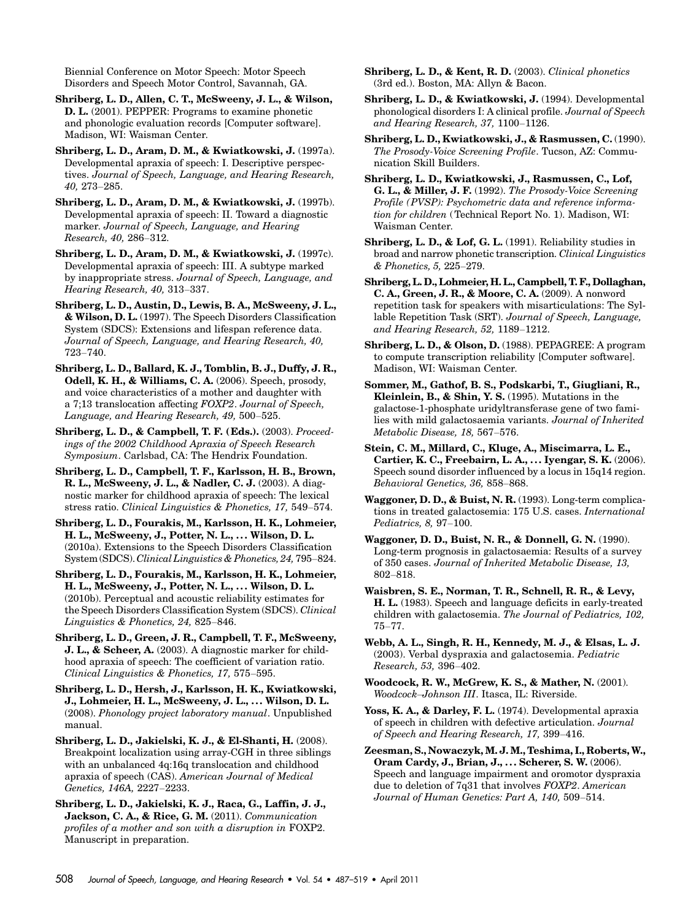Biennial Conference on Motor Speech: Motor Speech Disorders and Speech Motor Control, Savannah, GA.

**Shriberg, L. D., Allen, C. T., McSweeny, J. L., & Wilson, D. L.** (2001). PEPPER: Programs to examine phonetic and phonologic evaluation records [Computer software]. Madison, WI: Waisman Center.

**Shriberg, L. D., Aram, D. M., & Kwiatkowski, J.** (1997a). Developmental apraxia of speech: I. Descriptive perspectives. *Journal of Speech, Language, and Hearing Research, 40,* 273–285.

**Shriberg, L. D., Aram, D. M., & Kwiatkowski, J.** (1997b). Developmental apraxia of speech: II. Toward a diagnostic marker. *Journal of Speech, Language, and Hearing Research, 40,* 286–312.

**Shriberg, L. D., Aram, D. M., & Kwiatkowski, J.** (1997c). Developmental apraxia of speech: III. A subtype marked by inappropriate stress. *Journal of Speech, Language, and Hearing Research, 40,* 313–337.

**Shriberg, L. D., Austin, D., Lewis, B. A., McSweeny, J. L., & Wilson, D. L.** (1997). The Speech Disorders Classification System (SDCS): Extensions and lifespan reference data. *Journal of Speech, Language, and Hearing Research, 40,* 723–740.

**Shriberg, L. D., Ballard, K. J., Tomblin, B. J., Duffy, J. R., Odell, K. H., & Williams, C. A.** (2006). Speech, prosody, and voice characteristics of a mother and daughter with a 7;13 translocation affecting *FOXP2*. *Journal of Speech, Language, and Hearing Research, 49,* 500–525.

**Shriberg, L. D., & Campbell, T. F. (Eds.).** (2003). *Proceedings of the 2002 Childhood Apraxia of Speech Research Symposium*. Carlsbad, CA: The Hendrix Foundation.

**Shriberg, L. D., Campbell, T. F., Karlsson, H. B., Brown, R. L., McSweeny, J. L., & Nadler, C. J.** (2003). A diagnostic marker for childhood apraxia of speech: The lexical stress ratio. *Clinical Linguistics & Phonetics, 17,* 549–574.

**Shriberg, L. D., Fourakis, M., Karlsson, H. K., Lohmeier, H. L., McSweeny, J., Potter, N. L., . . . Wilson, D. L.** (2010a). Extensions to the Speech Disorders Classification System (SDCS). *Clinical Linguistics & Phonetics, 24,* 795–824.

**Shriberg, L. D., Fourakis, M., Karlsson, H. K., Lohmeier, H. L., McSweeny, J., Potter, N. L., . . . Wilson, D. L.** (2010b). Perceptual and acoustic reliability estimates for the Speech Disorders Classification System (SDCS). *Clinical Linguistics & Phonetics, 24,* 825–846.

**Shriberg, L. D., Green, J. R., Campbell, T. F., McSweeny, J. L., & Scheer, A.** (2003). A diagnostic marker for childhood apraxia of speech: The coefficient of variation ratio. *Clinical Linguistics & Phonetics, 17,* 575–595.

**Shriberg, L. D., Hersh, J., Karlsson, H. K., Kwiatkowski, J., Lohmeier, H. L., McSweeny, J. L., . . . Wilson, D. L.** (2008). *Phonology project laboratory manual*. Unpublished manual.

**Shriberg, L. D., Jakielski, K. J., & El-Shanti, H.** (2008). Breakpoint localization using array-CGH in three siblings with an unbalanced 4q:16q translocation and childhood apraxia of speech (CAS). *American Journal of Medical Genetics, 146A,* 2227–2233.

**Shriberg, L. D., Jakielski, K. J., Raca, G., Laffin, J. J., Jackson, C. A., & Rice, G. M.** (2011). *Communication profiles of a mother and son with a disruption in* FOXP2. Manuscript in preparation.

**Shriberg, L. D., & Kent, R. D.** (2003). *Clinical phonetics* (3rd ed.). Boston, MA: Allyn & Bacon.

**Shriberg, L. D., & Kwiatkowski, J.** (1994). Developmental phonological disorders I: A clinical profile. *Journal of Speech and Hearing Research, 37,* 1100–1126.

**Shriberg, L. D., Kwiatkowski, J., & Rasmussen, C.** (1990). *The Prosody-Voice Screening Profile*. Tucson, AZ: Communication Skill Builders.

**Shriberg, L. D., Kwiatkowski, J., Rasmussen, C., Lof, G. L., & Miller, J. F.** (1992). *The Prosody-Voice Screening Profile (PVSP): Psychometric data and reference information for children* (Technical Report No. 1). Madison, WI: Waisman Center.

**Shriberg, L. D., & Lof, G. L.** (1991). Reliability studies in broad and narrow phonetic transcription. *Clinical Linguistics & Phonetics, 5,* 225–279.

**Shriberg, L. D., Lohmeier, H. L., Campbell, T. F., Dollaghan, C. A., Green, J. R., & Moore, C. A.** (2009). A nonword repetition task for speakers with misarticulations: The Syllable Repetition Task (SRT). *Journal of Speech, Language, and Hearing Research, 52,* 1189–1212.

**Shriberg, L. D., & Olson, D.** (1988). PEPAGREE: A program to compute transcription reliability [Computer software]. Madison, WI: Waisman Center.

**Sommer, M., Gathof, B. S., Podskarbi, T., Giugliani, R., Kleinlein, B., & Shin, Y. S.** (1995). Mutations in the galactose-1-phosphate uridyltransferase gene of two families with mild galactosaemia variants. *Journal of Inherited Metabolic Disease, 18,* 567–576.

**Stein, C. M., Millard, C., Kluge, A., Miscimarra, L. E., Cartier, K. C., Freebairn, L. A., . . . Iyengar, S. K.** (2006). Speech sound disorder influenced by a locus in 15q14 region. *Behavioral Genetics, 36,* 858–868.

**Waggoner, D. D., & Buist, N. R.** (1993). Long-term complications in treated galactosemia: 175 U.S. cases. *International Pediatrics, 8,* 97–100.

**Waggoner, D. D., Buist, N. R., & Donnell, G. N.** (1990). Long-term prognosis in galactosaemia: Results of a survey of 350 cases. *Journal of Inherited Metabolic Disease, 13,* 802–818.

**Waisbren, S. E., Norman, T. R., Schnell, R. R., & Levy, H. L.** (1983). Speech and language deficits in early-treated children with galactosemia. *The Journal of Pediatrics, 102,* 75–77.

**Webb, A. L., Singh, R. H., Kennedy, M. J., & Elsas, L. J.** (2003). Verbal dyspraxia and galactosemia. *Pediatric Research, 53,* 396–402.

**Woodcock, R. W., McGrew, K. S., & Mather, N.** (2001). *Woodcock–Johnson III*. Itasca, IL: Riverside.

**Yoss, K. A., & Darley, F. L.** (1974). Developmental apraxia of speech in children with defective articulation. *Journal of Speech and Hearing Research, 17,* 399–416.

**Zeesman, S., Nowaczyk, M. J. M., Teshima, I., Roberts, W., Oram Cardy, J., Brian, J., . . . Scherer, S. W.** (2006). Speech and language impairment and oromotor dyspraxia due to deletion of 7q31 that involves *FOXP2*. *American Journal of Human Genetics: Part A, 140,* 509–514.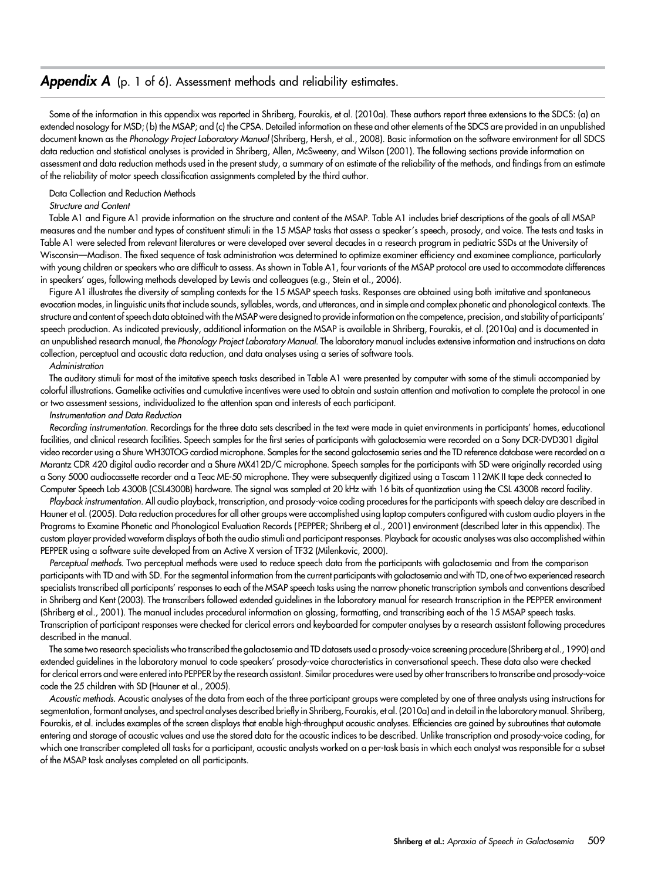## ***Appendix A*** (p. 1 of 6). Assessment methods and reliability estimates.

Some of the information in this appendix was reported in Shriberg, Fourakis, et al. (2010a). These authors report three extensions to the SDCS: (a) an extended nosology for MSD; (b) the MSAP; and (c) the CPSA. Detailed information on these and other elements of the SDCS are provided in an unpublished document known as the *Phonology Project Laboratory Manual* (Shriberg, Hersh, et al., 2008). Basic information on the software environment for all SDCS data reduction and statistical analyses is provided in Shriberg, Allen, McSweeny, and Wilson (2001). The following sections provide information on assessment and data reduction methods used in the present study, a summary of an estimate of the reliability of the methods, and findings from an estimate of the reliability of motor speech classification assignments completed by the third author.

Data Collection and Reduction Methods

*Structure and Content*

Table A1 and Figure A1 provide information on the structure and content of the MSAP. Table A1 includes brief descriptions of the goals of all MSAP measures and the number and types of constituent stimuli in the 15 MSAP tasks that assess a speaker's speech, prosody, and voice. The tests and tasks in Table A1 were selected from relevant literatures or were developed over several decades in a research program in pediatric SSDs at the University of Wisconsin—Madison. The fixed sequence of task administration was determined to optimize examiner efficiency and examinee compliance, particularly with young children or speakers who are difficult to assess. As shown in Table A1, four variants of the MSAP protocol are used to accommodate differences in speakers' ages, following methods developed by Lewis and colleagues (e.g., Stein et al., 2006).

Figure A1 illustrates the diversity of sampling contexts for the 15 MSAP speech tasks. Responses are obtained using both imitative and spontaneous evocation modes, in linguistic units that include sounds, syllables, words, and utterances, and in simple and complex phonetic and phonological contexts. The structure and content of speech data obtained with the MSAP were designed to provide information on the competence, precision, and stability of participants' speech production. As indicated previously, additional information on the MSAP is available in Shriberg, Fourakis, et al. (2010a) and is documented in an unpublished research manual, the *Phonology Project Laboratory Manual*. The laboratory manual includes extensive information and instructions on data collection, perceptual and acoustic data reduction, and data analyses using a series of software tools.

*Administration*

The auditory stimuli for most of the imitative speech tasks described in Table A1 were presented by computer with some of the stimuli accompanied by colorful illustrations. Gamelike activities and cumulative incentives were used to obtain and sustain attention and motivation to complete the protocol in one or two assessment sessions, individualized to the attention span and interests of each participant.

*Instrumentation and Data Reduction*

*Recording instrumentation*. Recordings for the three data sets described in the text were made in quiet environments in participants' homes, educational facilities, and clinical research facilities. Speech samples for the first series of participants with galactosemia were recorded on a Sony DCR-DVD301 digital video recorder using a Shure WH30TOG cardiod microphone. Samples for the second galactosemia series and the TD reference database were recorded on a Marantz CDR 420 digital audio recorder and a Shure MX412D/C microphone. Speech samples for the participants with SD were originally recorded using a Sony 5000 audiocassette recorder and a Teac ME-50 microphone. They were subsequently digitized using a Tascam 112MK II tape deck connected to Computer Speech Lab 4300B (CSL4300B) hardware. The signal was sampled at 20 kHz with 16 bits of quantization using the CSL 4300B record facility.

*Playback instrumentation*. All audio playback, transcription, and prosody-voice coding procedures for the participants with speech delay are described in Hauner et al. (2005). Data reduction procedures for all other groups were accomplished using laptop computers configured with custom audio players in the Programs to Examine Phonetic and Phonological Evaluation Records (PEPPER; Shriberg et al., 2001) environment (described later in this appendix). The custom player provided waveform displays of both the audio stimuli and participant responses. Playback for acoustic analyses was also accomplished within PEPPER using a software suite developed from an Active X version of TF32 (Milenkovic, 2000).

*Perceptual methods*. Two perceptual methods were used to reduce speech data from the participants with galactosemia and from the comparison participants with TD and with SD. For the segmental information from the current participants with galactosemia and with TD, one of two experienced research specialists transcribed all participants' responses to each of the MSAP speech tasks using the narrow phonetic transcription symbols and conventions described in Shriberg and Kent (2003). The transcribers followed extended guidelines in the laboratory manual for research transcription in the PEPPER environment (Shriberg et al., 2001). The manual includes procedural information on glossing, formatting, and transcribing each of the 15 MSAP speech tasks. Transcription of participant responses were checked for clerical errors and keyboarded for computer analyses by a research assistant following procedures described in the manual.

The same two research specialists who transcribed the galactosemia and TD datasets used a prosody-voice screening procedure (Shriberg et al., 1990) and extended guidelines in the laboratory manual to code speakers' prosody-voice characteristics in conversational speech. These data also were checked for clerical errors and were entered into PEPPER by the research assistant. Similar procedures were used by other transcribers to transcribe and prosody-voice code the 25 children with SD (Hauner et al., 2005).

*Acoustic methods*. Acoustic analyses of the data from each of the three participant groups were completed by one of three analysts using instructions for segmentation, formant analyses, and spectral analyses described briefly in Shriberg, Fourakis, et al. (2010a) and in detail in the laboratory manual. Shriberg, Fourakis, et al. includes examples of the screen displays that enable high-throughput acoustic analyses. Efficiencies are gained by subroutines that automate entering and storage of acoustic values and use the stored data for the acoustic indices to be described. Unlike transcription and prosody-voice coding, for which one transcriber completed all tasks for a participant, acoustic analysts worked on a per-task basis in which each analyst was responsible for a subset of the MSAP task analyses completed on all participants.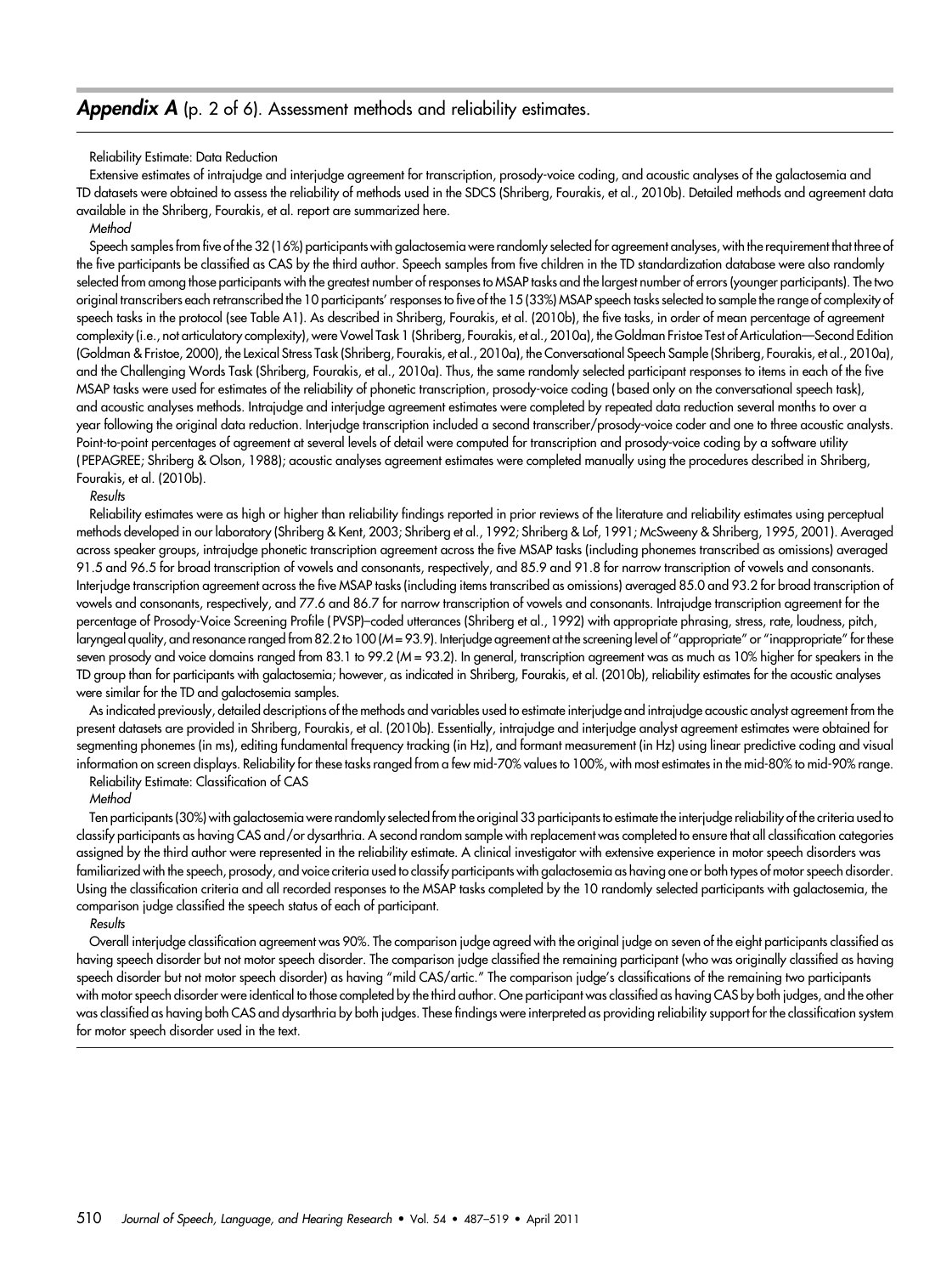## *Appendix A* (p. 2 of 6). Assessment methods and reliability estimates.

Reliability Estimate: Data Reduction

Extensive estimates of intrajudge and interjudge agreement for transcription, prosody-voice coding, and acoustic analyses of the galactosemia and TD datasets were obtained to assess the reliability of methods used in the SDCS (Shriberg, Fourakis, et al., 2010b). Detailed methods and agreement data available in the Shriberg, Fourakis, et al. report are summarized here.

*Method*

Speech samples from five of the 32 (16%) participants with galactosemia were randomly selected for agreement analyses, with the requirement that three of the five participants be classified as CAS by the third author. Speech samples from five children in the TD standardization database were also randomly selected from among those participants with the greatest number of responses to MSAP tasks and the largest number of errors (younger participants). The two original transcribers each retranscribed the 10 participants' responses to five of the 15 (33%) MSAP speech tasks selected to sample the range of complexity of speech tasks in the protocol (see Table A1). As described in Shriberg, Fourakis, et al. (2010b), the five tasks, in order of mean percentage of agreement complexity (i.e., not articulatory complexity), were Vowel Task 1 (Shriberg, Fourakis, et al., 2010a), the Goldman Fristoe Test of Articulation—Second Edition (Goldman & Fristoe, 2000), the Lexical Stress Task (Shriberg, Fourakis, et al., 2010a), the Conversational Speech Sample (Shriberg, Fourakis, et al., 2010a), and the Challenging Words Task (Shriberg, Fourakis, et al., 2010a). Thus, the same randomly selected participant responses to items in each of the five MSAP tasks were used for estimates of the reliability of phonetic transcription, prosody-voice coding (based only on the conversational speech task), and acoustic analyses methods. Intrajudge and interjudge agreement estimates were completed by repeated data reduction several months to over a year following the original data reduction. Interjudge transcription included a second transcriber/prosody-voice coder and one to three acoustic analysts. Point-to-point percentages of agreement at several levels of detail were computed for transcription and prosody-voice coding by a software utility (PEPAGREE; Shriberg & Olson, 1988); acoustic analyses agreement estimates were completed manually using the procedures described in Shriberg, Fourakis, et al. (2010b).

*Results*

Reliability estimates were as high or higher than reliability findings reported in prior reviews of the literature and reliability estimates using perceptual methods developed in our laboratory (Shriberg & Kent, 2003; Shriberg et al., 1992; Shriberg & Lof, 1991; McSweeny & Shriberg, 1995, 2001). Averaged across speaker groups, intrajudge phonetic transcription agreement across the five MSAP tasks (including phonemes transcribed as omissions) averaged 91.5 and 96.5 for broad transcription of vowels and consonants, respectively, and 85.9 and 91.8 for narrow transcription of vowels and consonants. Interjudge transcription agreement across the five MSAP tasks (including items transcribed as omissions) averaged 85.0 and 93.2 for broad transcription of vowels and consonants, respectively, and 77.6 and 86.7 for narrow transcription of vowels and consonants. Intrajudge transcription agreement for the percentage of Prosody-Voice Screening Profile (PVSP)–coded utterances (Shriberg et al., 1992) with appropriate phrasing, stress, rate, loudness, pitch, laryngeal quality, and resonance ranged from 82.2 to 100 ($M$ = 93.9). Interjudge agreement at the screening level of "appropriate" or "inappropriate" for these seven prosody and voice domains ranged from 83.1 to 99.2 ($M$ = 93.2). In general, transcription agreement was as much as 10% higher for speakers in the TD group than for participants with galactosemia; however, as indicated in Shriberg, Fourakis, et al. (2010b), reliability estimates for the acoustic analyses were similar for the TD and galactosemia samples.

As indicated previously, detailed descriptions of the methods and variables used to estimate interjudge and intrajudge acoustic analyst agreement from the present datasets are provided in Shriberg, Fourakis, et al. (2010b). Essentially, intrajudge and interjudge analyst agreement estimates were obtained for segmenting phonemes (in ms), editing fundamental frequency tracking (in Hz), and formant measurement (in Hz) using linear predictive coding and visual information on screen displays. Reliability for these tasks ranged from a few mid-70% values to 100%, with most estimates in the mid-80% to mid-90% range.

Reliability Estimate: Classification of CAS

*Method*

Ten participants (30%) with galactosemia were randomly selected from the original 33 participants to estimate the interjudge reliability of the criteria used to classify participants as having CAS and/or dysarthria. A second random sample with replacement was completed to ensure that all classification categories assigned by the third author were represented in the reliability estimate. A clinical investigator with extensive experience in motor speech disorders was familiarized with the speech, prosody, and voice criteria used to classify participants with galactosemia as having one or both types of motor speech disorder. Using the classification criteria and all recorded responses to the MSAP tasks completed by the 10 randomly selected participants with galactosemia, the comparison judge classified the speech status of each of participant.

*Results*

Overall interjudge classification agreement was 90%. The comparison judge agreed with the original judge on seven of the eight participants classified as having speech disorder but not motor speech disorder. The comparison judge classified the remaining participant (who was originally classified as having speech disorder but not motor speech disorder) as having "mild CAS/artic." The comparison judge's classifications of the remaining two participants with motor speech disorder were identical to those completed by the third author. One participant was classified as having CAS by both judges, and the other was classified as having both CAS and dysarthria by both judges. These findings were interpreted as providing reliability support for the classification system for motor speech disorder used in the text.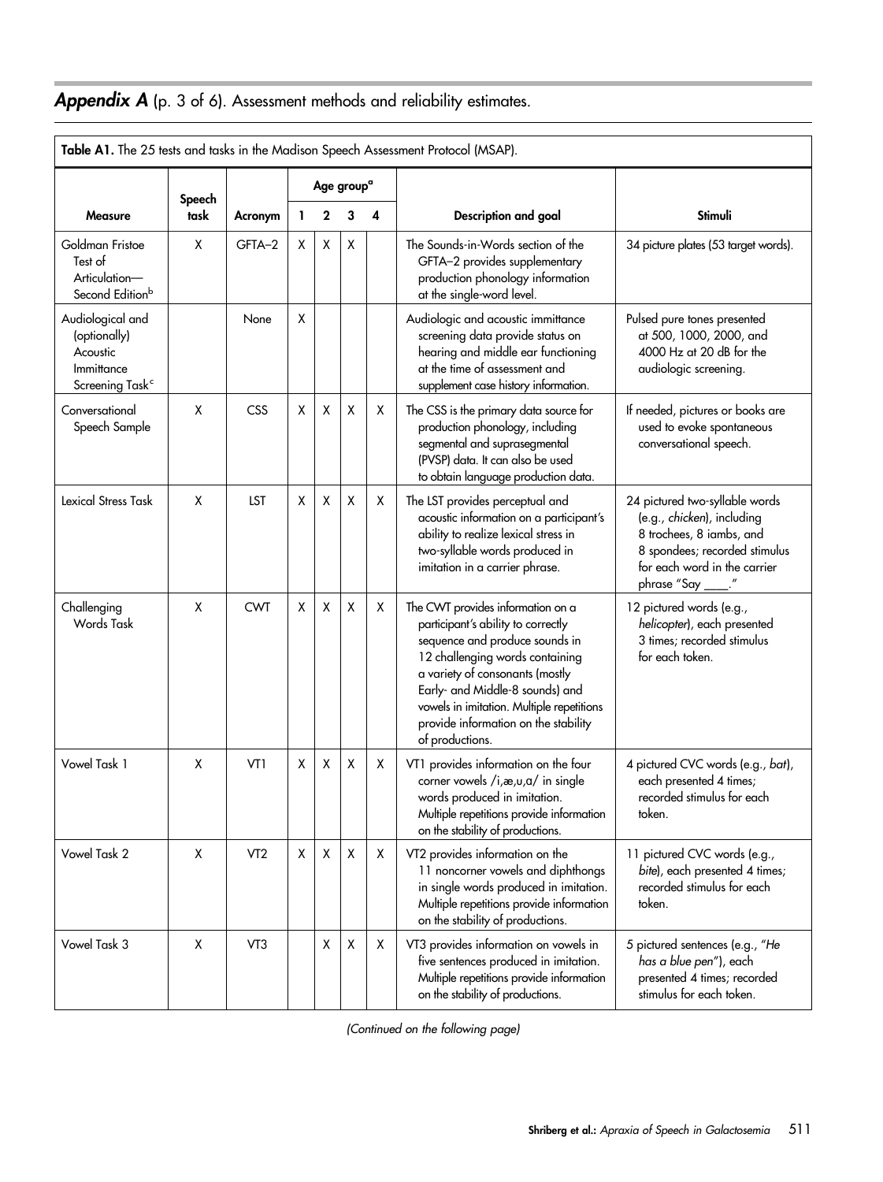## ***Appendix A*** (p. 3 of 6). Assessment methods and reliability estimates.

**Table A1.** The 25 tests and tasks in the Madison Speech Assessment Protocol (MSAP).

| Measure | Speech task | Acronym | Age group[a] | | | | Description and goal | Stimuli |
|---|---|---|---|---|---|---|---|---|
| | | | 1 | 2 | 3 | 4 | | |
| Goldman Fristoe Test of Articulation—Second Edition[b] | X | GFTA–2 | X | X | X | | The Sounds-in-Words section of the GFTA–2 provides supplementary production phonology information at the single-word level. | 34 picture plates (53 target words). |
| Audiological and (optionally) Acoustic Immittance Screening Task[c] | | None | X | | | | Audiologic and acoustic immittance screening data provide status on hearing and middle ear functioning at the time of assessment and supplement case history information. | Pulsed pure tones presented at 500, 1000, 2000, and 4000 Hz at 20 dB for the audiologic screening. |
| Conversational Speech Sample | X | CSS | X | X | X | X | The CSS is the primary data source for production phonology, including segmental and suprasegmental (PVSP) data. It can also be used to obtain language production data. | If needed, pictures or books are used to evoke spontaneous conversational speech. |
| Lexical Stress Task | X | LST | X | X | X | X | The LST provides perceptual and acoustic information on a participant's ability to realize lexical stress in two-syllable words produced in imitation in a carrier phrase. | 24 pictured two-syllable words (e.g., *chicken*), including 8 trochees, 8 iambs, and 8 spondees; recorded stimulus for each word in the carrier phrase "Say ____." |
| Challenging Words Task | X | CWT | X | X | X | X | The CWT provides information on a participant's ability to correctly sequence and produce sounds in 12 challenging words containing a variety of consonants (mostly Early- and Middle-8 sounds) and vowels in imitation. Multiple repetitions provide information on the stability of productions. | 12 pictured words (e.g., *helicopter*), each presented 3 times; recorded stimulus for each token. |
| Vowel Task 1 | X | VT1 | X | X | X | X | VT1 provides information on the four corner vowels /i,æ,u,a/ in single words produced in imitation. Multiple repetitions provide information on the stability of productions. | 4 pictured CVC words (e.g., *bat*), each presented 4 times; recorded stimulus for each token. |
| Vowel Task 2 | X | VT2 | X | X | X | X | VT2 provides information on the 11 noncorner vowels and diphthongs in single words produced in imitation. Multiple repetitions provide information on the stability of productions. | 11 pictured CVC words (e.g., *bite*), each presented 4 times; recorded stimulus for each token. |
| Vowel Task 3 | X | VT3 | | X | X | X | VT3 provides information on vowels in five sentences produced in imitation. Multiple repetitions provide information on the stability of productions. | 5 pictured sentences (e.g., "*He has a blue pen*"), each presented 4 times; recorded stimulus for each token. |

*(Continued on the following page)*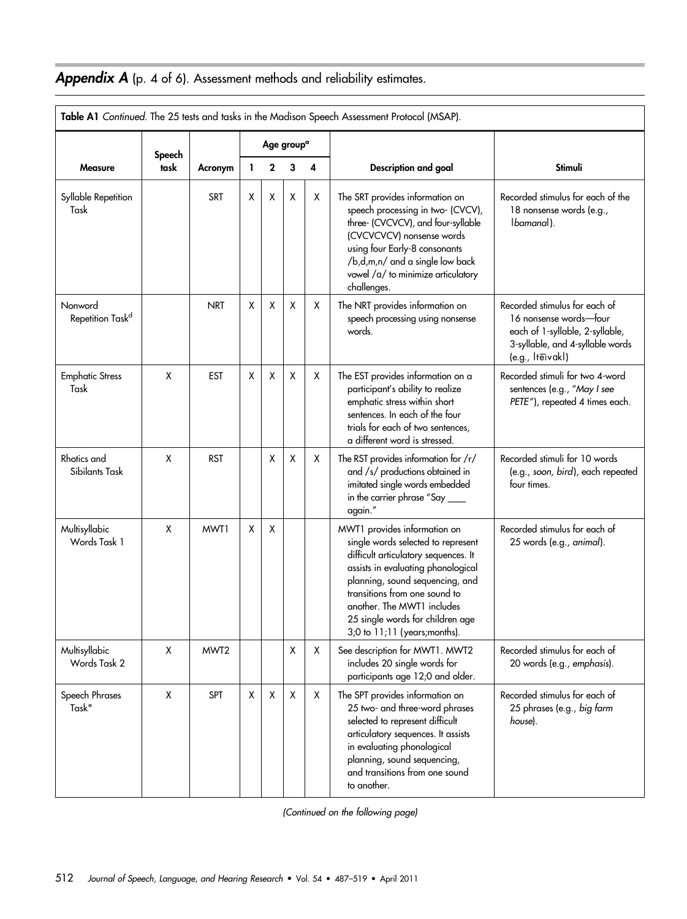## ***Appendix A*** (p. 4 of 6). Assessment methods and reliability estimates.

**Table A1** *Continued.* The 25 tests and tasks in the Madison Speech Assessment Protocol (MSAP).

| Measure | Speech task | Acronym | Age group[a] | | | | Description and goal | Stimuli |
|---|---|---|---|---|---|---|---|---|
| | | | 1 | 2 | 3 | 4 | | |
| Syllable Repetition Task | | SRT | X | X | X | X | The SRT provides information on speech processing in two- (CVCV), three- (CVCVCV), and four-syllable (CVCVCVCV) nonsense words using four Early-8 consonants /b,d,m,n/ and a single low back vowel /ɑ/ to minimize articulatory challenges. | Recorded stimulus for each of the 18 nonsense words (e.g., /bamanal/). |
| Nonword Repetition Task[d] | | NRT | X | X | X | X | The NRT provides information on speech processing using nonsense words. | Recorded stimulus for each of 16 nonsense words—four each of 1-syllable, 2-syllable, 3-syllable, and 4-syllable words (e.g., /tēivakl/) |
| Emphatic Stress Task | X | EST | X | X | X | X | The EST provides information on a participant's ability to realize emphatic stress within short sentences. In each of the four trials for each of two sentences, a different word is stressed. | Recorded stimuli for two 4-word sentences (e.g., *"May I see PETE"*), repeated 4 times each. |
| Rhotics and Sibilants Task | X | RST | | X | X | X | The RST provides information for /r/ and /s/ productions obtained in imitated single words embedded in the carrier phrase "Say ___ again." | Recorded stimuli for 10 words (e.g., *soon, bird*), each repeated four times. |
| Multisyllabic Words Task 1 | X | MWT1 | X | X | | | MWT1 provides information on single words selected to represent difficult articulatory sequences. It assists in evaluating phonological planning, sound sequencing, and transitions from one sound to another. The MWT1 includes 25 single words for children age 3;0 to 11;11 (years;months). | Recorded stimulus for each of 25 words (e.g., *animal*). |
| Multisyllabic Words Task 2 | X | MWT2 | | | X | X | See description for MWT1. MWT2 includes 20 single words for participants age 12;0 and older. | Recorded stimulus for each of 20 words (e.g., *emphasis*). |
| Speech Phrases Task[e] | X | SPT | X | X | X | X | The SPT provides information on 25 two- and three-word phrases selected to represent difficult articulatory sequences. It assists in evaluating phonological planning, sound sequencing, and transitions from one sound to another. | Recorded stimulus for each of 25 phrases (e.g., *big farm house*). |

*(Continued on the following page)*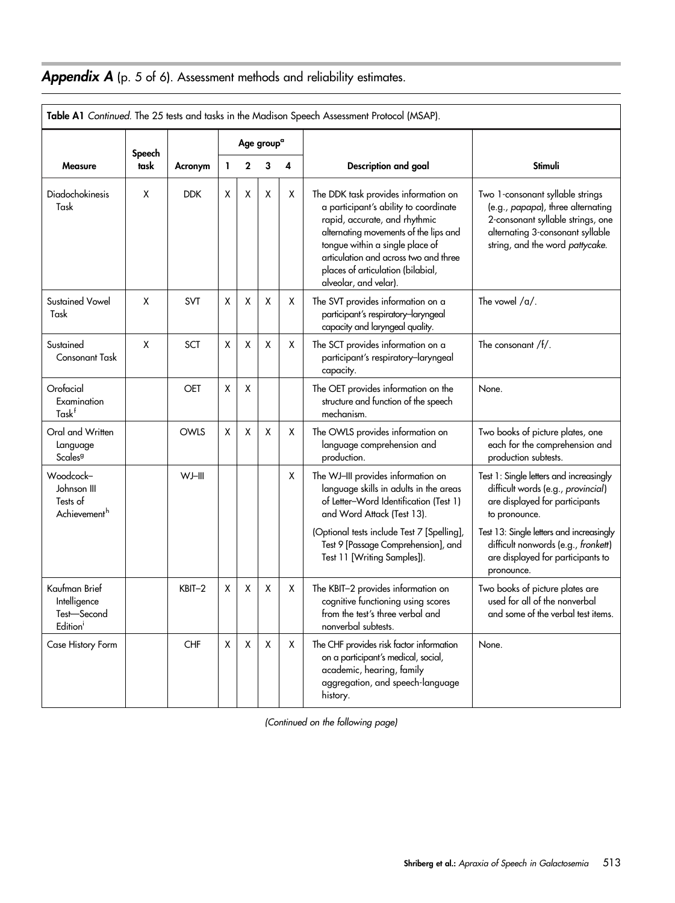## *Appendix A* (p. 5 of 6). Assessment methods and reliability estimates.

**Table A1** *Continued.* The 25 tests and tasks in the Madison Speech Assessment Protocol (MSAP).

| Measure | Speech task | Acronym | Age group[a] | | | | Description and goal | Stimuli |
|---|---|---|---|---|---|---|---|---|
| | | | 1 | 2 | 3 | 4 | | |
| Diadochokinesis Task | X | DDK | X | X | X | X | The DDK task provides information on a participant's ability to coordinate rapid, accurate, and rhythmic alternating movements of the lips and tongue within a single place of articulation and across two and three places of articulation (bilabial, alveolar, and velar). | Two 1-consonant syllable strings (e.g., *papapa*), three alternating 2-consonant syllable strings, one alternating 3-consonant syllable string, and the word *pattycake*. |
| Sustained Vowel Task | X | SVT | X | X | X | X | The SVT provides information on a participant's respiratory–laryngeal capacity and laryngeal quality. | The vowel /a/. |
| Sustained Consonant Task | X | SCT | X | X | X | X | The SCT provides information on a participant's respiratory–laryngeal capacity. | The consonant /f/. |
| Orofacial Examination Task[f] | | OET | X | X | | | The OET provides information on the structure and function of the speech mechanism. | None. |
| Oral and Written Language Scales[g] | | OWLS | X | X | X | X | The OWLS provides information on language comprehension and production. | Two books of picture plates, one each for the comprehension and production subtests. |
| Woodcock–Johnson III Tests of Achievement[h] | | WJ–III | | | | X | The WJ–III provides information on language skills in adults in the areas of Letter–Word Identification (Test 1) and Word Attack (Test 13). (Optional tests include Test 7 [Spelling], Test 9 [Passage Comprehension], and Test 11 [Writing Samples]). | Test 1: Single letters and increasingly difficult words (e.g., *provincial*) are displayed for participants to pronounce. Test 13: Single letters and increasingly difficult nonwords (e.g., *fronkett*) are displayed for participants to pronounce. |
| Kaufman Brief Intelligence Test—Second Edition[i] | | KBIT–2 | X | X | X | X | The KBIT–2 provides information on cognitive functioning using scores from the test's three verbal and nonverbal subtests. | Two books of picture plates are used for all of the nonverbal and some of the verbal test items. |
| Case History Form | | CHF | X | X | X | X | The CHF provides risk factor information on a participant's medical, social, academic, hearing, family aggregation, and speech-language history. | None. |

*(Continued on the following page)*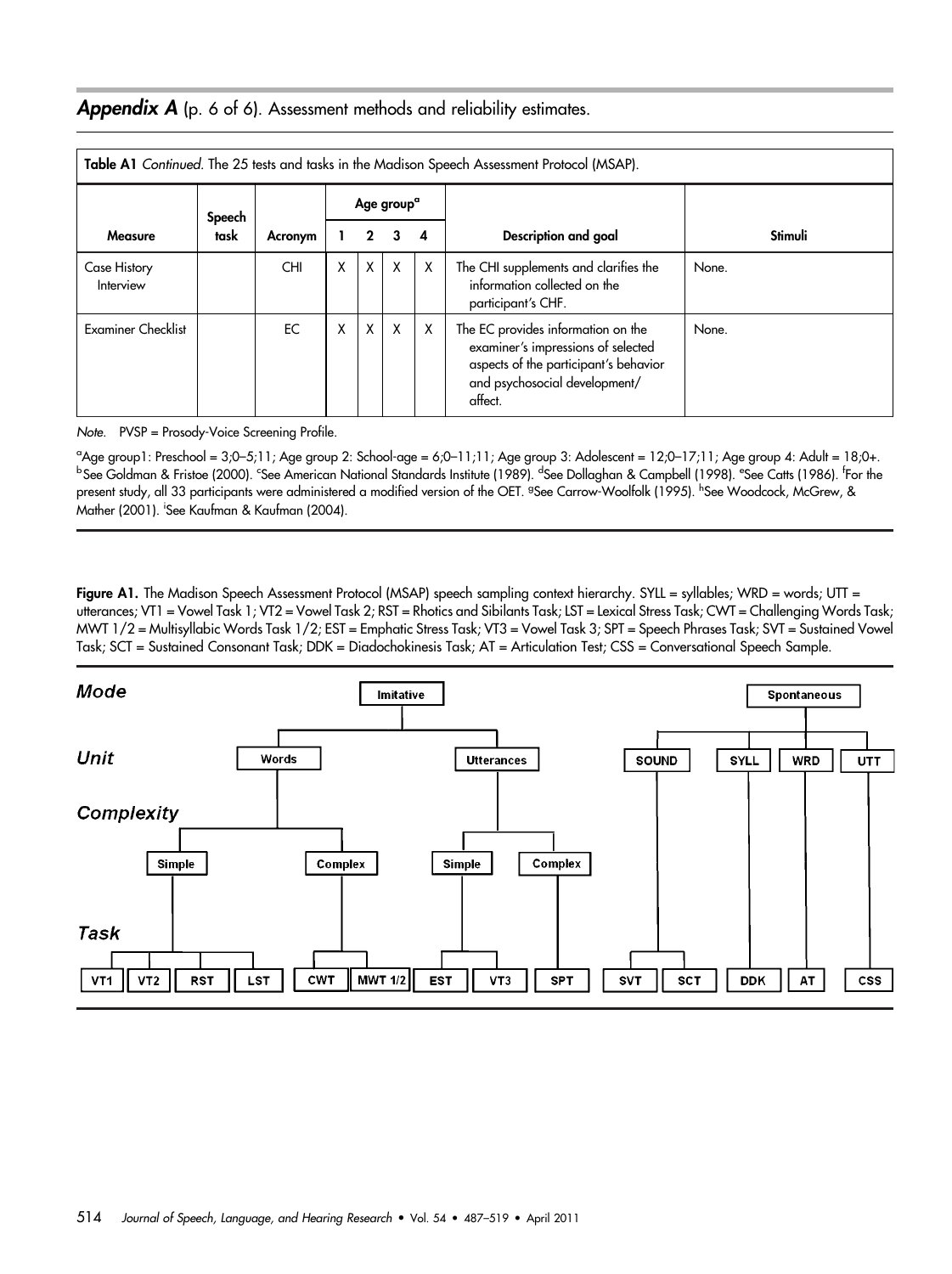## *Appendix A* (p. 6 of 6). Assessment methods and reliability estimates.

**Table A1** *Continued.* The 25 tests and tasks in the Madison Speech Assessment Protocol (MSAP).

| Measure | Speech task | Acronym | Age group[a] | | | | Description and goal | Stimuli |
|---|---|---|---|---|---|---|---|---|
| | | | 1 | 2 | 3 | 4 | | |
| Case History Interview | | CHI | X | X | X | X | The CHI supplements and clarifies the information collected on the participant's CHF. | None. |
| Examiner Checklist | | EC | X | X | X | X | The EC provides information on the examiner's impressions of selected aspects of the participant's behavior and psychosocial development/affect. | None. |

*Note.* PVSP = Prosody-Voice Screening Profile.

[a]Age group1: Preschool = 3;0–5;11; Age group 2: School-age = 6;0–11;11; Age group 3: Adolescent = 12;0–17;11; Age group 4: Adult = 18;0+. [b]See Goldman & Fristoe (2000). [c]See American National Standards Institute (1989). [d]See Dollaghan & Campbell (1998). [e]See Catts (1986). [f]For the present study, all 33 participants were administered a modified version of the OET. [g]See Carrow-Woolfolk (1995). [h]See Woodcock, McGrew, & Mather (2001). [i]See Kaufman & Kaufman (2004).

**Figure A1.** The Madison Speech Assessment Protocol (MSAP) speech sampling context hierarchy. SYLL = syllables; WRD = words; UTT = utterances; VT1 = Vowel Task 1; VT2 = Vowel Task 2; RST = Rhotics and Sibilants Task; LST = Lexical Stress Task; CWT = Challenging Words Task; MWT 1/2 = Multisyllabic Words Task 1/2; EST = Emphatic Stress Task; VT3 = Vowel Task 3; SPT = Speech Phrases Task; SVT = Sustained Vowel Task; SCT = Sustained Consonant Task; DDK = Diadochokinesis Task; AT = Articulation Test; CSS = Conversational Speech Sample.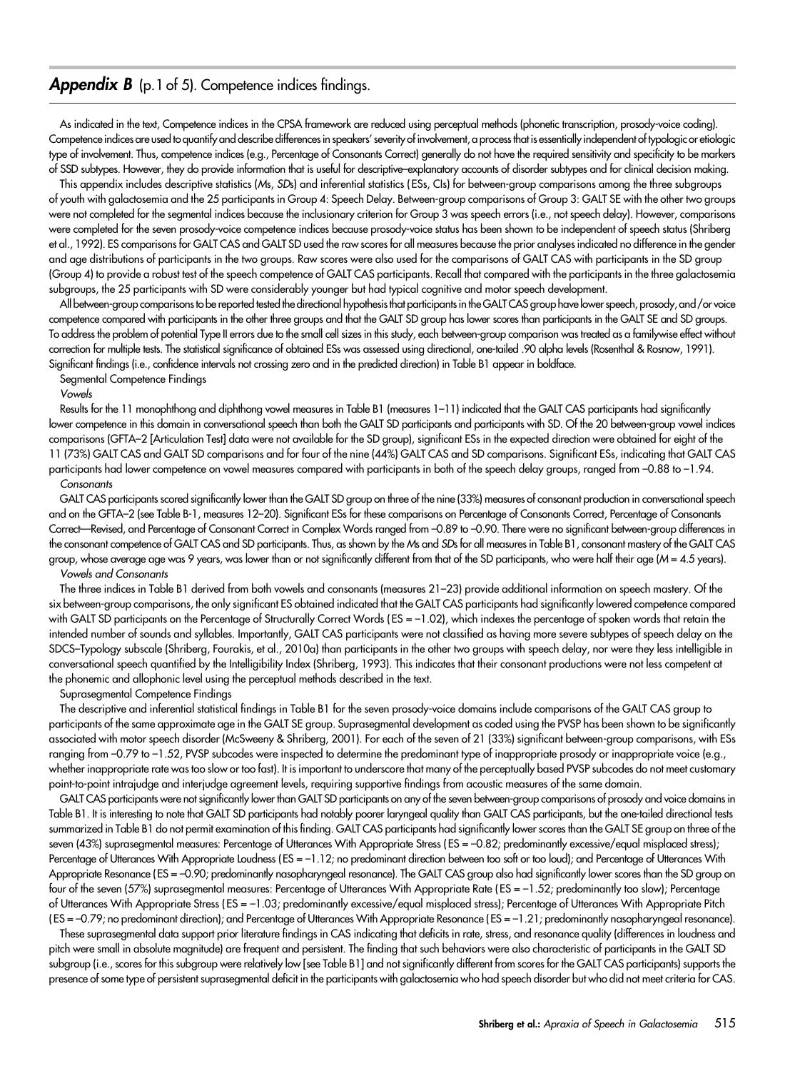## *Appendix B* (p.1 of 5). Competence indices findings.

As indicated in the text, Competence indices in the CPSA framework are reduced using perceptual methods (phonetic transcription, prosody-voice coding). Competence indices are used to quantify and describe differences in speakers' severity of involvement, a process that is essentially independent of typologic or etiologic type of involvement. Thus, competence indices (e.g., Percentage of Consonants Correct) generally do not have the required sensitivity and specificity to be markers of SSD subtypes. However, they do provide information that is useful for descriptive–explanatory accounts of disorder subtypes and for clinical decision making.

This appendix includes descriptive statistics (*M*s, *SD*s) and inferential statistics (ESs, CIs) for between-group comparisons among the three subgroups of youth with galactosemia and the 25 participants in Group 4: Speech Delay. Between-group comparisons of Group 3: GALT SE with the other two groups were not completed for the segmental indices because the inclusionary criterion for Group 3 was speech errors (i.e., not speech delay). However, comparisons were completed for the seven prosody-voice competence indices because prosody-voice status has been shown to be independent of speech status (Shriberg et al., 1992). ES comparisons for GALT CAS and GALT SD used the raw scores for all measures because the prior analyses indicated no difference in the gender and age distributions of participants in the two groups. Raw scores were also used for the comparisons of GALT CAS with participants in the SD group (Group 4) to provide a robust test of the speech competence of GALT CAS participants. Recall that compared with the participants in the three galactosemia subgroups, the 25 participants with SD were considerably younger but had typical cognitive and motor speech development.

All between-group comparisons to be reported tested the directional hypothesis that participants in the GALT CAS group have lower speech, prosody, and/or voice competence compared with participants in the other three groups and that the GALT SD group has lower scores than participants in the GALT SE and SD groups. To address the problem of potential Type II errors due to the small cell sizes in this study, each between-group comparison was treated as a familywise effect without correction for multiple tests. The statistical significance of obtained ESs was assessed using directional, one-tailed .90 alpha levels (Rosenthal & Rosnow, 1991). Significant findings (i.e., confidence intervals not crossing zero and in the predicted direction) in Table B1 appear in boldface.

### Segmental Competence Findings

#### *Vowels*

Results for the 11 monophthong and diphthong vowel measures in Table B1 (measures 1–11) indicated that the GALT CAS participants had significantly lower competence in this domain in conversational speech than both the GALT SD participants and participants with SD. Of the 20 between-group vowel indices comparisons (GFTA–2 [Articulation Test] data were not available for the SD group), significant ESs in the expected direction were obtained for eight of the 11 (73%) GALT CAS and GALT SD comparisons and for four of the nine (44%) GALT CAS and SD comparisons. Significant ESs, indicating that GALT CAS participants had lower competence on vowel measures compared with participants in both of the speech delay groups, ranged from –0.88 to –1.94.

#### *Consonants*

GALT CAS participants scored significantly lower than the GALT SD group on three of the nine (33%) measures of consonant production in conversational speech and on the GFTA–2 (see Table B-1, measures 12–20). Significant ESs for these comparisons on Percentage of Consonants Correct, Percentage of Consonants Correct—Revised, and Percentage of Consonant Correct in Complex Words ranged from –0.89 to –0.90. There were no significant between-group differences in the consonant competence of GALT CAS and SD participants. Thus, as shown by the *M*s and *SD*s for all measures in Table B1, consonant mastery of the GALT CAS group, whose average age was 9 years, was lower than or not significantly different from that of the SD participants, who were half their age (*M* = 4.5 years).

#### *Vowels and Consonants*

The three indices in Table B1 derived from both vowels and consonants (measures 21–23) provide additional information on speech mastery. Of the six between-group comparisons, the only significant ES obtained indicated that the GALT CAS participants had significantly lowered competence compared with GALT SD participants on the Percentage of Structurally Correct Words (ES = –1.02), which indexes the percentage of spoken words that retain the intended number of sounds and syllables. Importantly, GALT CAS participants were not classified as having more severe subtypes of speech delay on the SDCS–Typology subscale (Shriberg, Fourakis, et al., 2010a) than participants in the other two groups with speech delay, nor were they less intelligible in conversational speech quantified by the Intelligibility Index (Shriberg, 1993). This indicates that their consonant productions were not less competent at the phonemic and allophonic level using the perceptual methods described in the text.

### Suprasegmental Competence Findings

The descriptive and inferential statistical findings in Table B1 for the seven prosody-voice domains include comparisons of the GALT CAS group to participants of the same approximate age in the GALT SE group. Suprasegmental development as coded using the PVSP has been shown to be significantly associated with motor speech disorder (McSweeny & Shriberg, 2001). For each of the seven of 21 (33%) significant between-group comparisons, with ESs ranging from –0.79 to –1.52, PVSP subcodes were inspected to determine the predominant type of inappropriate prosody or inappropriate voice (e.g., whether inappropriate rate was too slow or too fast). It is important to underscore that many of the perceptually based PVSP subcodes do not meet customary point-to-point intrajudge and interjudge agreement levels, requiring supportive findings from acoustic measures of the same domain.

GALT CAS participants were not significantly lower than GALT SD participants on any of the seven between-group comparisons of prosody and voice domains in Table B1. It is interesting to note that GALT SD participants had notably poorer laryngeal quality than GALT CAS participants, but the one-tailed directional tests summarized in Table B1 do not permit examination of this finding. GALT CAS participants had significantly lower scores than the GALT SE group on three of the seven (43%) suprasegmental measures: Percentage of Utterances With Appropriate Stress (ES = –0.82; predominantly excessive/equal misplaced stress); Percentage of Utterances With Appropriate Loudness (ES = –1.12; no predominant direction between too soft or too loud); and Percentage of Utterances With Appropriate Resonance (ES = –0.90; predominantly nasopharyngeal resonance). The GALT CAS group also had significantly lower scores than the SD group on four of the seven (57%) suprasegmental measures: Percentage of Utterances With Appropriate Rate (ES = –1.52; predominantly too slow); Percentage of Utterances With Appropriate Stress (ES = –1.03; predominantly excessive/equal misplaced stress); Percentage of Utterances With Appropriate Pitch (ES = –0.79; no predominant direction); and Percentage of Utterances With Appropriate Resonance (ES = –1.21; predominantly nasopharyngeal resonance).

These suprasegmental data support prior literature findings in CAS indicating that deficits in rate, stress, and resonance quality (differences in loudness and pitch were small in absolute magnitude) are frequent and persistent. The finding that such behaviors were also characteristic of participants in the GALT SD subgroup (i.e., scores for this subgroup were relatively low [see Table B1] and not significantly different from scores for the GALT CAS participants) supports the presence of some type of persistent suprasegmental deficit in the participants with galactosemia who had speech disorder but who did not meet criteria for CAS.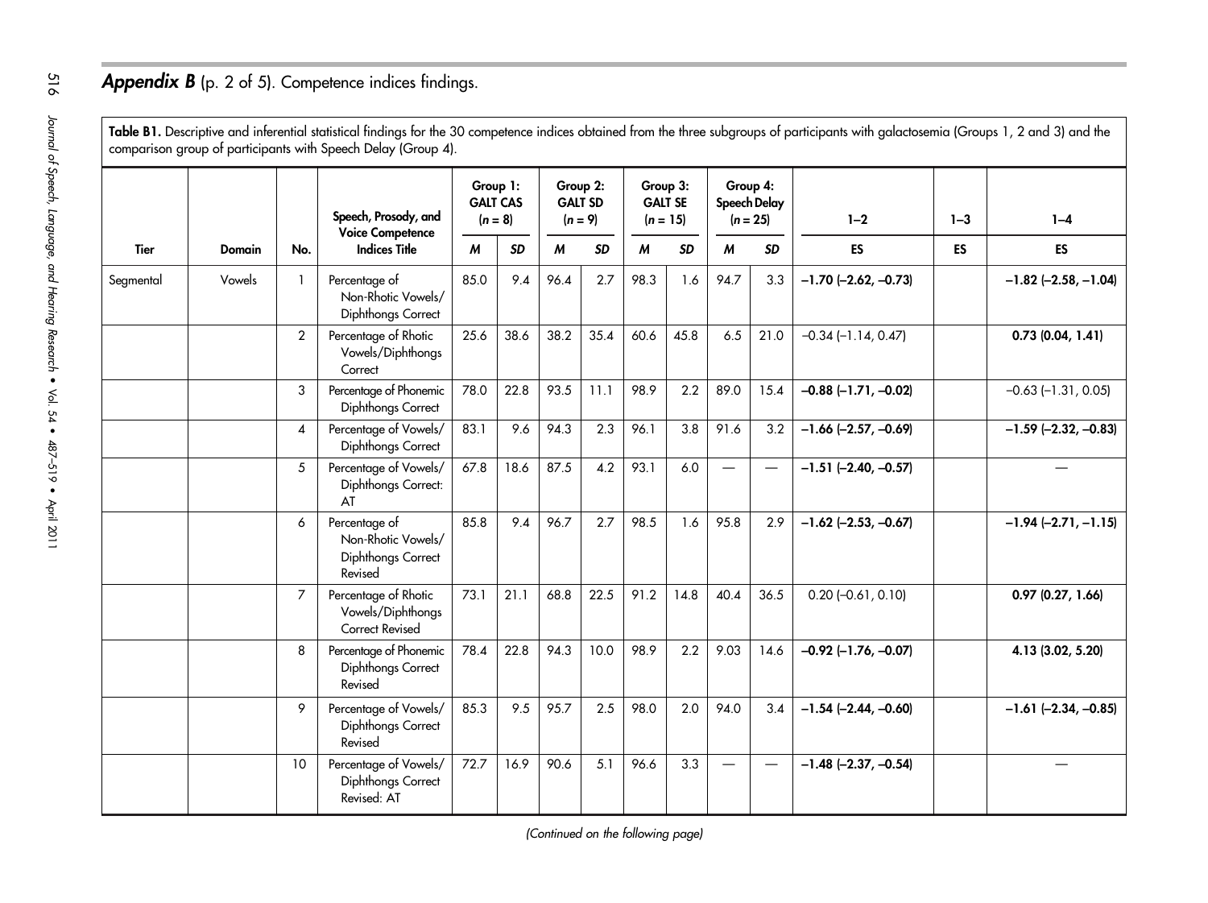## *Appendix B* (p. 2 of 5). Competence indices findings.

**Table B1.** Descriptive and inferential statistical findings for the 30 competence indices obtained from the three subgroups of participants with galactosemia (Groups 1, 2 and 3) and the comparison group of participants with Speech Delay (Group 4).

| Tier | Domain | No. | Speech, Prosody, and Voice Competence Indices Title | Group 1: GALT CAS (n = 8) | | Group 2: GALT SD (n = 9) | | Group 3: GALT SE (n = 15) | | Group 4: Speech Delay (n = 25) | | 1–2 | 1–3 | 1–4 |
|---|---|---|---|---|---|---|---|---|---|---|---|---|---|---|
| | | | | *M* | *SD* | *M* | *SD* | *M* | *SD* | *M* | *SD* | ES | ES | ES |
| Segmental | Vowels | 1 | Percentage of Non-Rhotic Vowels/Diphthongs Correct | 85.0 | 9.4 | 96.4 | 2.7 | 98.3 | 1.6 | 94.7 | 3.3 | **−1.70 (−2.62, −0.73)** | | **−1.82 (−2.58, −1.04)** |
| | | 2 | Percentage of Rhotic Vowels/Diphthongs Correct | 25.6 | 38.6 | 38.2 | 35.4 | 60.6 | 45.8 | 6.5 | 21.0 | −0.34 (−1.14, 0.47) | | **0.73 (0.04, 1.41)** |
| | | 3 | Percentage of Phonemic Diphthongs Correct | 78.0 | 22.8 | 93.5 | 11.1 | 98.9 | 2.2 | 89.0 | 15.4 | **−0.88 (−1.71, −0.02)** | | −0.63 (−1.31, 0.05) |
| | | 4 | Percentage of Vowels/Diphthongs Correct | 83.1 | 9.6 | 94.3 | 2.3 | 96.1 | 3.8 | 91.6 | 3.2 | **−1.66 (−2.57, −0.69)** | | **−1.59 (−2.32, −0.83)** |
| | | 5 | Percentage of Vowels/Diphthongs Correct: AT | 67.8 | 18.6 | 87.5 | 4.2 | 93.1 | 6.0 | — | — | **−1.51 (−2.40, −0.57)** | | — |
| | | 6 | Percentage of Non-Rhotic Vowels/Diphthongs Correct Revised | 85.8 | 9.4 | 96.7 | 2.7 | 98.5 | 1.6 | 95.8 | 2.9 | **−1.62 (−2.53, −0.67)** | | **−1.94 (−2.71, −1.15)** |
| | | 7 | Percentage of Rhotic Vowels/Diphthongs Correct Revised | 73.1 | 21.1 | 68.8 | 22.5 | 91.2 | 14.8 | 40.4 | 36.5 | 0.20 (−0.61, 0.10) | | **0.97 (0.27, 1.66)** |
| | | 8 | Percentage of Phonemic Diphthongs Correct Revised | 78.4 | 22.8 | 94.3 | 10.0 | 98.9 | 2.2 | 9.03 | 14.6 | **−0.92 (−1.76, −0.07)** | | **4.13 (3.02, 5.20)** |
| | | 9 | Percentage of Vowels/Diphthongs Correct Revised | 85.3 | 9.5 | 95.7 | 2.5 | 98.0 | 2.0 | 94.0 | 3.4 | **−1.54 (−2.44, −0.60)** | | **−1.61 (−2.34, −0.85)** |
| | | 10 | Percentage of Vowels/Diphthongs Correct Revised: AT | 72.7 | 16.9 | 90.6 | 5.1 | 96.6 | 3.3 | — | — | **−1.48 (−2.37, −0.54)** | | — |

*(Continued on the following page)*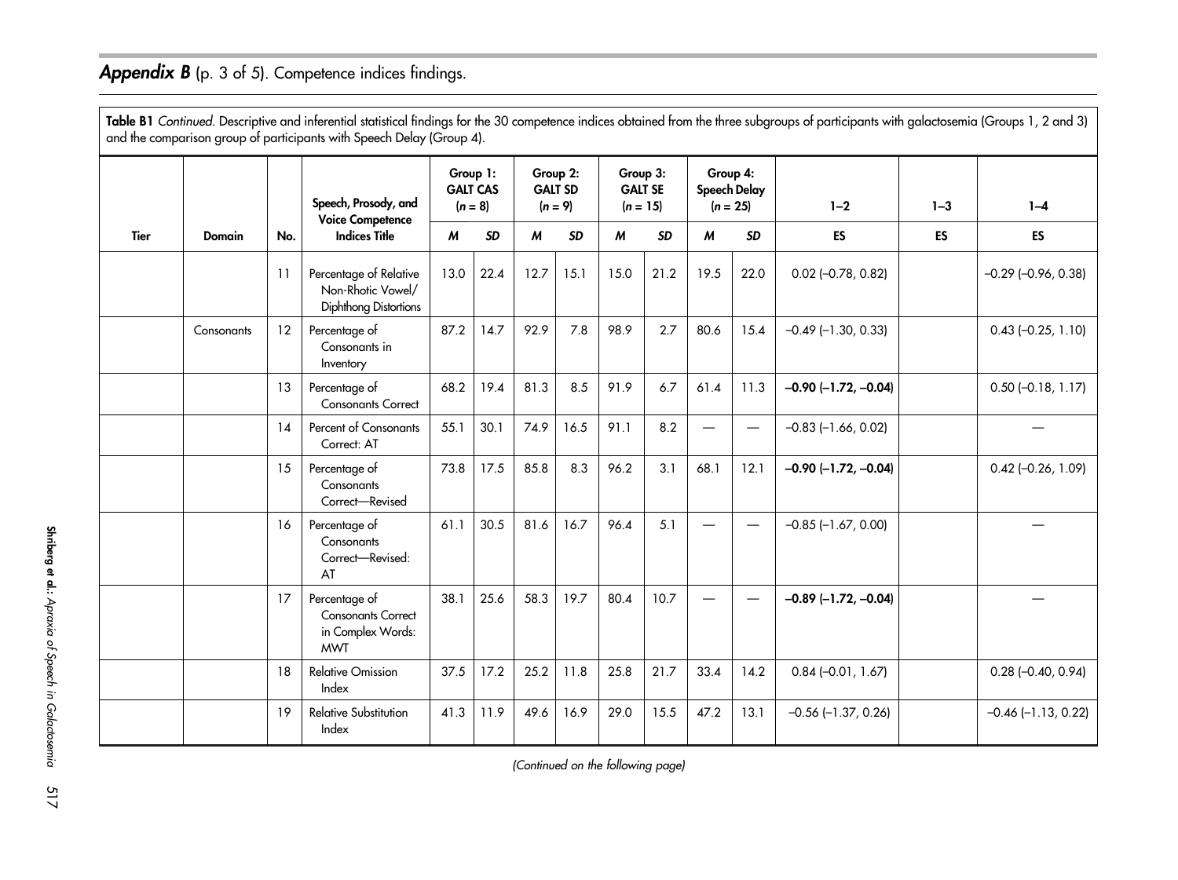## ***Appendix B*** (p. 3 of 5). Competence indices findings.

**Table B1** *Continued.* Descriptive and inferential statistical findings for the 30 competence indices obtained from the three subgroups of participants with galactosemia (Groups 1, 2 and 3) and the comparison group of participants with Speech Delay (Group 4).

| Tier | Domain | No. | Speech, Prosody, and Voice Competence Indices Title | Group 1: GALT CAS (*n* = 8) | | Group 2: GALT SD (*n* = 9) | | Group 3: GALT SE (*n* = 15) | | Group 4: Speech Delay (*n* = 25) | | 1–2 | 1–3 | 1–4 |
|---|---|---|---|---|---|---|---|---|---|---|---|---|---|---|
| | | | | *M* | *SD* | *M* | *SD* | *M* | *SD* | *M* | *SD* | ES | ES | ES |
| | | 11 | Percentage of Relative Non-Rhotic Vowel/ Diphthong Distortions | 13.0 | 22.4 | 12.7 | 15.1 | 15.0 | 21.2 | 19.5 | 22.0 | 0.02 (−0.78, 0.82) | | −0.29 (−0.96, 0.38) |
| | Consonants | 12 | Percentage of Consonants in Inventory | 87.2 | 14.7 | 92.9 | 7.8 | 98.9 | 2.7 | 80.6 | 15.4 | −0.49 (−1.30, 0.33) | | 0.43 (−0.25, 1.10) |
| | | 13 | Percentage of Consonants Correct | 68.2 | 19.4 | 81.3 | 8.5 | 91.9 | 6.7 | 61.4 | 11.3 | **−0.90 (−1.72, −0.04)** | | 0.50 (−0.18, 1.17) |
| | | 14 | Percent of Consonants Correct: AT | 55.1 | 30.1 | 74.9 | 16.5 | 91.1 | 8.2 | — | — | −0.83 (−1.66, 0.02) | | — |
| | | 15 | Percentage of Consonants Correct—Revised | 73.8 | 17.5 | 85.8 | 8.3 | 96.2 | 3.1 | 68.1 | 12.1 | **−0.90 (−1.72, −0.04)** | | 0.42 (−0.26, 1.09) |
| | | 16 | Percentage of Consonants Correct—Revised: AT | 61.1 | 30.5 | 81.6 | 16.7 | 96.4 | 5.1 | — | — | −0.85 (−1.67, 0.00) | | — |
| | | 17 | Percentage of Consonants Correct in Complex Words: MWT | 38.1 | 25.6 | 58.3 | 19.7 | 80.4 | 10.7 | — | — | **−0.89 (−1.72, −0.04)** | | — |
| | | 18 | Relative Omission Index | 37.5 | 17.2 | 25.2 | 11.8 | 25.8 | 21.7 | 33.4 | 14.2 | 0.84 (−0.01, 1.67) | | 0.28 (−0.40, 0.94) |
| | | 19 | Relative Substitution Index | 41.3 | 11.9 | 49.6 | 16.9 | 29.0 | 15.5 | 47.2 | 13.1 | −0.56 (−1.37, 0.26) | | −0.46 (−1.13, 0.22) |

*(Continued on the following page)*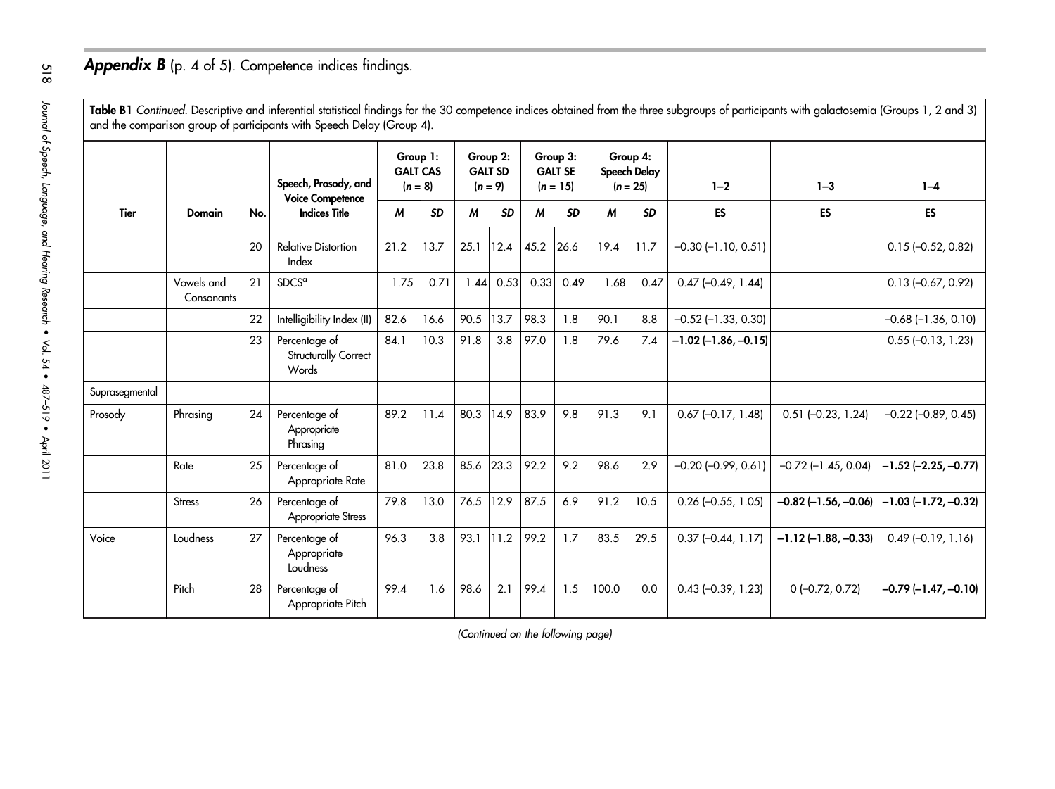## *Appendix B* (p. 4 of 5). Competence indices findings.

**Table B1** *Continued.* Descriptive and inferential statistical findings for the 30 competence indices obtained from the three subgroups of participants with galactosemia (Groups 1, 2 and 3) and the comparison group of participants with Speech Delay (Group 4).

| Tier | Domain | No. | Speech, Prosody, and Voice Competence Indices Title | Group 1: GALT CAS (n = 8) | | Group 2: GALT SD (n = 9) | | Group 3: GALT SE (n = 15) | | Group 4: Speech Delay (n = 25) | | 1–2 | 1–3 | 1–4 |
|---|---|---|---|---|---|---|---|---|---|---|---|---|---|---|
| | | | | *M* | *SD* | *M* | *SD* | *M* | *SD* | *M* | *SD* | ES | ES | ES |
| | | 20 | Relative Distortion Index | 21.2 | 13.7 | 25.1 | 12.4 | 45.2 | 26.6 | 19.4 | 11.7 | −0.30 (−1.10, 0.51) | | 0.15 (−0.52, 0.82) |
| | Vowels and Consonants | 21 | SDCS[a] | 1.75 | 0.71 | 1.44 | 0.53 | 0.33 | 0.49 | 1.68 | 0.47 | 0.47 (−0.49, 1.44) | | 0.13 (−0.67, 0.92) |
| | | 22 | Intelligibility Index (II) | 82.6 | 16.6 | 90.5 | 13.7 | 98.3 | 1.8 | 90.1 | 8.8 | −0.52 (−1.33, 0.30) | | −0.68 (−1.36, 0.10) |
| | | 23 | Percentage of Structurally Correct Words | 84.1 | 10.3 | 91.8 | 3.8 | 97.0 | 1.8 | 79.6 | 7.4 | **−1.02 (−1.86, −0.15)** | | 0.55 (−0.13, 1.23) |
| Suprasegmental | | | | | | | | | | | | | | |
| Prosody | Phrasing | 24 | Percentage of Appropriate Phrasing | 89.2 | 11.4 | 80.3 | 14.9 | 83.9 | 9.8 | 91.3 | 9.1 | 0.67 (−0.17, 1.48) | 0.51 (−0.23, 1.24) | −0.22 (−0.89, 0.45) |
| | Rate | 25 | Percentage of Appropriate Rate | 81.0 | 23.8 | 85.6 | 23.3 | 92.2 | 9.2 | 98.6 | 2.9 | −0.20 (−0.99, 0.61) | −0.72 (−1.45, 0.04) | **−1.52 (−2.25, −0.77)** |
| | Stress | 26 | Percentage of Appropriate Stress | 79.8 | 13.0 | 76.5 | 12.9 | 87.5 | 6.9 | 91.2 | 10.5 | 0.26 (−0.55, 1.05) | **−0.82 (−1.56, −0.06)** | **−1.03 (−1.72, −0.32)** |
| Voice | Loudness | 27 | Percentage of Appropriate Loudness | 96.3 | 3.8 | 93.1 | 11.2 | 99.2 | 1.7 | 83.5 | 29.5 | 0.37 (−0.44, 1.17) | **−1.12 (−1.88, −0.33)** | 0.49 (−0.19, 1.16) |
| | Pitch | 28 | Percentage of Appropriate Pitch | 99.4 | 1.6 | 98.6 | 2.1 | 99.4 | 1.5 | 100.0 | 0.0 | 0.43 (−0.39, 1.23) | 0 (−0.72, 0.72) | **−0.79 (−1.47, −0.10)** |

*(Continued on the following page)*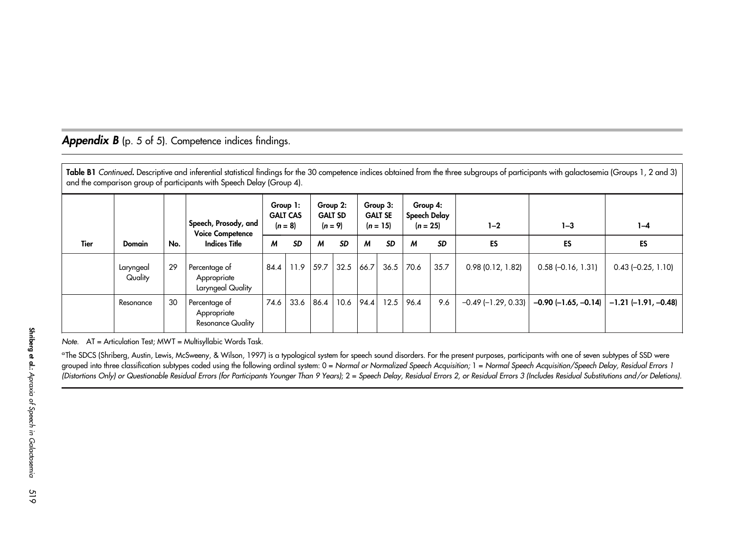## ***Appendix B*** (p. 5 of 5). Competence indices findings.

**Table B1** *Continued***.** Descriptive and inferential statistical findings for the 30 competence indices obtained from the three subgroups of participants with galactosemia (Groups 1, 2 and 3) and the comparison group of participants with Speech Delay (Group 4).

| Tier | Domain | No. | Speech, Prosody, and Voice Competence Indices Title | Group 1: GALT CAS ($n$ = 8) | | Group 2: GALT SD ($n$ = 9) | | Group 3: GALT SE ($n$ = 15) | | Group 4: Speech Delay ($n$ = 25) | | 1–2 | 1–3 | 1–4 |
|---|---|---|---|---|---|---|---|---|---|---|---|---|---|---|
| | | | | *M* | *SD* | *M* | *SD* | *M* | *SD* | *M* | *SD* | ES | ES | ES |
| | Laryngeal Quality | 29 | Percentage of Appropriate Laryngeal Quality | 84.4 | 11.9 | 59.7 | 32.5 | 66.7 | 36.5 | 70.6 | 35.7 | 0.98 (0.12, 1.82) | 0.58 (–0.16, 1.31) | 0.43 (–0.25, 1.10) |
| | Resonance | 30 | Percentage of Appropriate Resonance Quality | 74.6 | 33.6 | 86.4 | 10.6 | 94.4 | 12.5 | 96.4 | 9.6 | –0.49 (–1.29, 0.33) | **–0.90 (–1.65, –0.14)** | **–1.21 (–1.91, –0.48)** |

*Note.* AT = Articulation Test; MWT = Multisyllabic Words Task.

[a]The SDCS (Shriberg, Austin, Lewis, McSweeny, & Wilson, 1997) is a typological system for speech sound disorders. For the present purposes, participants with one of seven subtypes of SSD were grouped into three classification subtypes coded using the following ordinal system: 0 = *Normal or Normalized Speech Acquisition;* 1 = *Normal Speech Acquisition/Speech Delay, Residual Errors 1 (Distortions Only) or Questionable Residual Errors (for Participants Younger Than 9 Years)*; 2 = *Speech Delay, Residual Errors 2, or Residual Errors 3 (Includes Residual Substitutions and/or Deletions).*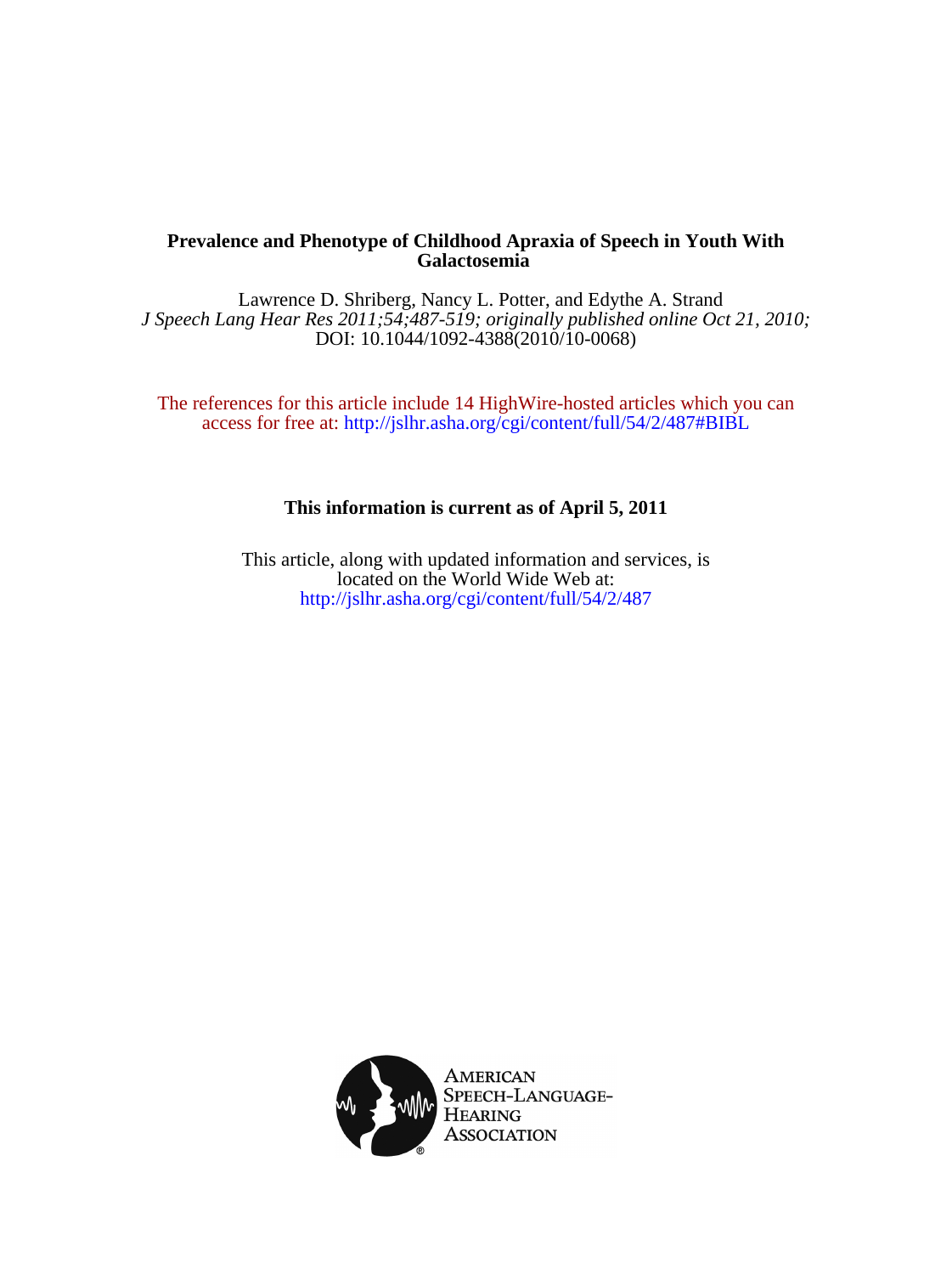**Prevalence and Phenotype of Childhood Apraxia of Speech in Youth With Galactosemia**

Lawrence D. Shriberg, Nancy L. Potter, and Edythe A. Strand

*J Speech Lang Hear Res 2011;54;487-519; originally published online Oct 21, 2010;*
DOI: 10.1044/1092-4388(2010/10-0068)

The references for this article include 14 HighWire-hosted articles which you can access for free at: http://jslhr.asha.org/cgi/content/full/54/2/487#BIBL

**This information is current as of April 5, 2011**

This article, along with updated information and services, is located on the World Wide Web at:
http://jslhr.asha.org/cgi/content/full/54/2/487

AMERICAN SPEECH-LANGUAGE-HEARING ASSOCIATION